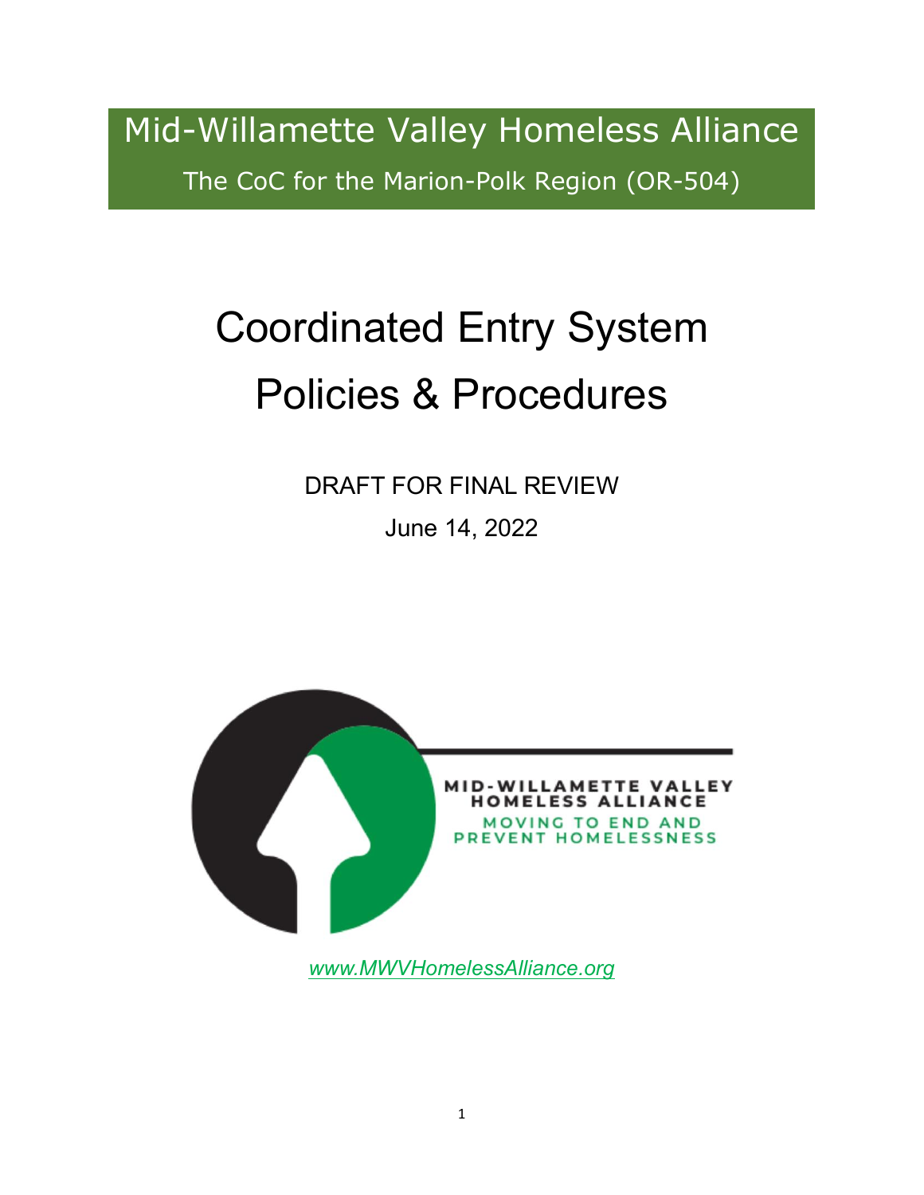Mid-Willamette Valley Homeless Alliance

The CoC for the Marion-Polk Region (OR-504)

# Coordinated Entry System Policies & Procedures

DRAFT FOR FINAL REVIEW

June 14, 2022

MID-WILLAMETTE VALLEY HOMELESS ALLIANCE

MOVING TO END AND PREVENT HOMELESSNESS

*www.MWVHomelessAlliance.org*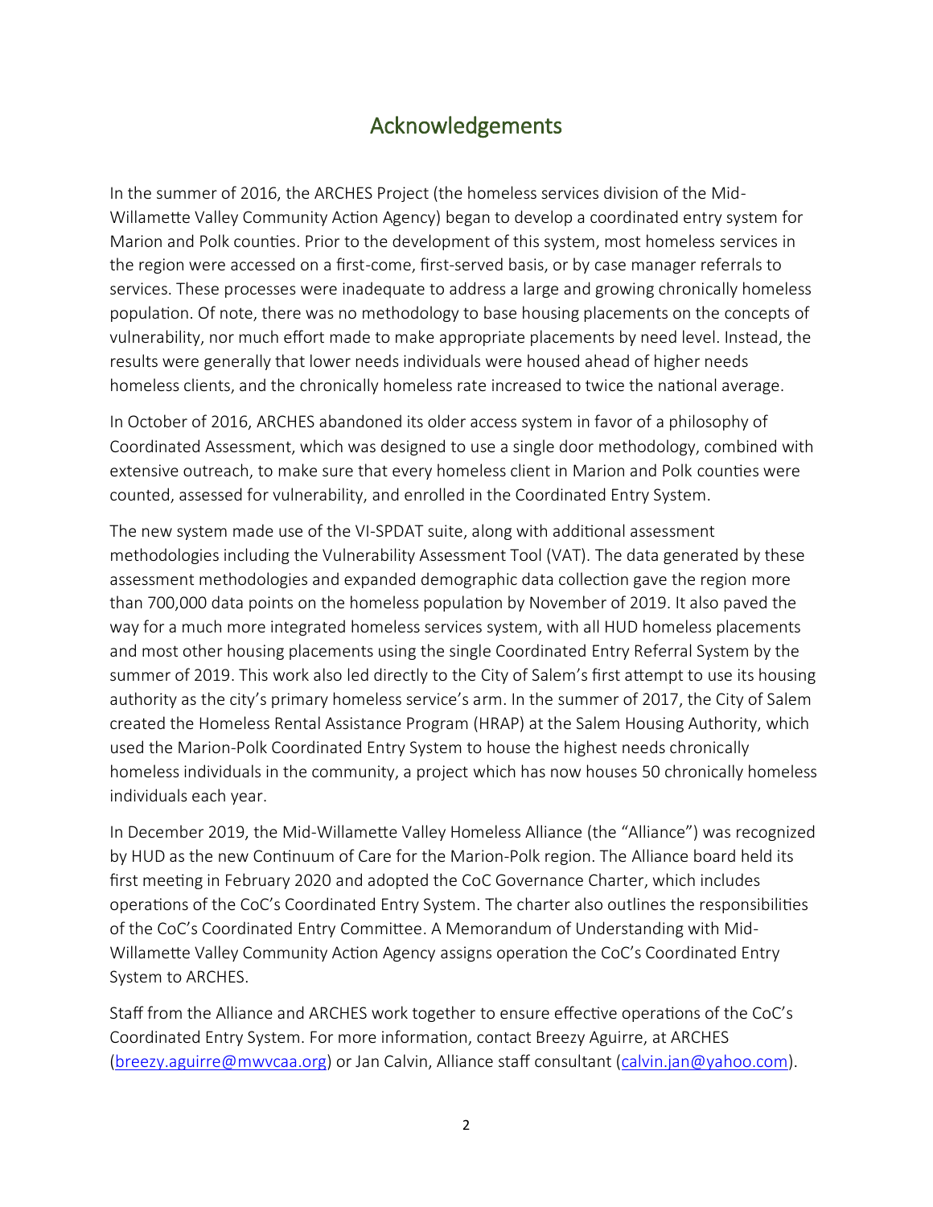## Acknowledgements

In the summer of 2016, the ARCHES Project (the homeless services division of the Mid-Willamette Valley Community Action Agency) began to develop a coordinated entry system for Marion and Polk counties. Prior to the development of this system, most homeless services in the region were accessed on a first-come, first-served basis, or by case manager referrals to services. These processes were inadequate to address a large and growing chronically homeless population. Of note, there was no methodology to base housing placements on the concepts of vulnerability, nor much effort made to make appropriate placements by need level. Instead, the results were generally that lower needs individuals were housed ahead of higher needs homeless clients, and the chronically homeless rate increased to twice the national average.

In October of 2016, ARCHES abandoned its older access system in favor of a philosophy of Coordinated Assessment, which was designed to use a single door methodology, combined with extensive outreach, to make sure that every homeless client in Marion and Polk counties were counted, assessed for vulnerability, and enrolled in the Coordinated Entry System.

The new system made use of the VI-SPDAT suite, along with additional assessment methodologies including the Vulnerability Assessment Tool (VAT). The data generated by these assessment methodologies and expanded demographic data collection gave the region more than 700,000 data points on the homeless population by November of 2019. It also paved the way for a much more integrated homeless services system, with all HUD homeless placements and most other housing placements using the single Coordinated Entry Referral System by the summer of 2019. This work also led directly to the City of Salem's first attempt to use its housing authority as the city's primary homeless service's arm. In the summer of 2017, the City of Salem created the Homeless Rental Assistance Program (HRAP) at the Salem Housing Authority, which used the Marion-Polk Coordinated Entry System to house the highest needs chronically homeless individuals in the community, a project which has now houses 50 chronically homeless individuals each year.

In December 2019, the Mid-Willamette Valley Homeless Alliance (the "Alliance") was recognized by HUD as the new Continuum of Care for the Marion-Polk region. The Alliance board held its first meeting in February 2020 and adopted the CoC Governance Charter, which includes operations of the CoC's Coordinated Entry System. The charter also outlines the responsibilities of the CoC's Coordinated Entry Committee. A Memorandum of Understanding with Mid-Willamette Valley Community Action Agency assigns operation the CoC's Coordinated Entry System to ARCHES.

Staff from the Alliance and ARCHES work together to ensure effective operations of the CoC's Coordinated Entry System. For more information, contact Breezy Aguirre, at ARCHES (breezy.aguirre@mwvcaa.org) or Jan Calvin, Alliance staff consultant (calvin.jan@yahoo.com).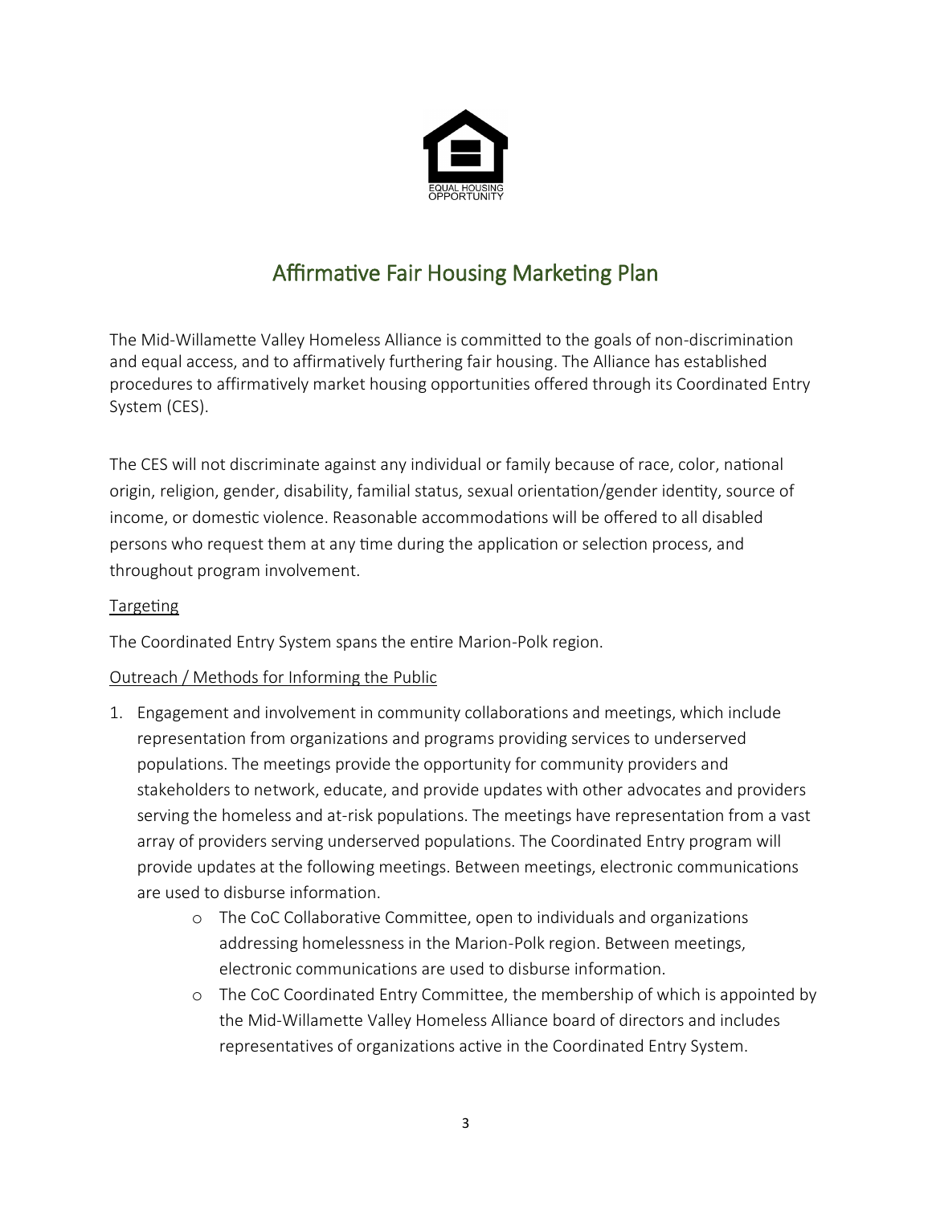EQUAL HOUSING OPPORTUNITY

# Affirmative Fair Housing Marketing Plan

The Mid-Willamette Valley Homeless Alliance is committed to the goals of non-discrimination and equal access, and to affirmatively furthering fair housing. The Alliance has established procedures to affirmatively market housing opportunities offered through its Coordinated Entry System (CES).

The CES will not discriminate against any individual or family because of race, color, national origin, religion, gender, disability, familial status, sexual orientation/gender identity, source of income, or domestic violence. Reasonable accommodations will be offered to all disabled persons who request them at any time during the application or selection process, and throughout program involvement.

Targeting

The Coordinated Entry System spans the entire Marion-Polk region.

Outreach / Methods for Informing the Public

1. Engagement and involvement in community collaborations and meetings, which include representation from organizations and programs providing services to underserved populations. The meetings provide the opportunity for community providers and stakeholders to network, educate, and provide updates with other advocates and providers serving the homeless and at-risk populations. The meetings have representation from a vast array of providers serving underserved populations. The Coordinated Entry program will provide updates at the following meetings. Between meetings, electronic communications are used to disburse information.
    - The CoC Collaborative Committee, open to individuals and organizations addressing homelessness in the Marion-Polk region. Between meetings, electronic communications are used to disburse information.
    - The CoC Coordinated Entry Committee, the membership of which is appointed by the Mid-Willamette Valley Homeless Alliance board of directors and includes representatives of organizations active in the Coordinated Entry System.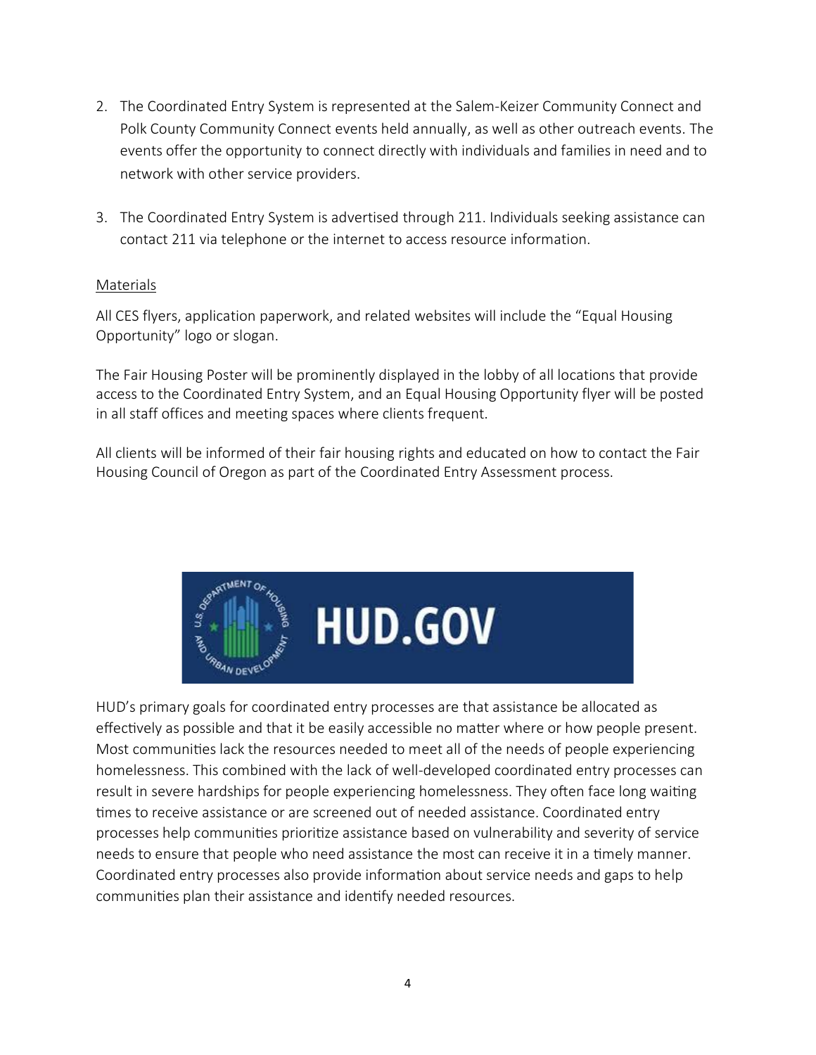2. The Coordinated Entry System is represented at the Salem-Keizer Community Connect and Polk County Community Connect events held annually, as well as other outreach events. The events offer the opportunity to connect directly with individuals and families in need and to network with other service providers.

3. The Coordinated Entry System is advertised through 211. Individuals seeking assistance can contact 211 via telephone or the internet to access resource information.

Materials

All CES flyers, application paperwork, and related websites will include the "Equal Housing Opportunity" logo or slogan.

The Fair Housing Poster will be prominently displayed in the lobby of all locations that provide access to the Coordinated Entry System, and an Equal Housing Opportunity flyer will be posted in all staff offices and meeting spaces where clients frequent.

All clients will be informed of their fair housing rights and educated on how to contact the Fair Housing Council of Oregon as part of the Coordinated Entry Assessment process.

HUD.GOV

HUD's primary goals for coordinated entry processes are that assistance be allocated as effectively as possible and that it be easily accessible no matter where or how people present. Most communities lack the resources needed to meet all of the needs of people experiencing homelessness. This combined with the lack of well-developed coordinated entry processes can result in severe hardships for people experiencing homelessness. They often face long waiting times to receive assistance or are screened out of needed assistance. Coordinated entry processes help communities prioritize assistance based on vulnerability and severity of service needs to ensure that people who need assistance the most can receive it in a timely manner. Coordinated entry processes also provide information about service needs and gaps to help communities plan their assistance and identify needed resources.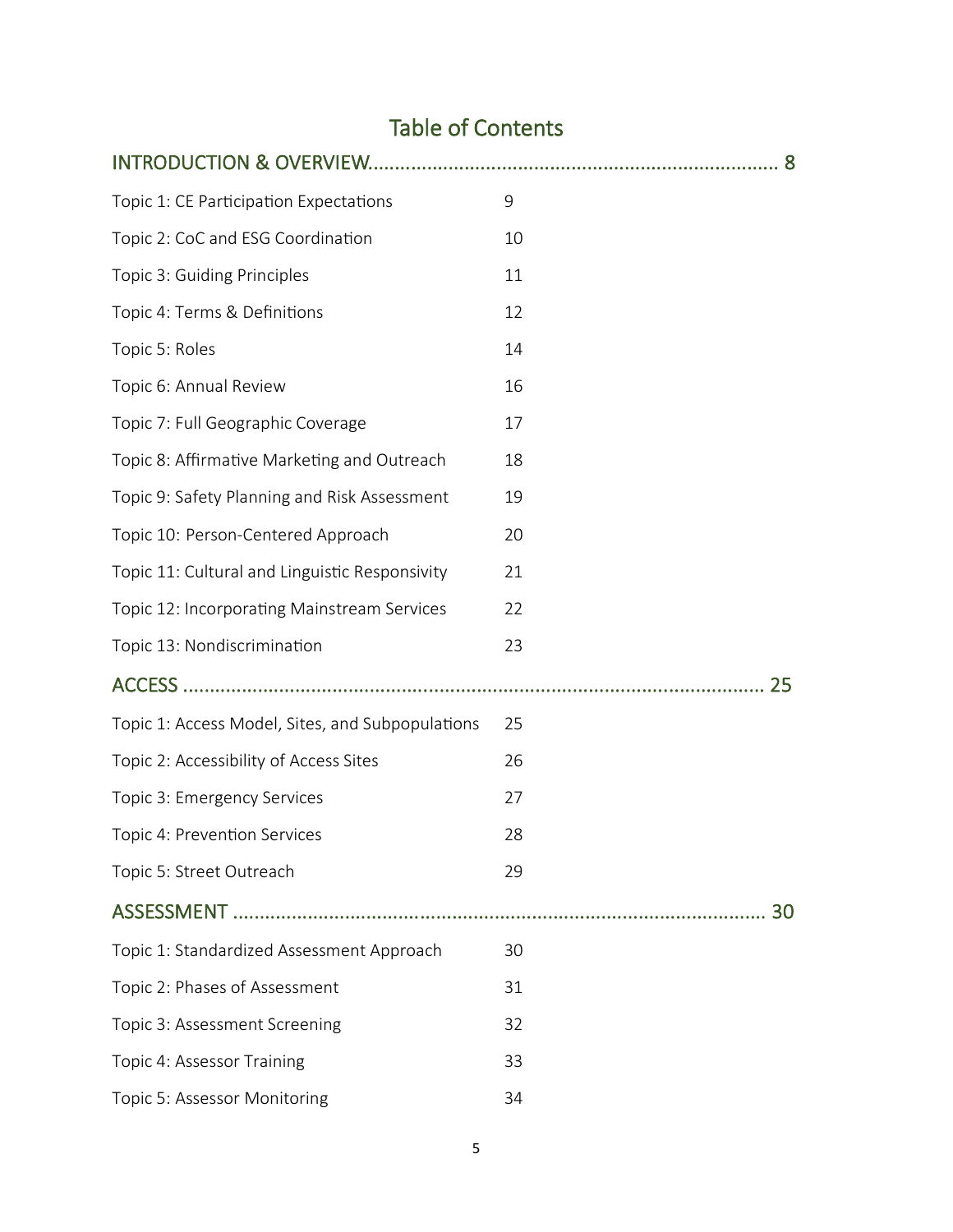# Table of Contents

INTRODUCTION & OVERVIEW........................................................................... 8

| | |
|---|---|
| Topic 1: CE Participation Expectations | 9 |
| Topic 2: CoC and ESG Coordination | 10 |
| Topic 3: Guiding Principles | 11 |
| Topic 4: Terms & Definitions | 12 |
| Topic 5: Roles | 14 |
| Topic 6: Annual Review | 16 |
| Topic 7: Full Geographic Coverage | 17 |
| Topic 8: Affirmative Marketing and Outreach | 18 |
| Topic 9: Safety Planning and Risk Assessment | 19 |
| Topic 10: Person-Centered Approach | 20 |
| Topic 11: Cultural and Linguistic Responsivity | 21 |
| Topic 12: Incorporating Mainstream Services | 22 |
| Topic 13: Nondiscrimination | 23 |

ACCESS ............................................................................................................ 25

| | |
|---|---|
| Topic 1: Access Model, Sites, and Subpopulations | 25 |
| Topic 2: Accessibility of Access Sites | 26 |
| Topic 3: Emergency Services | 27 |
| Topic 4: Prevention Services | 28 |
| Topic 5: Street Outreach | 29 |

ASSESSMENT .................................................................................................. 30

| | |
|---|---|
| Topic 1: Standardized Assessment Approach | 30 |
| Topic 2: Phases of Assessment | 31 |
| Topic 3: Assessment Screening | 32 |
| Topic 4: Assessor Training | 33 |
| Topic 5: Assessor Monitoring | 34 |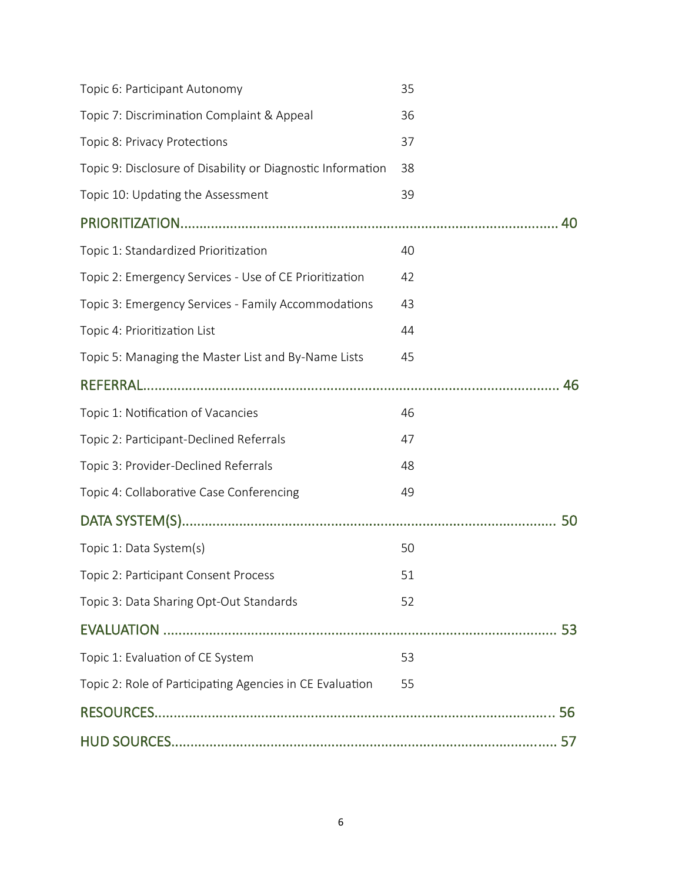Topic 6: Participant Autonomy 35

Topic 7: Discrimination Complaint & Appeal 36

Topic 8: Privacy Protections 37

Topic 9: Disclosure of Disability or Diagnostic Information 38

Topic 10: Updating the Assessment 39

PRIORITIZATION........................................................................................................ 40

Topic 1: Standardized Prioritization 40

Topic 2: Emergency Services - Use of CE Prioritization 42

Topic 3: Emergency Services - Family Accommodations 43

Topic 4: Prioritization List 44

Topic 5: Managing the Master List and By-Name Lists 45

REFERRAL.................................................................................................................... 46

Topic 1: Notification of Vacancies 46

Topic 2: Participant-Declined Referrals 47

Topic 3: Provider-Declined Referrals 48

Topic 4: Collaborative Case Conferencing 49

DATA SYSTEM(S)........................................................................................................ 50

Topic 1: Data System(s) 50

Topic 2: Participant Consent Process 51

Topic 3: Data Sharing Opt-Out Standards 52

EVALUATION ............................................................................................................... 53

Topic 1: Evaluation of CE System 53

Topic 2: Role of Participating Agencies in CE Evaluation 55

RESOURCES................................................................................................................. 56

HUD SOURCES............................................................................................................ 57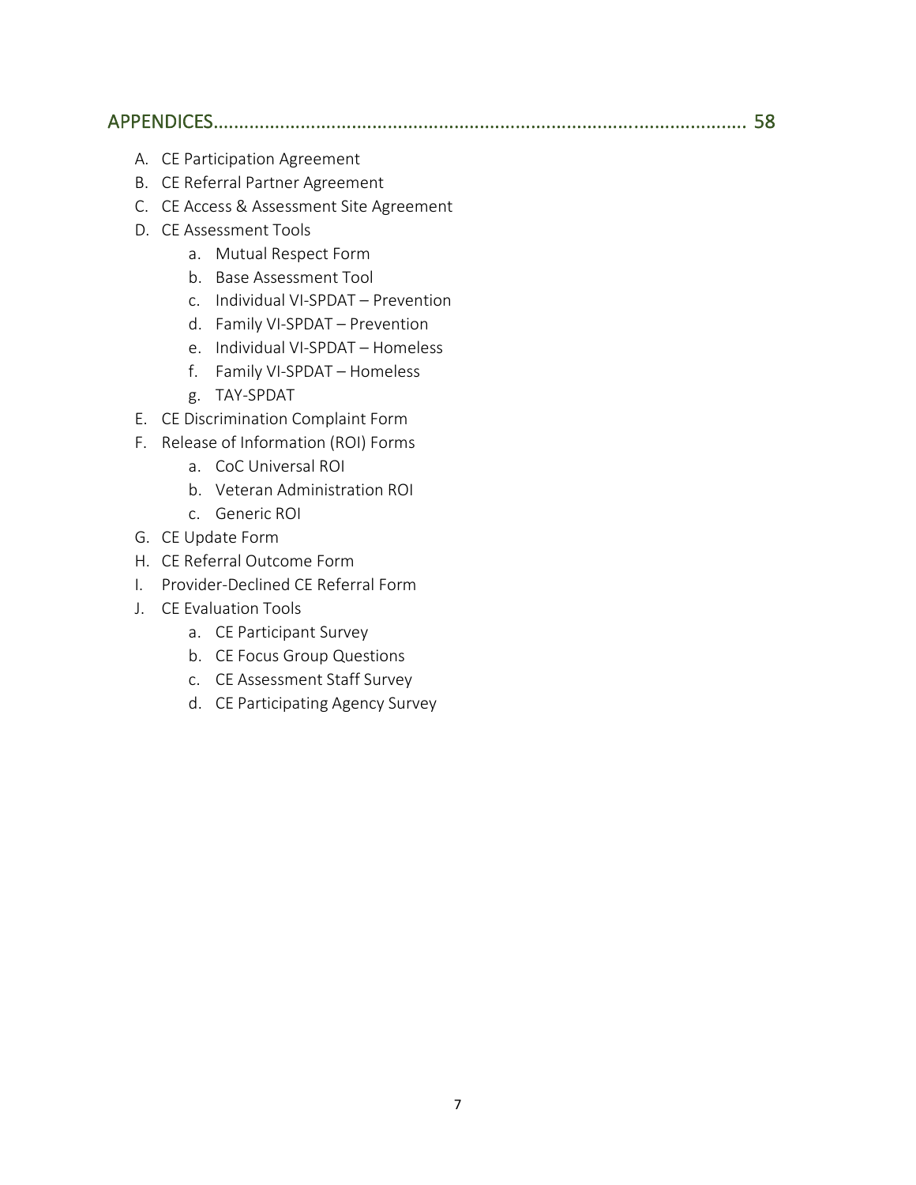## APPENDICES........................................................................................................ 58

A. CE Participation Agreement
B. CE Referral Partner Agreement
C. CE Access & Assessment Site Agreement
D. CE Assessment Tools
    a. Mutual Respect Form
    b. Base Assessment Tool
    c. Individual VI-SPDAT – Prevention
    d. Family VI-SPDAT – Prevention
    e. Individual VI-SPDAT – Homeless
    f. Family VI-SPDAT – Homeless
    g. TAY-SPDAT
E. CE Discrimination Complaint Form
F. Release of Information (ROI) Forms
    a. CoC Universal ROI
    b. Veteran Administration ROI
    c. Generic ROI
G. CE Update Form
H. CE Referral Outcome Form
I. Provider-Declined CE Referral Form
J. CE Evaluation Tools
    a. CE Participant Survey
    b. CE Focus Group Questions
    c. CE Assessment Staff Survey
    d. CE Participating Agency Survey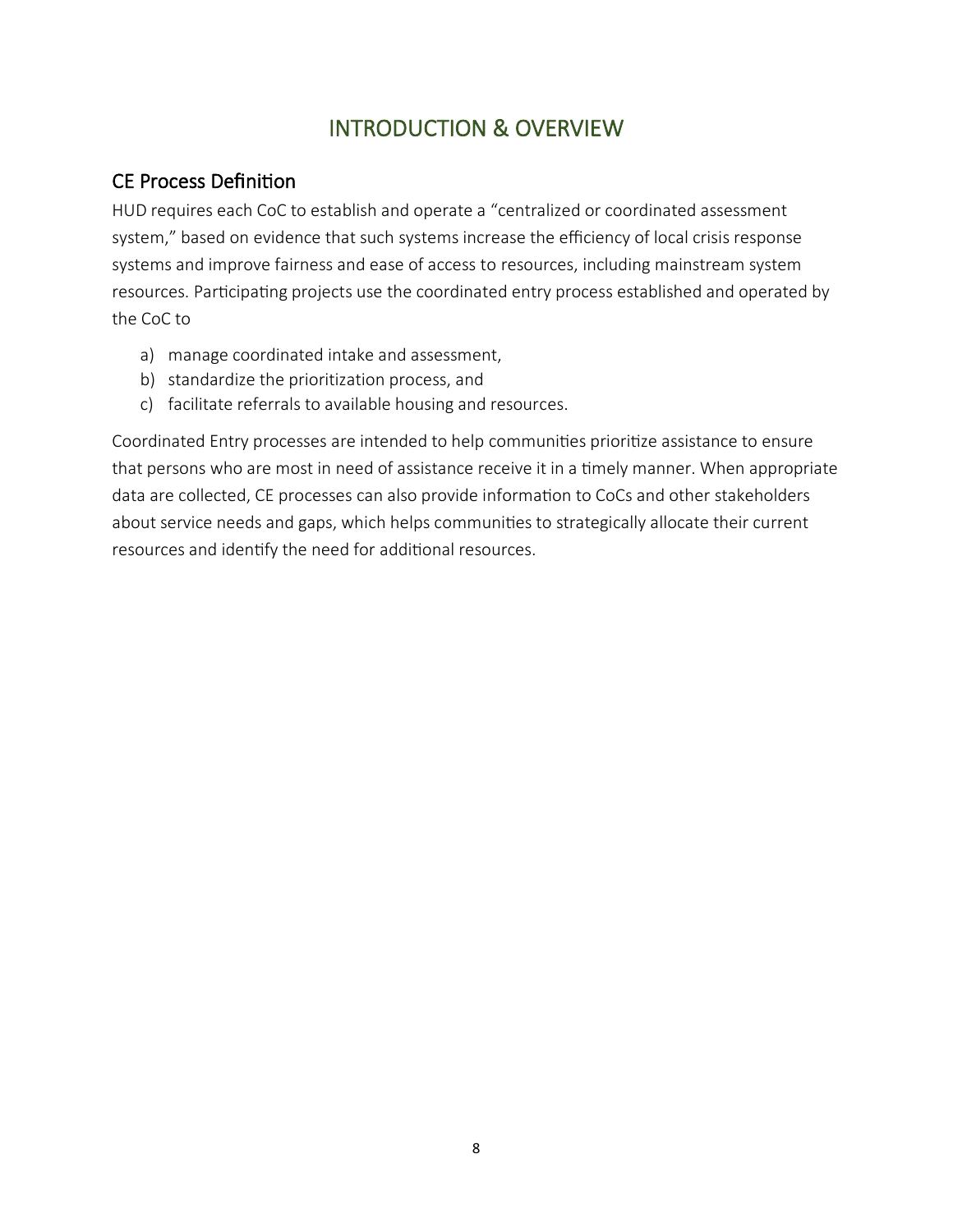# INTRODUCTION & OVERVIEW

## CE Process Definition

HUD requires each CoC to establish and operate a "centralized or coordinated assessment system," based on evidence that such systems increase the efficiency of local crisis response systems and improve fairness and ease of access to resources, including mainstream system resources. Participating projects use the coordinated entry process established and operated by the CoC to

a) manage coordinated intake and assessment,
b) standardize the prioritization process, and
c) facilitate referrals to available housing and resources.

Coordinated Entry processes are intended to help communities prioritize assistance to ensure that persons who are most in need of assistance receive it in a timely manner. When appropriate data are collected, CE processes can also provide information to CoCs and other stakeholders about service needs and gaps, which helps communities to strategically allocate their current resources and identify the need for additional resources.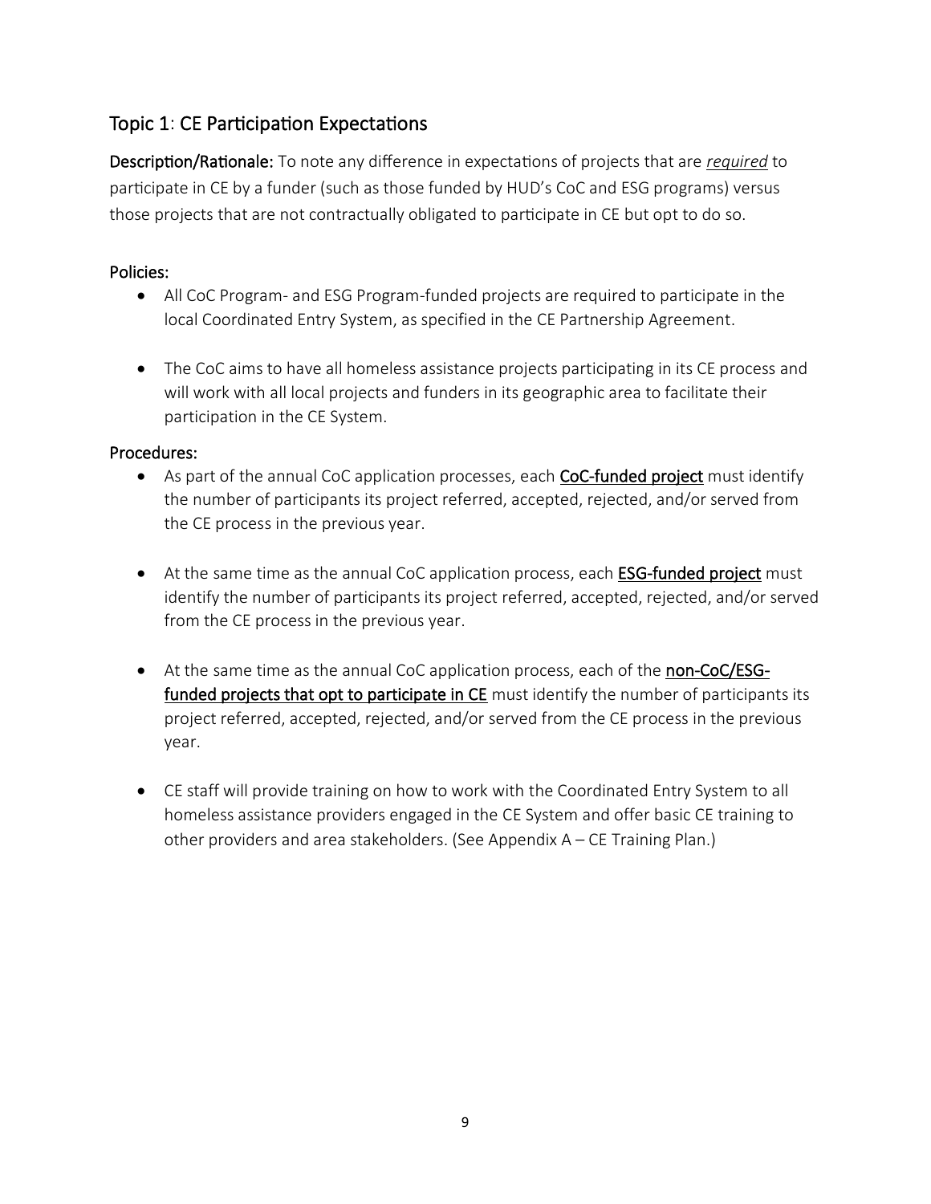## Topic 1: CE Participation Expectations

**Description/Rationale:** To note any difference in expectations of projects that are ***required*** to participate in CE by a funder (such as those funded by HUD's CoC and ESG programs) versus those projects that are not contractually obligated to participate in CE but opt to do so.

**Policies:**

- All CoC Program- and ESG Program-funded projects are required to participate in the local Coordinated Entry System, as specified in the CE Partnership Agreement.
- The CoC aims to have all homeless assistance projects participating in its CE process and will work with all local projects and funders in its geographic area to facilitate their participation in the CE System.

**Procedures:**

- As part of the annual CoC application processes, each **CoC-funded project** must identify the number of participants its project referred, accepted, rejected, and/or served from the CE process in the previous year.
- At the same time as the annual CoC application process, each **ESG-funded project** must identify the number of participants its project referred, accepted, rejected, and/or served from the CE process in the previous year.
- At the same time as the annual CoC application process, each of the **non-CoC/ESG-funded projects that opt to participate in CE** must identify the number of participants its project referred, accepted, rejected, and/or served from the CE process in the previous year.
- CE staff will provide training on how to work with the Coordinated Entry System to all homeless assistance providers engaged in the CE System and offer basic CE training to other providers and area stakeholders. (See Appendix A – CE Training Plan.)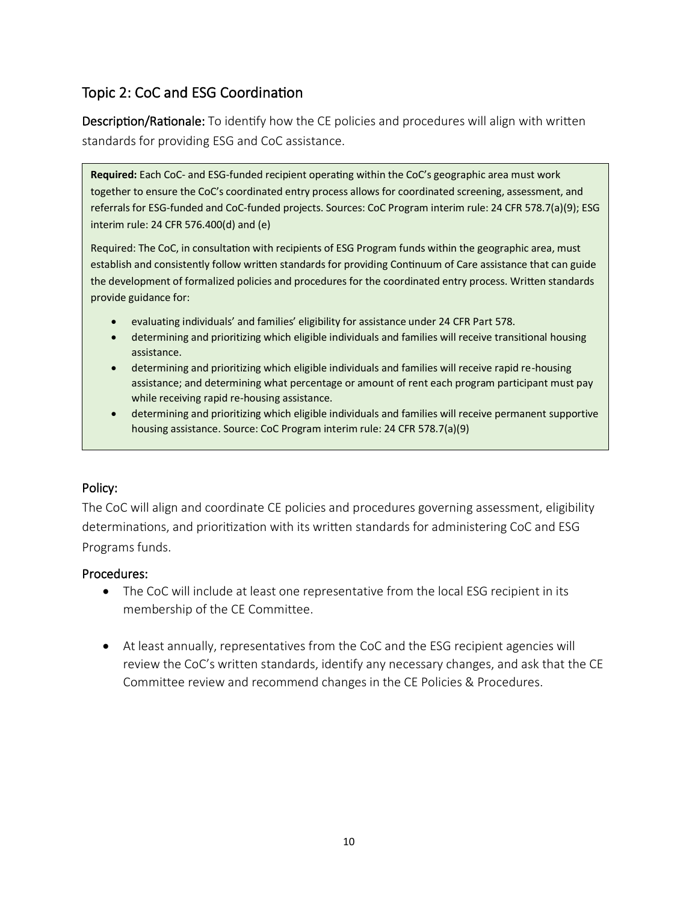## Topic 2: CoC and ESG Coordination

**Description/Rationale:** To identify how the CE policies and procedures will align with written standards for providing ESG and CoC assistance.

> **Required:** Each CoC- and ESG-funded recipient operating within the CoC's geographic area must work together to ensure the CoC's coordinated entry process allows for coordinated screening, assessment, and referrals for ESG-funded and CoC-funded projects. Sources: CoC Program interim rule: 24 CFR 578.7(a)(9); ESG interim rule: 24 CFR 576.400(d) and (e)
>
> Required: The CoC, in consultation with recipients of ESG Program funds within the geographic area, must establish and consistently follow written standards for providing Continuum of Care assistance that can guide the development of formalized policies and procedures for the coordinated entry process. Written standards provide guidance for:
>
> - evaluating individuals' and families' eligibility for assistance under 24 CFR Part 578.
> - determining and prioritizing which eligible individuals and families will receive transitional housing assistance.
> - determining and prioritizing which eligible individuals and families will receive rapid re-housing assistance; and determining what percentage or amount of rent each program participant must pay while receiving rapid re-housing assistance.
> - determining and prioritizing which eligible individuals and families will receive permanent supportive housing assistance. Source: CoC Program interim rule: 24 CFR 578.7(a)(9)

### Policy:

The CoC will align and coordinate CE policies and procedures governing assessment, eligibility determinations, and prioritization with its written standards for administering CoC and ESG Programs funds.

### Procedures:

- The CoC will include at least one representative from the local ESG recipient in its membership of the CE Committee.
- At least annually, representatives from the CoC and the ESG recipient agencies will review the CoC's written standards, identify any necessary changes, and ask that the CE Committee review and recommend changes in the CE Policies & Procedures.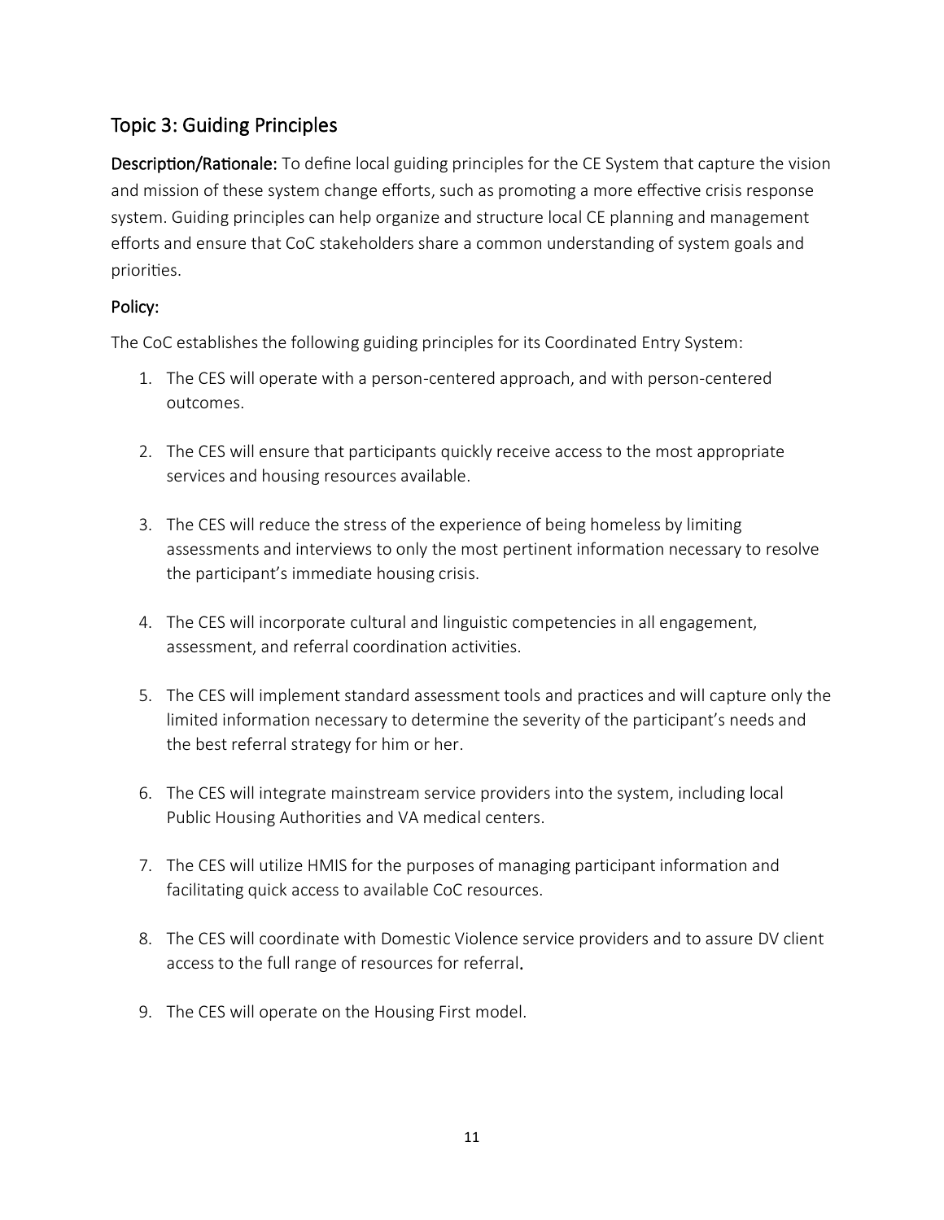## Topic 3: Guiding Principles

**Description/Rationale:** To define local guiding principles for the CE System that capture the vision and mission of these system change efforts, such as promoting a more effective crisis response system. Guiding principles can help organize and structure local CE planning and management efforts and ensure that CoC stakeholders share a common understanding of system goals and priorities.

### Policy:

The CoC establishes the following guiding principles for its Coordinated Entry System:

1. The CES will operate with a person-centered approach, and with person-centered outcomes.

2. The CES will ensure that participants quickly receive access to the most appropriate services and housing resources available.

3. The CES will reduce the stress of the experience of being homeless by limiting assessments and interviews to only the most pertinent information necessary to resolve the participant's immediate housing crisis.

4. The CES will incorporate cultural and linguistic competencies in all engagement, assessment, and referral coordination activities.

5. The CES will implement standard assessment tools and practices and will capture only the limited information necessary to determine the severity of the participant's needs and the best referral strategy for him or her.

6. The CES will integrate mainstream service providers into the system, including local Public Housing Authorities and VA medical centers.

7. The CES will utilize HMIS for the purposes of managing participant information and facilitating quick access to available CoC resources.

8. The CES will coordinate with Domestic Violence service providers and to assure DV client access to the full range of resources for referral.

9. The CES will operate on the Housing First model.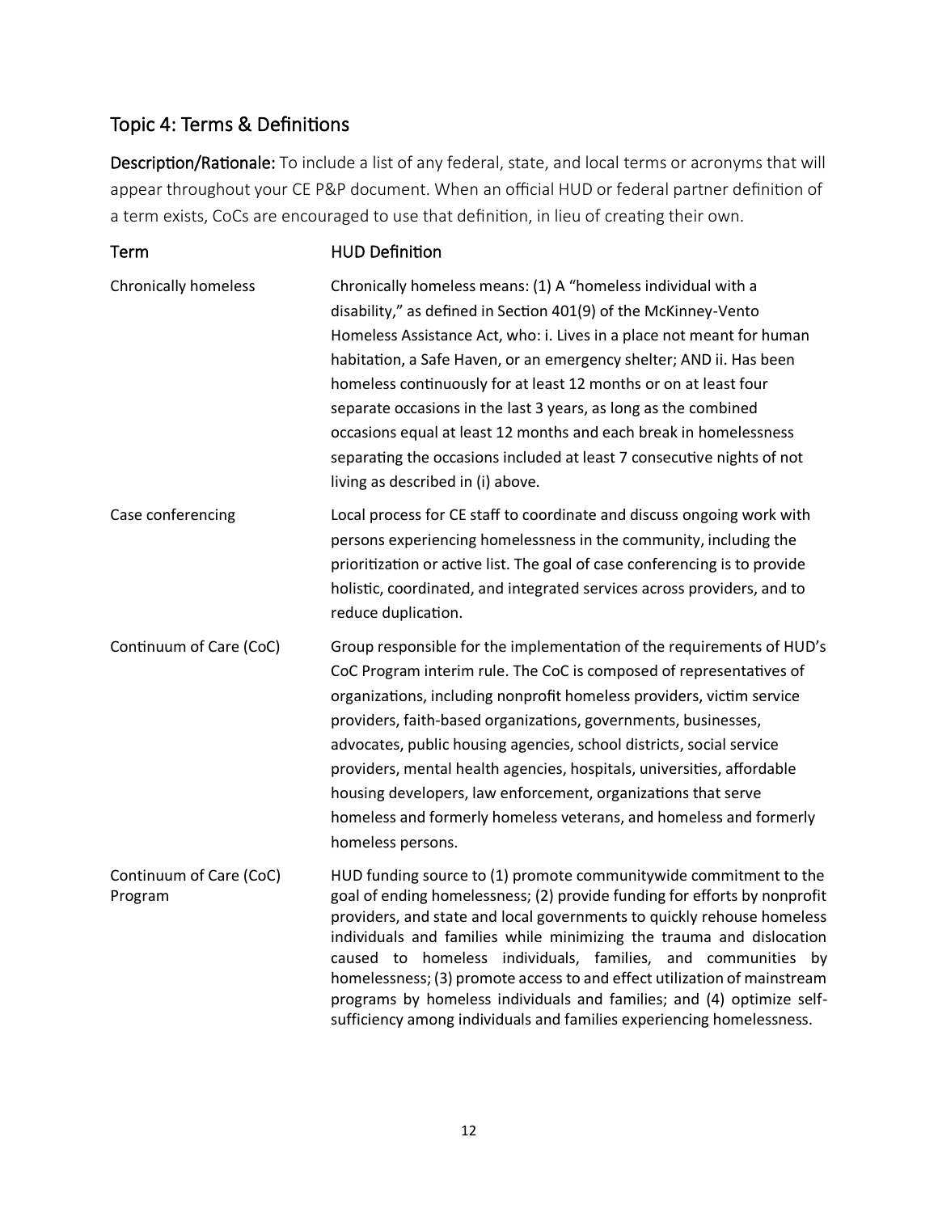## Topic 4: Terms & Definitions

**Description/Rationale:** To include a list of any federal, state, and local terms or acronyms that will appear throughout your CE P&P document. When an official HUD or federal partner definition of a term exists, CoCs are encouraged to use that definition, in lieu of creating their own.

| Term | HUD Definition |
| --- | --- |
| Chronically homeless | Chronically homeless means: (1) A "homeless individual with a disability," as defined in Section 401(9) of the McKinney-Vento Homeless Assistance Act, who: i. Lives in a place not meant for human habitation, a Safe Haven, or an emergency shelter; AND ii. Has been homeless continuously for at least 12 months or on at least four separate occasions in the last 3 years, as long as the combined occasions equal at least 12 months and each break in homelessness separating the occasions included at least 7 consecutive nights of not living as described in (i) above. |
| Case conferencing | Local process for CE staff to coordinate and discuss ongoing work with persons experiencing homelessness in the community, including the prioritization or active list. The goal of case conferencing is to provide holistic, coordinated, and integrated services across providers, and to reduce duplication. |
| Continuum of Care (CoC) | Group responsible for the implementation of the requirements of HUD's CoC Program interim rule. The CoC is composed of representatives of organizations, including nonprofit homeless providers, victim service providers, faith-based organizations, governments, businesses, advocates, public housing agencies, school districts, social service providers, mental health agencies, hospitals, universities, affordable housing developers, law enforcement, organizations that serve homeless and formerly homeless veterans, and homeless and formerly homeless persons. |
| Continuum of Care (CoC) Program | HUD funding source to (1) promote communitywide commitment to the goal of ending homelessness; (2) provide funding for efforts by nonprofit providers, and state and local governments to quickly rehouse homeless individuals and families while minimizing the trauma and dislocation caused to homeless individuals, families, and communities by homelessness; (3) promote access to and effect utilization of mainstream programs by homeless individuals and families; and (4) optimize self-sufficiency among individuals and families experiencing homelessness. |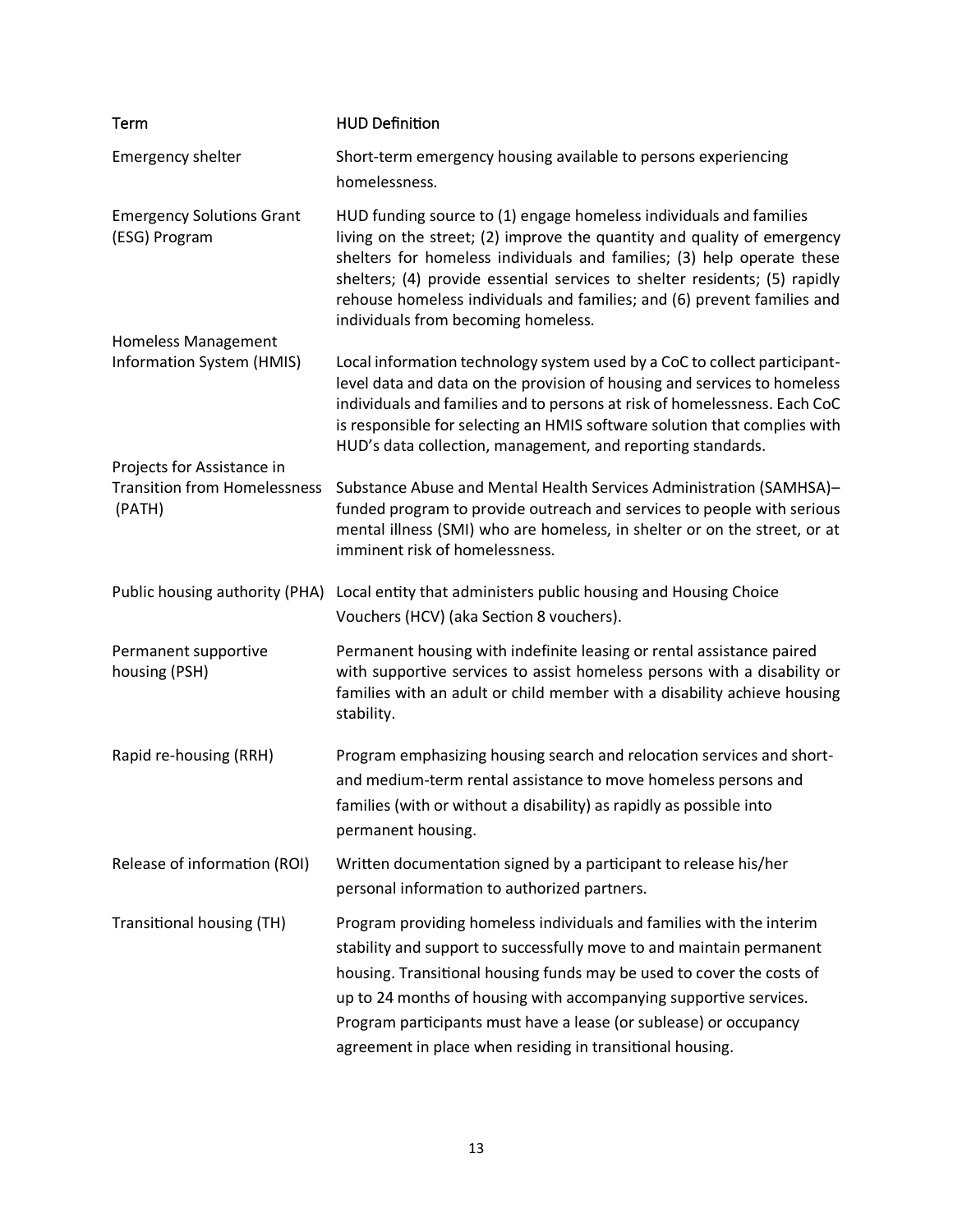| Term | HUD Definition |
|---|---|
| Emergency shelter | Short-term emergency housing available to persons experiencing homelessness. |
| Emergency Solutions Grant (ESG) Program | HUD funding source to (1) engage homeless individuals and families living on the street; (2) improve the quantity and quality of emergency shelters for homeless individuals and families; (3) help operate these shelters; (4) provide essential services to shelter residents; (5) rapidly rehouse homeless individuals and families; and (6) prevent families and individuals from becoming homeless. |
| Homeless Management Information System (HMIS) | Local information technology system used by a CoC to collect participant-level data and data on the provision of housing and services to homeless individuals and families and to persons at risk of homelessness. Each CoC is responsible for selecting an HMIS software solution that complies with HUD's data collection, management, and reporting standards. |
| Projects for Assistance in Transition from Homelessness (PATH) | Substance Abuse and Mental Health Services Administration (SAMHSA)–funded program to provide outreach and services to people with serious mental illness (SMI) who are homeless, in shelter or on the street, or at imminent risk of homelessness. |
| Public housing authority (PHA) | Local entity that administers public housing and Housing Choice Vouchers (HCV) (aka Section 8 vouchers). |
| Permanent supportive housing (PSH) | Permanent housing with indefinite leasing or rental assistance paired with supportive services to assist homeless persons with a disability or families with an adult or child member with a disability achieve housing stability. |
| Rapid re-housing (RRH) | Program emphasizing housing search and relocation services and short- and medium-term rental assistance to move homeless persons and families (with or without a disability) as rapidly as possible into permanent housing. |
| Release of information (ROI) | Written documentation signed by a participant to release his/her personal information to authorized partners. |
| Transitional housing (TH) | Program providing homeless individuals and families with the interim stability and support to successfully move to and maintain permanent housing. Transitional housing funds may be used to cover the costs of up to 24 months of housing with accompanying supportive services. Program participants must have a lease (or sublease) or occupancy agreement in place when residing in transitional housing. |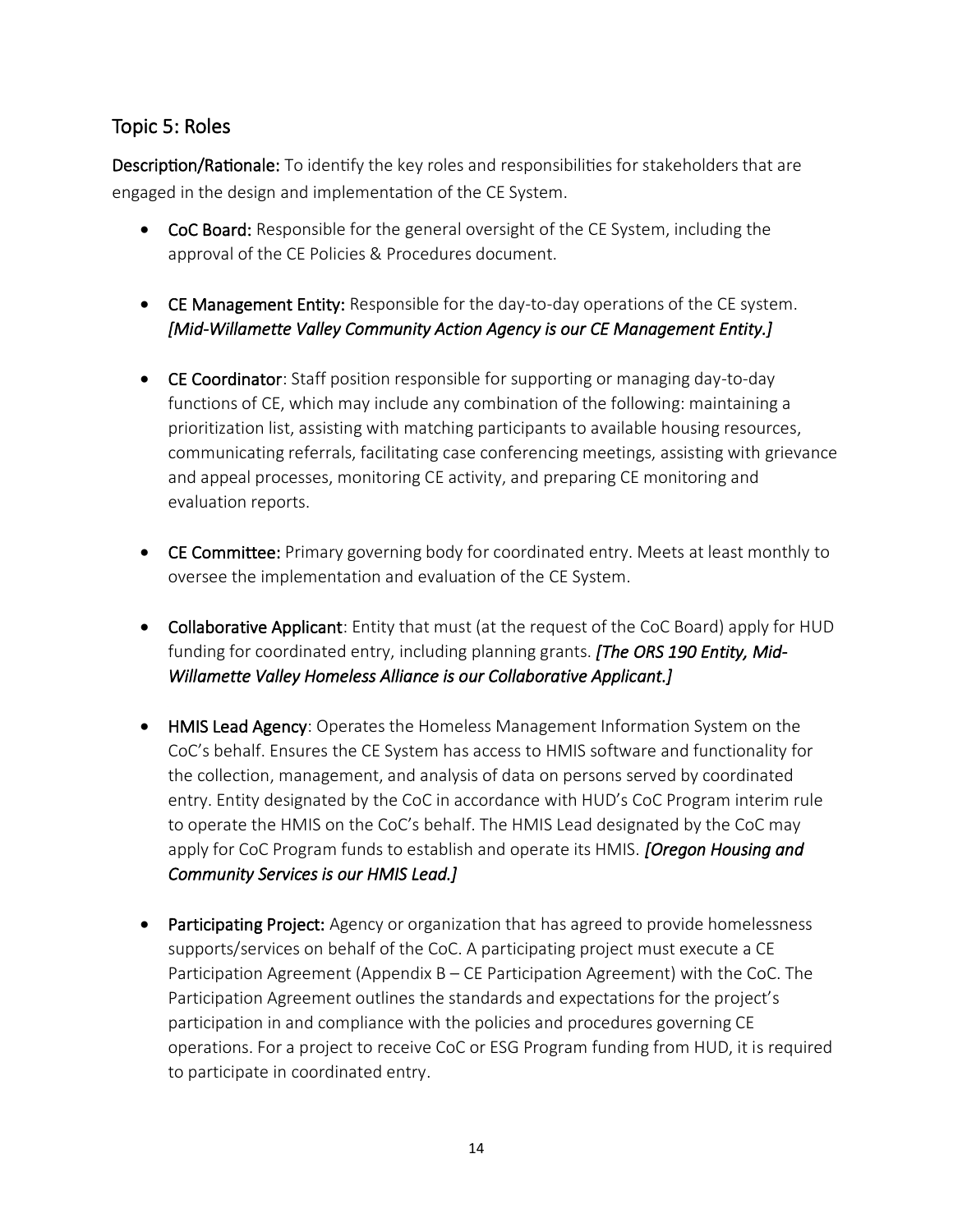## Topic 5: Roles

**Description/Rationale:** To identify the key roles and responsibilities for stakeholders that are engaged in the design and implementation of the CE System.

- **CoC Board:** Responsible for the general oversight of the CE System, including the approval of the CE Policies & Procedures document.

- **CE Management Entity:** Responsible for the day-to-day operations of the CE system. ***[Mid-Willamette Valley Community Action Agency is our CE Management Entity.]***

- **CE Coordinator**: Staff position responsible for supporting or managing day-to-day functions of CE, which may include any combination of the following: maintaining a prioritization list, assisting with matching participants to available housing resources, communicating referrals, facilitating case conferencing meetings, assisting with grievance and appeal processes, monitoring CE activity, and preparing CE monitoring and evaluation reports.

- **CE Committee:** Primary governing body for coordinated entry. Meets at least monthly to oversee the implementation and evaluation of the CE System.

- **Collaborative Applicant**: Entity that must (at the request of the CoC Board) apply for HUD funding for coordinated entry, including planning grants. ***[The ORS 190 Entity, Mid-Willamette Valley Homeless Alliance is our Collaborative Applicant.]***

- **HMIS Lead Agency**: Operates the Homeless Management Information System on the CoC's behalf. Ensures the CE System has access to HMIS software and functionality for the collection, management, and analysis of data on persons served by coordinated entry. Entity designated by the CoC in accordance with HUD's CoC Program interim rule to operate the HMIS on the CoC's behalf. The HMIS Lead designated by the CoC may apply for CoC Program funds to establish and operate its HMIS. ***[Oregon Housing and Community Services is our HMIS Lead.]***

- **Participating Project:** Agency or organization that has agreed to provide homelessness supports/services on behalf of the CoC. A participating project must execute a CE Participation Agreement (Appendix B – CE Participation Agreement) with the CoC. The Participation Agreement outlines the standards and expectations for the project's participation in and compliance with the policies and procedures governing CE operations. For a project to receive CoC or ESG Program funding from HUD, it is required to participate in coordinated entry.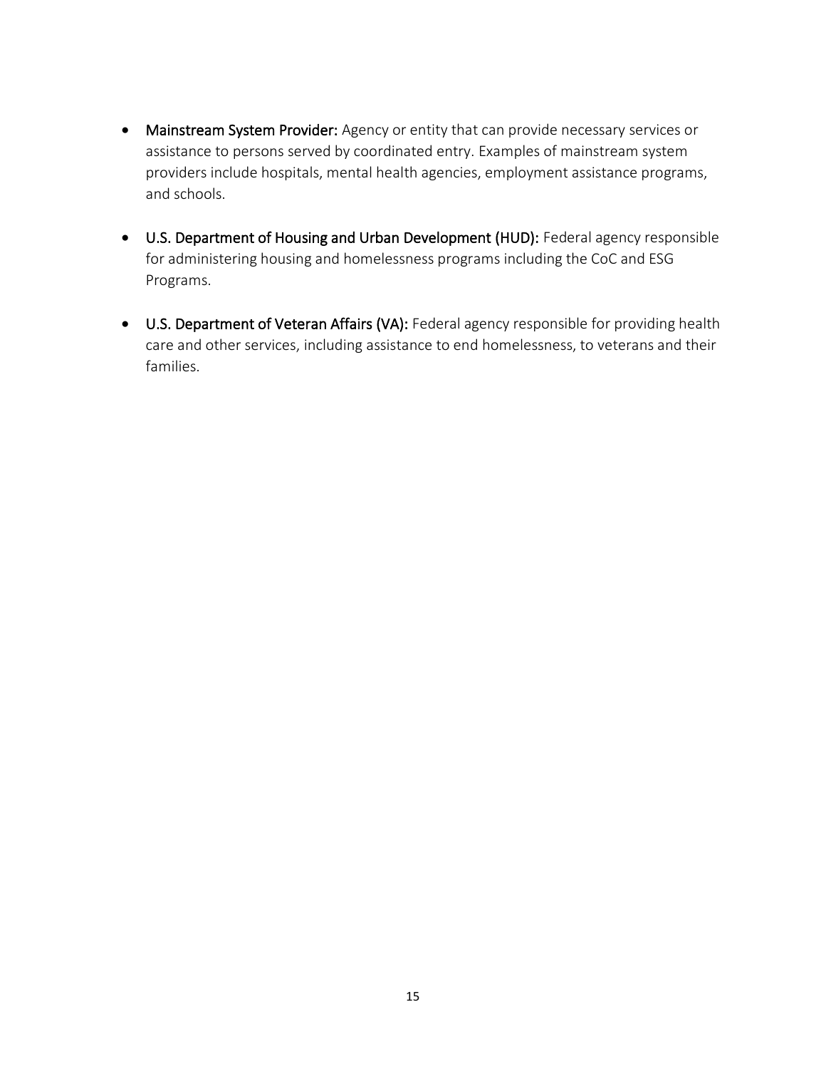- **Mainstream System Provider:** Agency or entity that can provide necessary services or assistance to persons served by coordinated entry. Examples of mainstream system providers include hospitals, mental health agencies, employment assistance programs, and schools.

- **U.S. Department of Housing and Urban Development (HUD):** Federal agency responsible for administering housing and homelessness programs including the CoC and ESG Programs.

- **U.S. Department of Veteran Affairs (VA):** Federal agency responsible for providing health care and other services, including assistance to end homelessness, to veterans and their families.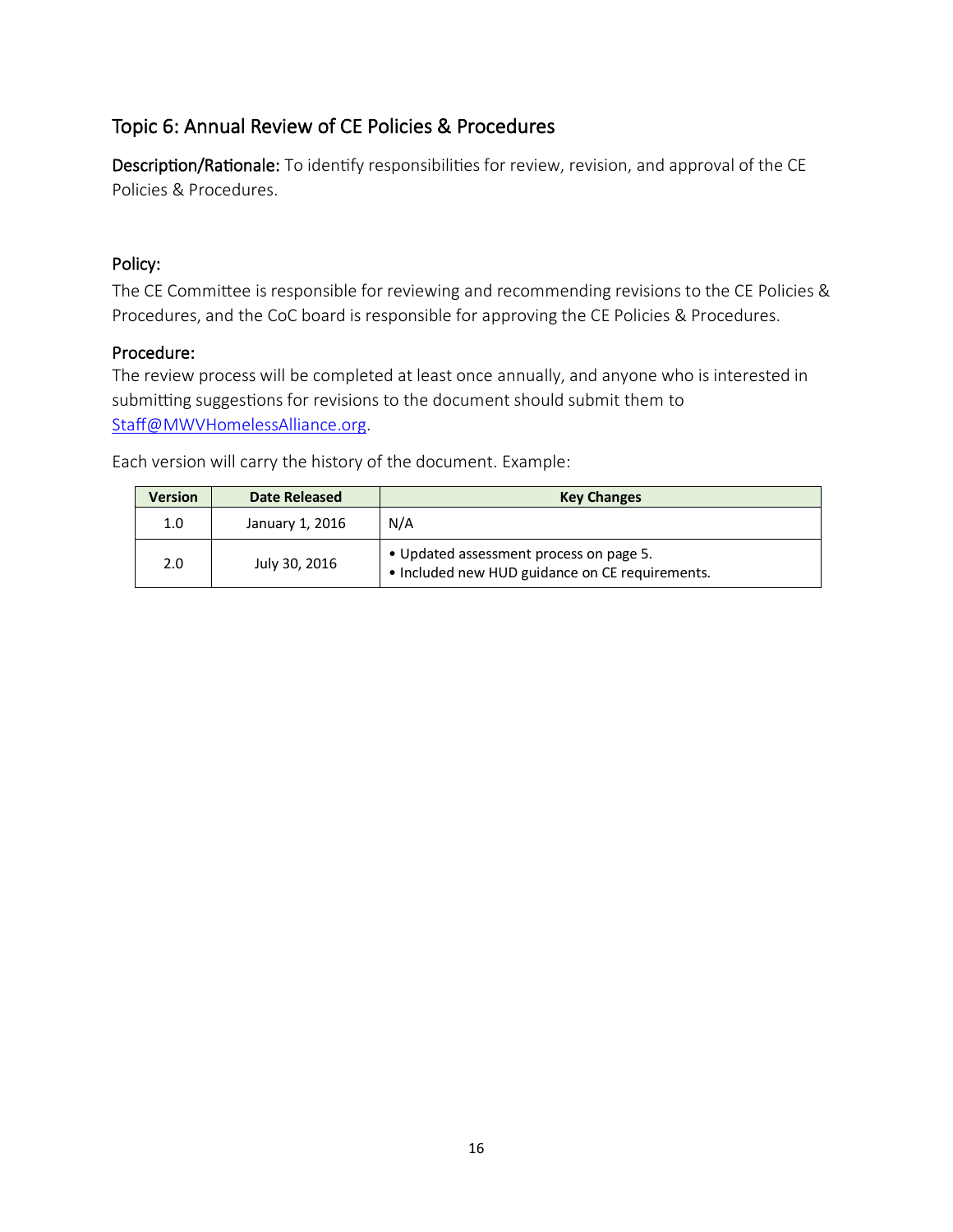## Topic 6: Annual Review of CE Policies & Procedures

**Description/Rationale:** To identify responsibilities for review, revision, and approval of the CE Policies & Procedures.

### Policy:

The CE Committee is responsible for reviewing and recommending revisions to the CE Policies & Procedures, and the CoC board is responsible for approving the CE Policies & Procedures.

### Procedure:

The review process will be completed at least once annually, and anyone who is interested in submitting suggestions for revisions to the document should submit them to Staff@MWVHomelessAlliance.org.

Each version will carry the history of the document. Example:

| Version | Date Released | Key Changes |
|---|---|---|
| 1.0 | January 1, 2016 | N/A |
| 2.0 | July 30, 2016 | • Updated assessment process on page 5.<br>• Included new HUD guidance on CE requirements. |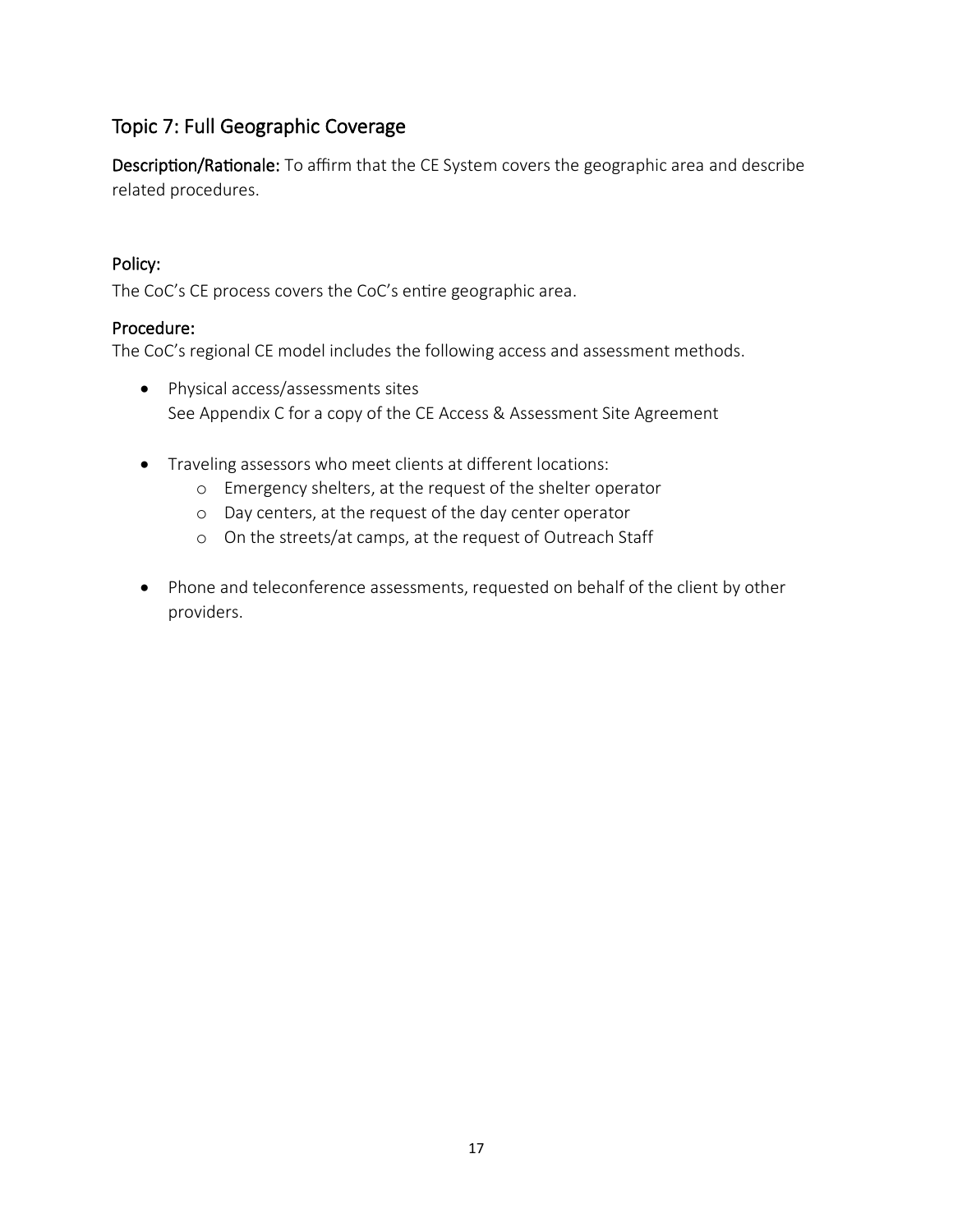## Topic 7: Full Geographic Coverage

**Description/Rationale:** To affirm that the CE System covers the geographic area and describe related procedures.

### Policy:

The CoC's CE process covers the CoC's entire geographic area.

### Procedure:

The CoC's regional CE model includes the following access and assessment methods.

- Physical access/assessments sites
  See Appendix C for a copy of the CE Access & Assessment Site Agreement

- Traveling assessors who meet clients at different locations:
  - Emergency shelters, at the request of the shelter operator
  - Day centers, at the request of the day center operator
  - On the streets/at camps, at the request of Outreach Staff

- Phone and teleconference assessments, requested on behalf of the client by other providers.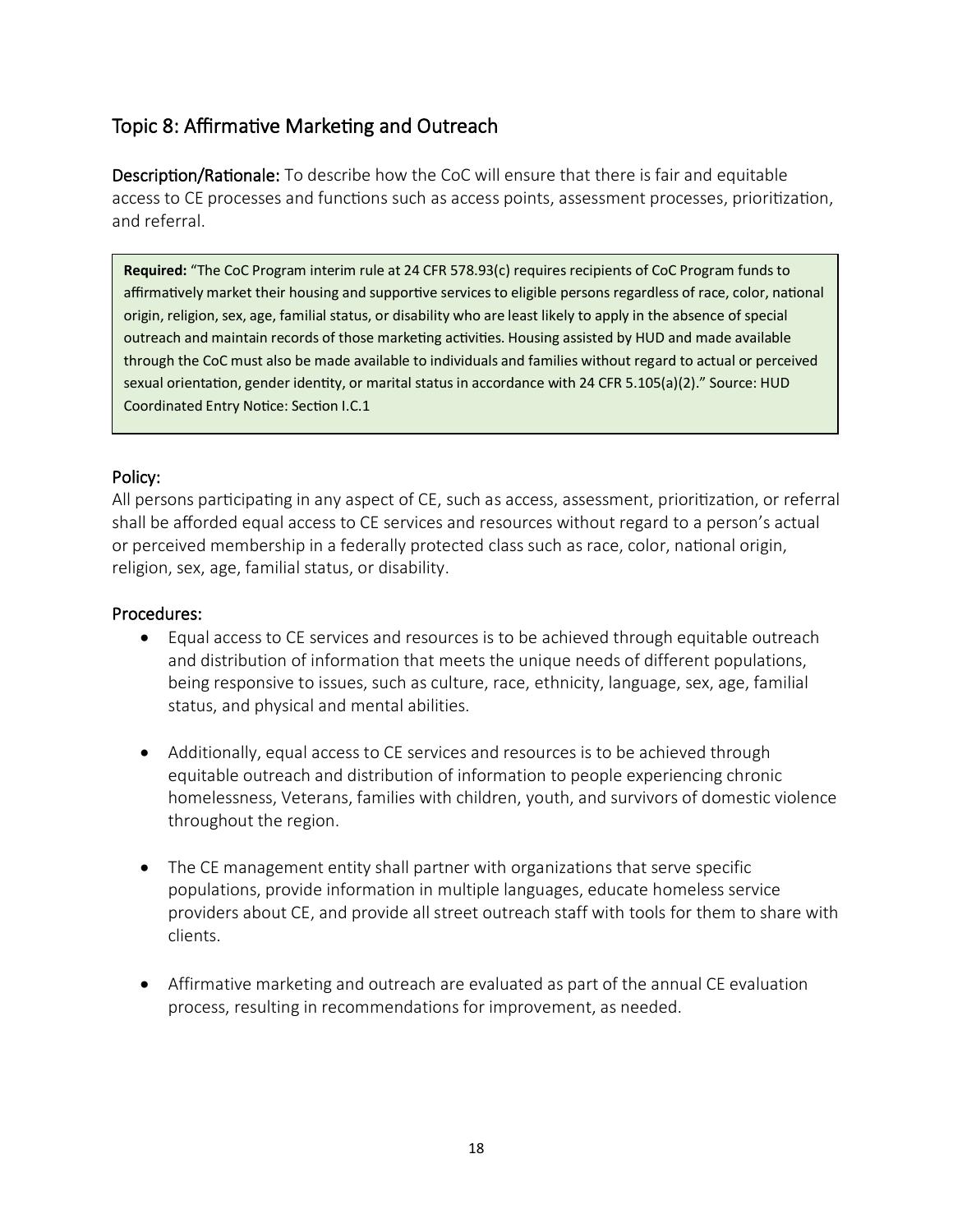## Topic 8: Affirmative Marketing and Outreach

**Description/Rationale:** To describe how the CoC will ensure that there is fair and equitable access to CE processes and functions such as access points, assessment processes, prioritization, and referral.

> **Required:** "The CoC Program interim rule at 24 CFR 578.93(c) requires recipients of CoC Program funds to affirmatively market their housing and supportive services to eligible persons regardless of race, color, national origin, religion, sex, age, familial status, or disability who are least likely to apply in the absence of special outreach and maintain records of those marketing activities. Housing assisted by HUD and made available through the CoC must also be made available to individuals and families without regard to actual or perceived sexual orientation, gender identity, or marital status in accordance with 24 CFR 5.105(a)(2)." Source: HUD Coordinated Entry Notice: Section I.C.1

### Policy:

All persons participating in any aspect of CE, such as access, assessment, prioritization, or referral shall be afforded equal access to CE services and resources without regard to a person's actual or perceived membership in a federally protected class such as race, color, national origin, religion, sex, age, familial status, or disability.

### Procedures:

- Equal access to CE services and resources is to be achieved through equitable outreach and distribution of information that meets the unique needs of different populations, being responsive to issues, such as culture, race, ethnicity, language, sex, age, familial status, and physical and mental abilities.

- Additionally, equal access to CE services and resources is to be achieved through equitable outreach and distribution of information to people experiencing chronic homelessness, Veterans, families with children, youth, and survivors of domestic violence throughout the region.

- The CE management entity shall partner with organizations that serve specific populations, provide information in multiple languages, educate homeless service providers about CE, and provide all street outreach staff with tools for them to share with clients.

- Affirmative marketing and outreach are evaluated as part of the annual CE evaluation process, resulting in recommendations for improvement, as needed.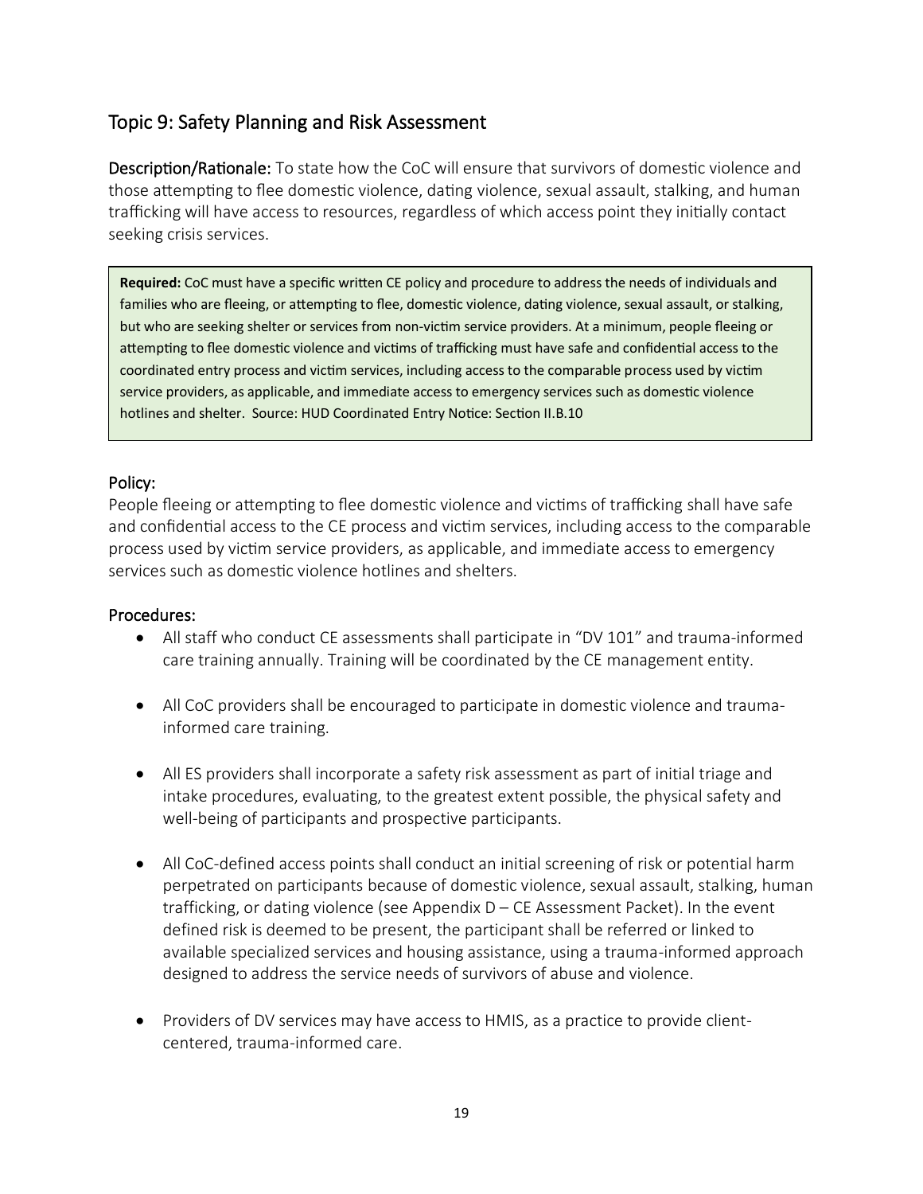## Topic 9: Safety Planning and Risk Assessment

**Description/Rationale:** To state how the CoC will ensure that survivors of domestic violence and those attempting to flee domestic violence, dating violence, sexual assault, stalking, and human trafficking will have access to resources, regardless of which access point they initially contact seeking crisis services.

> **Required:** CoC must have a specific written CE policy and procedure to address the needs of individuals and families who are fleeing, or attempting to flee, domestic violence, dating violence, sexual assault, or stalking, but who are seeking shelter or services from non-victim service providers. At a minimum, people fleeing or attempting to flee domestic violence and victims of trafficking must have safe and confidential access to the coordinated entry process and victim services, including access to the comparable process used by victim service providers, as applicable, and immediate access to emergency services such as domestic violence hotlines and shelter. Source: HUD Coordinated Entry Notice: Section II.B.10

### Policy:

People fleeing or attempting to flee domestic violence and victims of trafficking shall have safe and confidential access to the CE process and victim services, including access to the comparable process used by victim service providers, as applicable, and immediate access to emergency services such as domestic violence hotlines and shelters.

### Procedures:

- All staff who conduct CE assessments shall participate in "DV 101" and trauma-informed care training annually. Training will be coordinated by the CE management entity.
- All CoC providers shall be encouraged to participate in domestic violence and trauma-informed care training.
- All ES providers shall incorporate a safety risk assessment as part of initial triage and intake procedures, evaluating, to the greatest extent possible, the physical safety and well-being of participants and prospective participants.
- All CoC-defined access points shall conduct an initial screening of risk or potential harm perpetrated on participants because of domestic violence, sexual assault, stalking, human trafficking, or dating violence (see Appendix D – CE Assessment Packet). In the event defined risk is deemed to be present, the participant shall be referred or linked to available specialized services and housing assistance, using a trauma-informed approach designed to address the service needs of survivors of abuse and violence.
- Providers of DV services may have access to HMIS, as a practice to provide client-centered, trauma-informed care.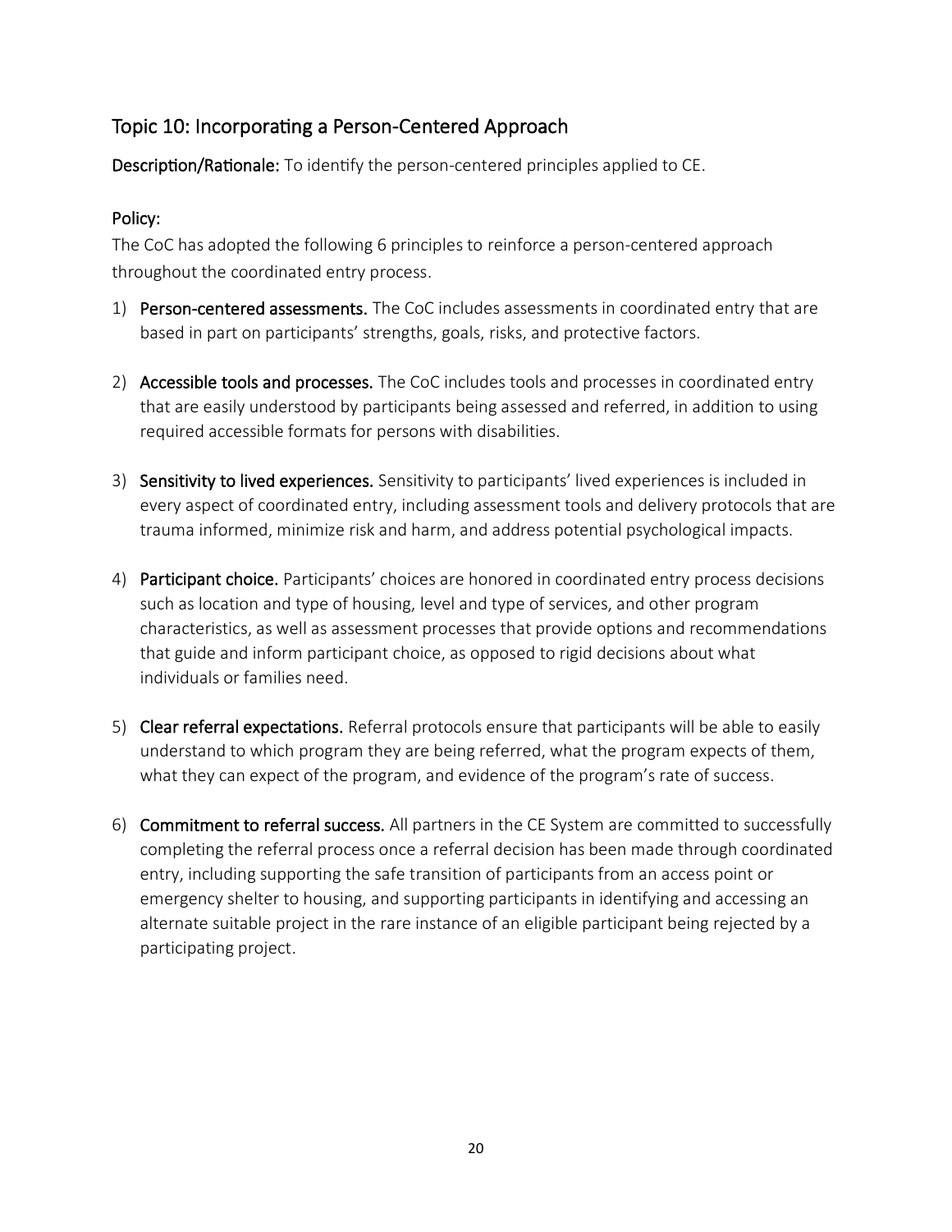## Topic 10: Incorporating a Person-Centered Approach

**Description/Rationale:** To identify the person-centered principles applied to CE.

### Policy:

The CoC has adopted the following 6 principles to reinforce a person-centered approach throughout the coordinated entry process.

1) **Person-centered assessments.** The CoC includes assessments in coordinated entry that are based in part on participants' strengths, goals, risks, and protective factors.

2) **Accessible tools and processes.** The CoC includes tools and processes in coordinated entry that are easily understood by participants being assessed and referred, in addition to using required accessible formats for persons with disabilities.

3) **Sensitivity to lived experiences.** Sensitivity to participants' lived experiences is included in every aspect of coordinated entry, including assessment tools and delivery protocols that are trauma informed, minimize risk and harm, and address potential psychological impacts.

4) **Participant choice.** Participants' choices are honored in coordinated entry process decisions such as location and type of housing, level and type of services, and other program characteristics, as well as assessment processes that provide options and recommendations that guide and inform participant choice, as opposed to rigid decisions about what individuals or families need.

5) **Clear referral expectations.** Referral protocols ensure that participants will be able to easily understand to which program they are being referred, what the program expects of them, what they can expect of the program, and evidence of the program's rate of success.

6) **Commitment to referral success.** All partners in the CE System are committed to successfully completing the referral process once a referral decision has been made through coordinated entry, including supporting the safe transition of participants from an access point or emergency shelter to housing, and supporting participants in identifying and accessing an alternate suitable project in the rare instance of an eligible participant being rejected by a participating project.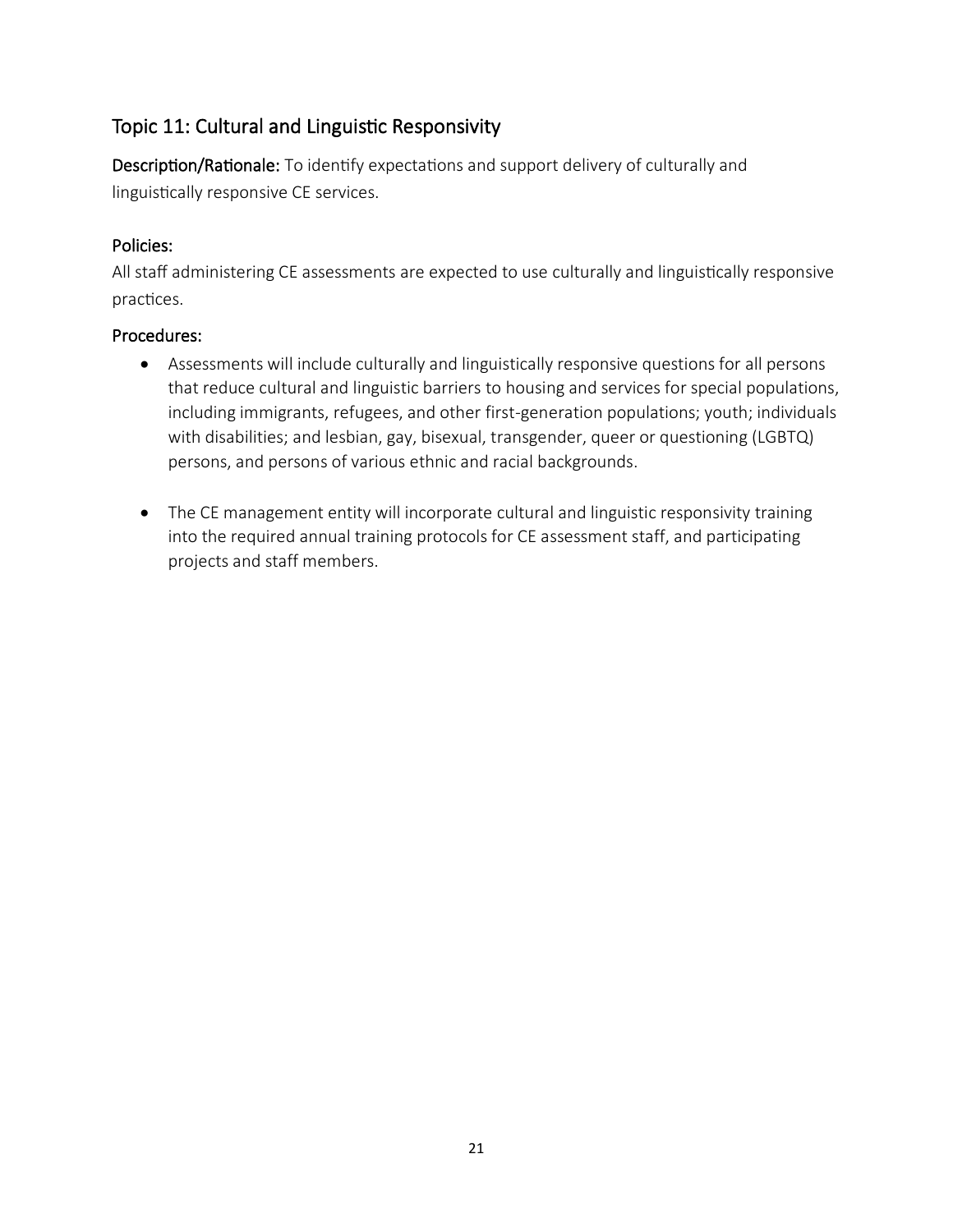## Topic 11: Cultural and Linguistic Responsivity

**Description/Rationale:** To identify expectations and support delivery of culturally and linguistically responsive CE services.

### Policies:

All staff administering CE assessments are expected to use culturally and linguistically responsive practices.

### Procedures:

- Assessments will include culturally and linguistically responsive questions for all persons that reduce cultural and linguistic barriers to housing and services for special populations, including immigrants, refugees, and other first-generation populations; youth; individuals with disabilities; and lesbian, gay, bisexual, transgender, queer or questioning (LGBTQ) persons, and persons of various ethnic and racial backgrounds.

- The CE management entity will incorporate cultural and linguistic responsivity training into the required annual training protocols for CE assessment staff, and participating projects and staff members.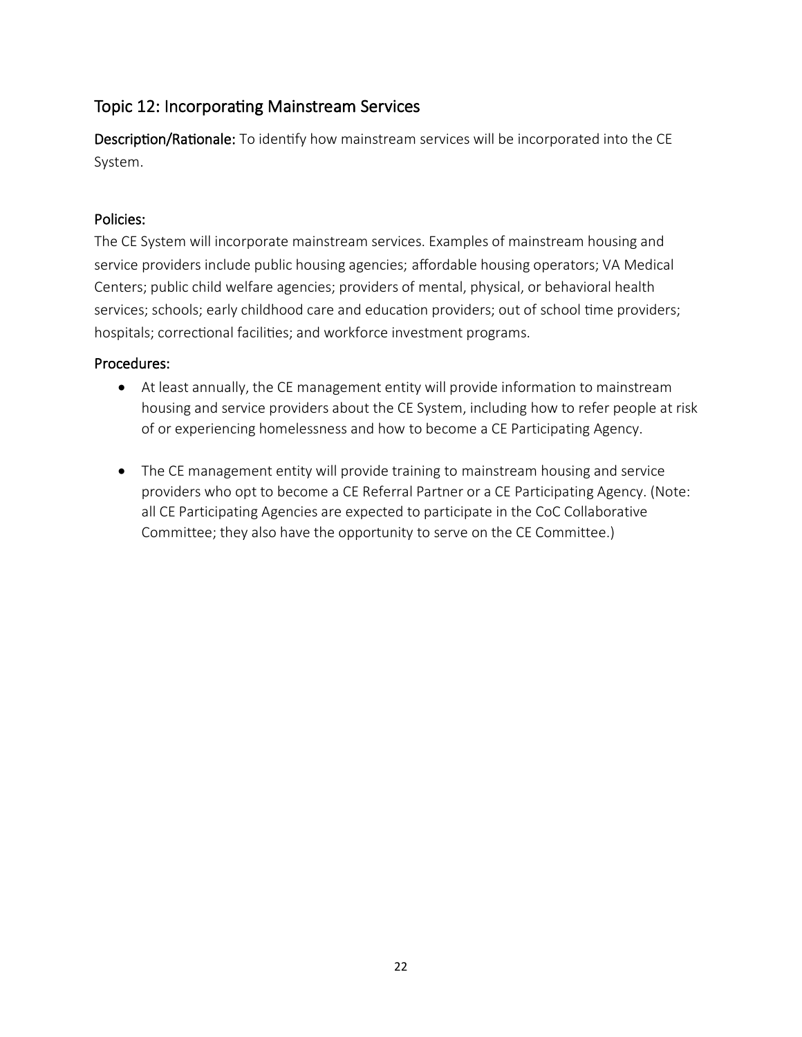## Topic 12: Incorporating Mainstream Services

**Description/Rationale:** To identify how mainstream services will be incorporated into the CE System.

### Policies:

The CE System will incorporate mainstream services. Examples of mainstream housing and service providers include public housing agencies; affordable housing operators; VA Medical Centers; public child welfare agencies; providers of mental, physical, or behavioral health services; schools; early childhood care and education providers; out of school time providers; hospitals; correctional facilities; and workforce investment programs.

### Procedures:

- At least annually, the CE management entity will provide information to mainstream housing and service providers about the CE System, including how to refer people at risk of or experiencing homelessness and how to become a CE Participating Agency.

- The CE management entity will provide training to mainstream housing and service providers who opt to become a CE Referral Partner or a CE Participating Agency. (Note: all CE Participating Agencies are expected to participate in the CoC Collaborative Committee; they also have the opportunity to serve on the CE Committee.)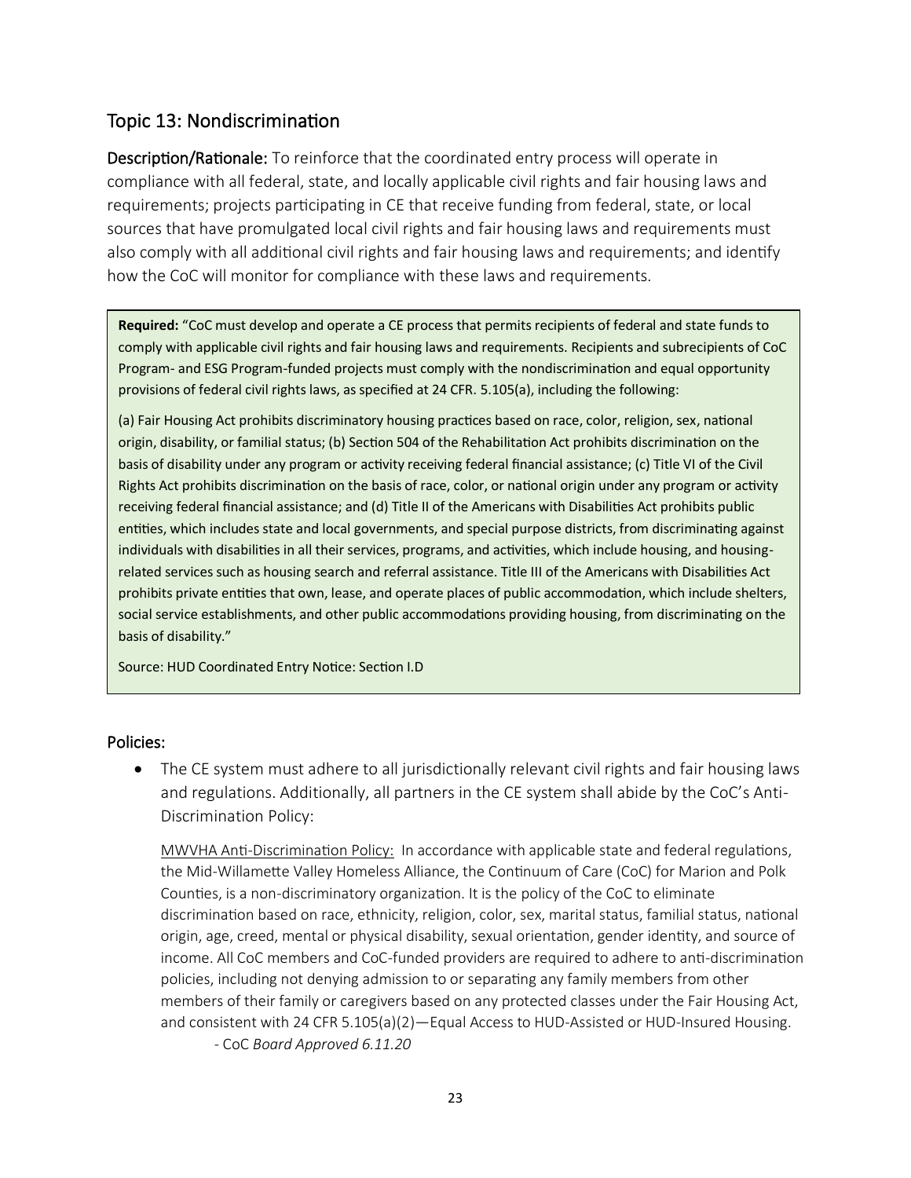## Topic 13: Nondiscrimination

**Description/Rationale:** To reinforce that the coordinated entry process will operate in compliance with all federal, state, and locally applicable civil rights and fair housing laws and requirements; projects participating in CE that receive funding from federal, state, or local sources that have promulgated local civil rights and fair housing laws and requirements must also comply with all additional civil rights and fair housing laws and requirements; and identify how the CoC will monitor for compliance with these laws and requirements.

> **Required:** "CoC must develop and operate a CE process that permits recipients of federal and state funds to comply with applicable civil rights and fair housing laws and requirements. Recipients and subrecipients of CoC Program- and ESG Program-funded projects must comply with the nondiscrimination and equal opportunity provisions of federal civil rights laws, as specified at 24 CFR. 5.105(a), including the following:
>
> (a) Fair Housing Act prohibits discriminatory housing practices based on race, color, religion, sex, national origin, disability, or familial status; (b) Section 504 of the Rehabilitation Act prohibits discrimination on the basis of disability under any program or activity receiving federal financial assistance; (c) Title VI of the Civil Rights Act prohibits discrimination on the basis of race, color, or national origin under any program or activity receiving federal financial assistance; and (d) Title II of the Americans with Disabilities Act prohibits public entities, which includes state and local governments, and special purpose districts, from discriminating against individuals with disabilities in all their services, programs, and activities, which include housing, and housing-related services such as housing search and referral assistance. Title III of the Americans with Disabilities Act prohibits private entities that own, lease, and operate places of public accommodation, which include shelters, social service establishments, and other public accommodations providing housing, from discriminating on the basis of disability."
>
> Source: HUD Coordinated Entry Notice: Section I.D

### Policies:

- The CE system must adhere to all jurisdictionally relevant civil rights and fair housing laws and regulations. Additionally, all partners in the CE system shall abide by the CoC's Anti-Discrimination Policy:

  MWVHA Anti-Discrimination Policy: In accordance with applicable state and federal regulations, the Mid-Willamette Valley Homeless Alliance, the Continuum of Care (CoC) for Marion and Polk Counties, is a non-discriminatory organization. It is the policy of the CoC to eliminate discrimination based on race, ethnicity, religion, color, sex, marital status, familial status, national origin, age, creed, mental or physical disability, sexual orientation, gender identity, and source of income. All CoC members and CoC-funded providers are required to adhere to anti-discrimination policies, including not denying admission to or separating any family members from other members of their family or caregivers based on any protected classes under the Fair Housing Act, and consistent with 24 CFR 5.105(a)(2)—Equal Access to HUD-Assisted or HUD-Insured Housing.

  - CoC *Board Approved 6.11.20*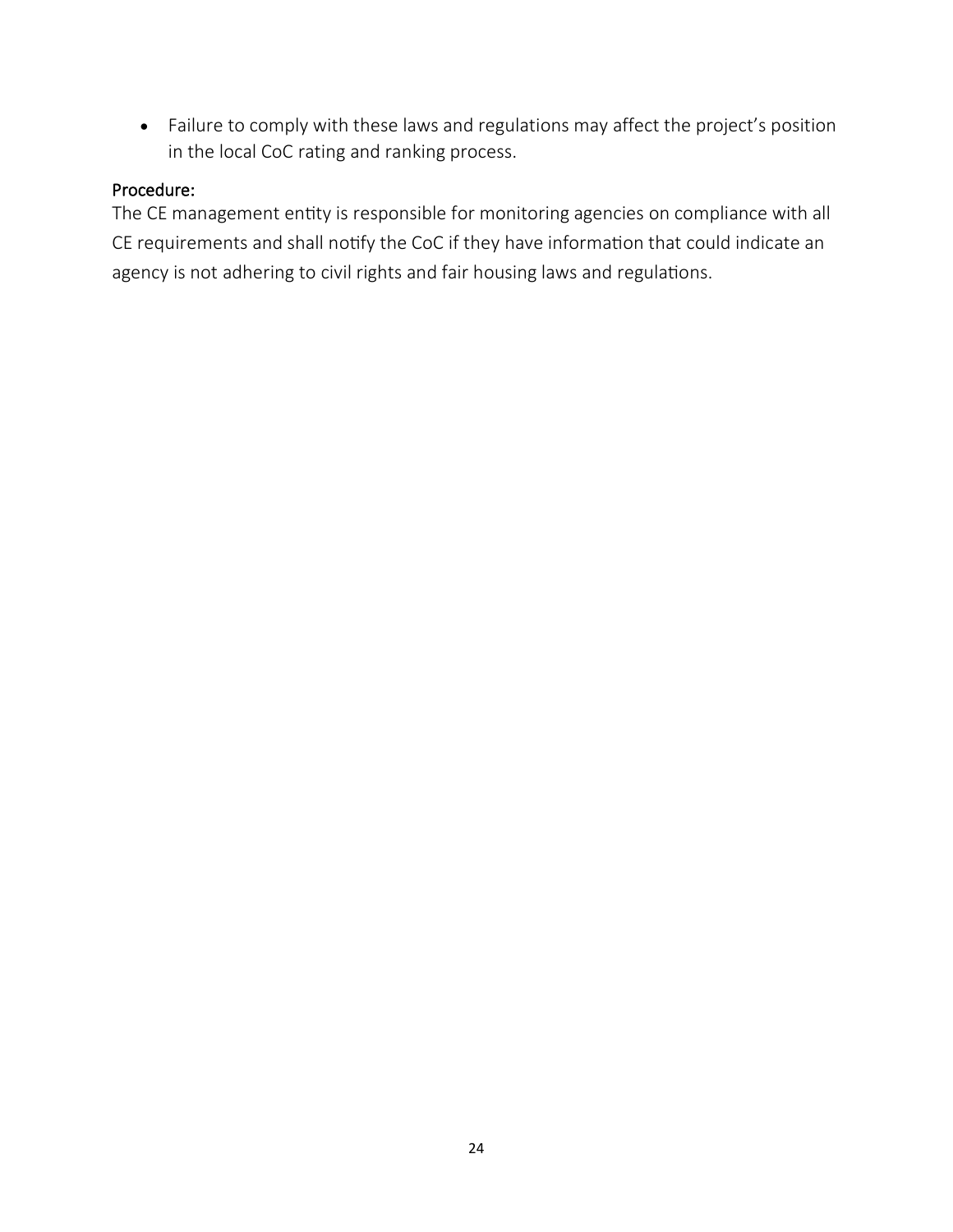- Failure to comply with these laws and regulations may affect the project's position in the local CoC rating and ranking process.

### Procedure:

The CE management entity is responsible for monitoring agencies on compliance with all CE requirements and shall notify the CoC if they have information that could indicate an agency is not adhering to civil rights and fair housing laws and regulations.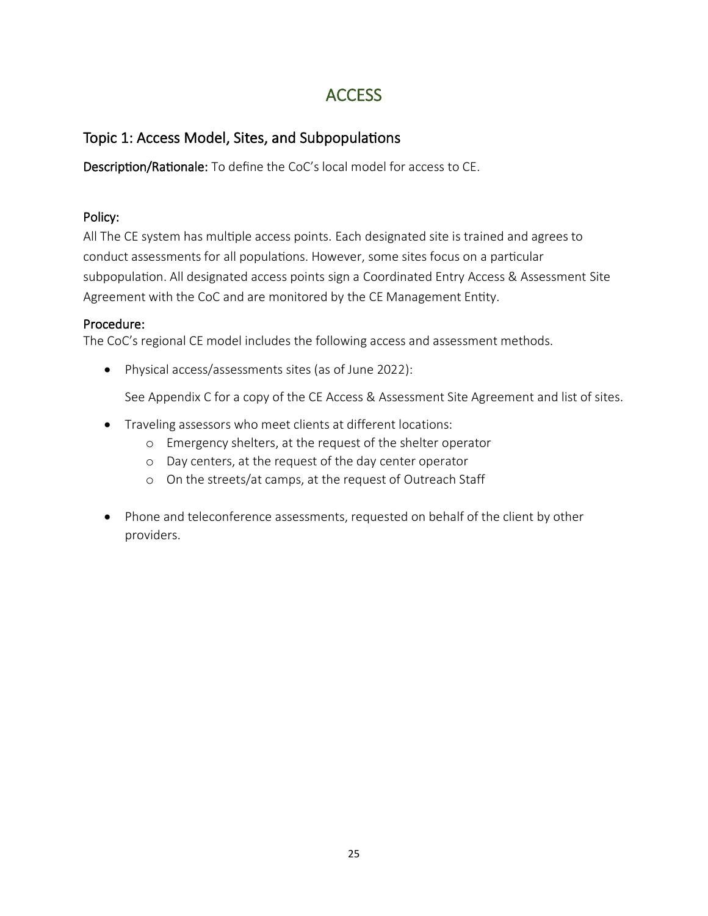# ACCESS

## Topic 1: Access Model, Sites, and Subpopulations

**Description/Rationale:** To define the CoC's local model for access to CE.

### Policy:

All The CE system has multiple access points. Each designated site is trained and agrees to conduct assessments for all populations. However, some sites focus on a particular subpopulation. All designated access points sign a Coordinated Entry Access & Assessment Site Agreement with the CoC and are monitored by the CE Management Entity.

### Procedure:

The CoC's regional CE model includes the following access and assessment methods.

- Physical access/assessments sites (as of June 2022):

  See Appendix C for a copy of the CE Access & Assessment Site Agreement and list of sites.

- Traveling assessors who meet clients at different locations:
  - Emergency shelters, at the request of the shelter operator
  - Day centers, at the request of the day center operator
  - On the streets/at camps, at the request of Outreach Staff

- Phone and teleconference assessments, requested on behalf of the client by other providers.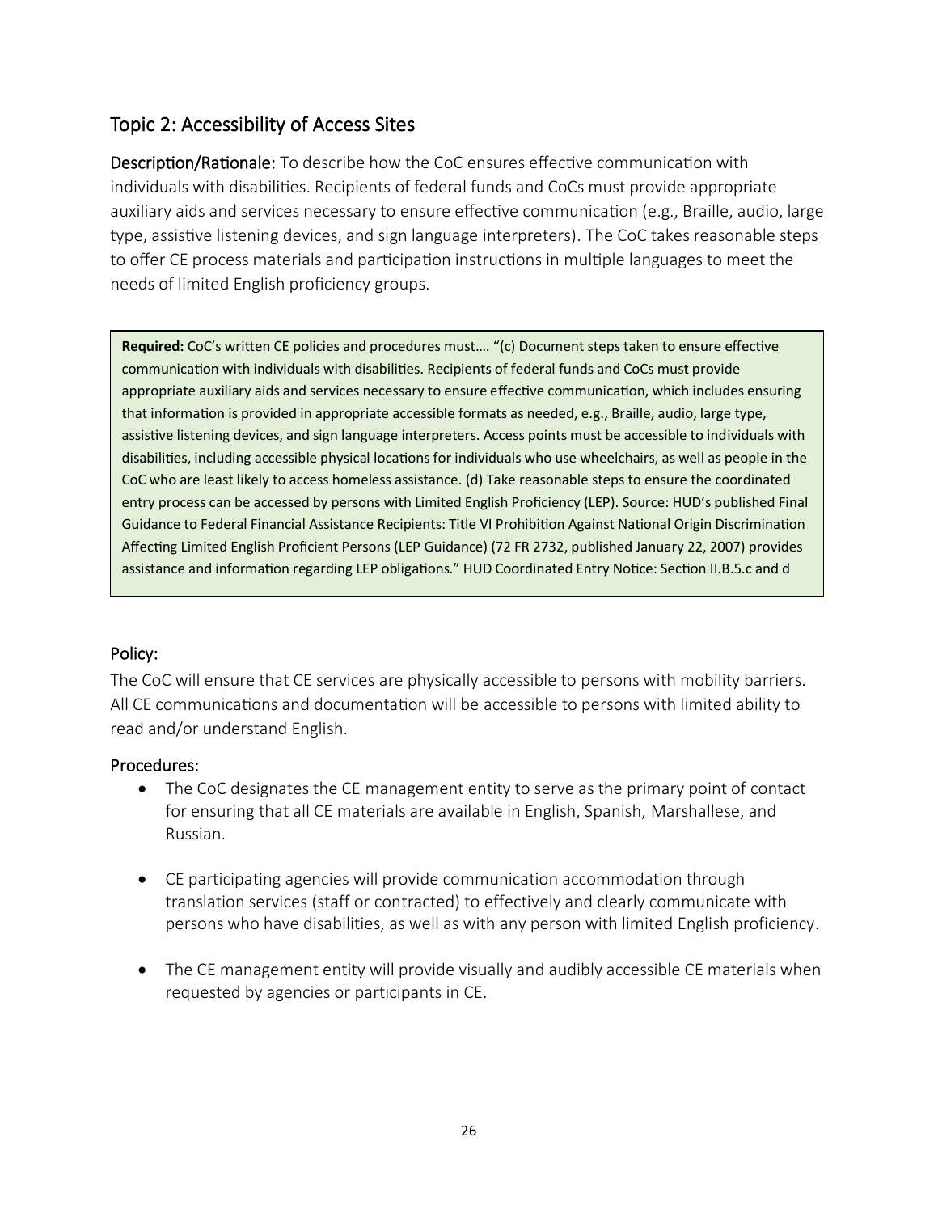## Topic 2: Accessibility of Access Sites

**Description/Rationale:** To describe how the CoC ensures effective communication with individuals with disabilities. Recipients of federal funds and CoCs must provide appropriate auxiliary aids and services necessary to ensure effective communication (e.g., Braille, audio, large type, assistive listening devices, and sign language interpreters). The CoC takes reasonable steps to offer CE process materials and participation instructions in multiple languages to meet the needs of limited English proficiency groups.

> **Required:** CoC's written CE policies and procedures must…. "(c) Document steps taken to ensure effective communication with individuals with disabilities. Recipients of federal funds and CoCs must provide appropriate auxiliary aids and services necessary to ensure effective communication, which includes ensuring that information is provided in appropriate accessible formats as needed, e.g., Braille, audio, large type, assistive listening devices, and sign language interpreters. Access points must be accessible to individuals with disabilities, including accessible physical locations for individuals who use wheelchairs, as well as people in the CoC who are least likely to access homeless assistance. (d) Take reasonable steps to ensure the coordinated entry process can be accessed by persons with Limited English Proficiency (LEP). Source: HUD's published Final Guidance to Federal Financial Assistance Recipients: Title VI Prohibition Against National Origin Discrimination Affecting Limited English Proficient Persons (LEP Guidance) (72 FR 2732, published January 22, 2007) provides assistance and information regarding LEP obligations." HUD Coordinated Entry Notice: Section II.B.5.c and d

### Policy:

The CoC will ensure that CE services are physically accessible to persons with mobility barriers. All CE communications and documentation will be accessible to persons with limited ability to read and/or understand English.

### Procedures:

- The CoC designates the CE management entity to serve as the primary point of contact for ensuring that all CE materials are available in English, Spanish, Marshallese, and Russian.
- CE participating agencies will provide communication accommodation through translation services (staff or contracted) to effectively and clearly communicate with persons who have disabilities, as well as with any person with limited English proficiency.
- The CE management entity will provide visually and audibly accessible CE materials when requested by agencies or participants in CE.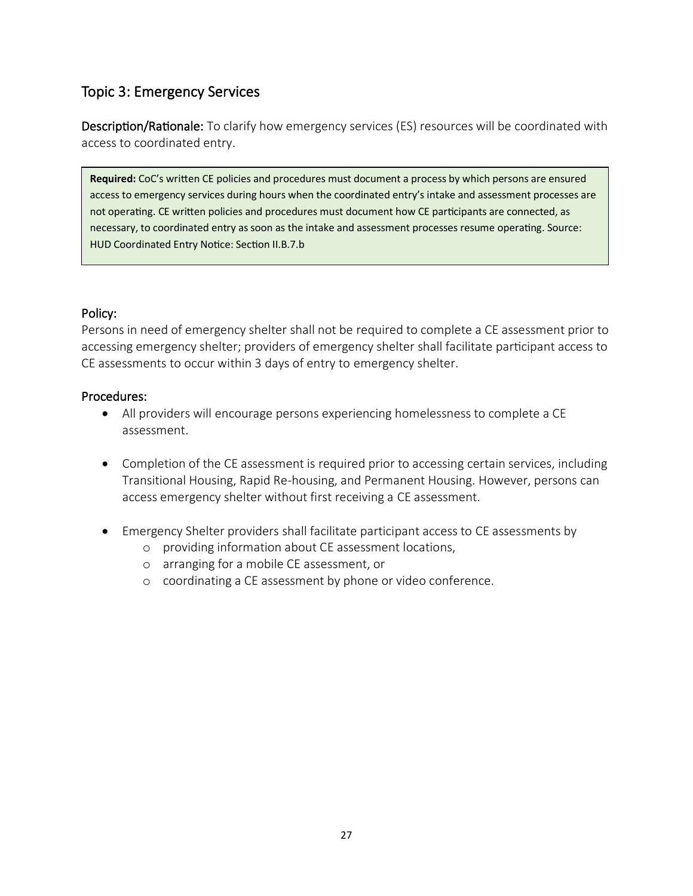## Topic 3: Emergency Services

**Description/Rationale:** To clarify how emergency services (ES) resources will be coordinated with access to coordinated entry.

> **Required:** CoC's written CE policies and procedures must document a process by which persons are ensured access to emergency services during hours when the coordinated entry's intake and assessment processes are not operating. CE written policies and procedures must document how CE participants are connected, as necessary, to coordinated entry as soon as the intake and assessment processes resume operating. Source: HUD Coordinated Entry Notice: Section II.B.7.b

### Policy:

Persons in need of emergency shelter shall not be required to complete a CE assessment prior to accessing emergency shelter; providers of emergency shelter shall facilitate participant access to CE assessments to occur within 3 days of entry to emergency shelter.

### Procedures:

- All providers will encourage persons experiencing homelessness to complete a CE assessment.
- Completion of the CE assessment is required prior to accessing certain services, including Transitional Housing, Rapid Re-housing, and Permanent Housing. However, persons can access emergency shelter without first receiving a CE assessment.
- Emergency Shelter providers shall facilitate participant access to CE assessments by
  - providing information about CE assessment locations,
  - arranging for a mobile CE assessment, or
  - coordinating a CE assessment by phone or video conference.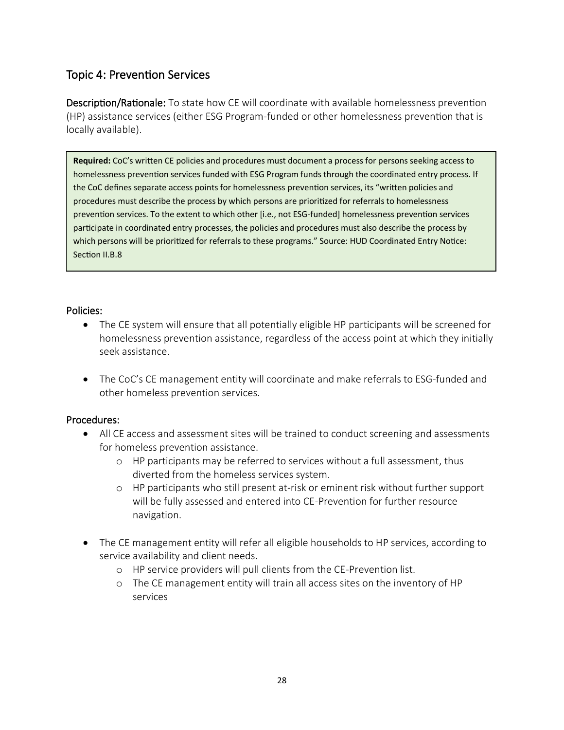## Topic 4: Prevention Services

**Description/Rationale:** To state how CE will coordinate with available homelessness prevention (HP) assistance services (either ESG Program-funded or other homelessness prevention that is locally available).

> **Required:** CoC's written CE policies and procedures must document a process for persons seeking access to homelessness prevention services funded with ESG Program funds through the coordinated entry process. If the CoC defines separate access points for homelessness prevention services, its "written policies and procedures must describe the process by which persons are prioritized for referrals to homelessness prevention services. To the extent to which other [i.e., not ESG-funded] homelessness prevention services participate in coordinated entry processes, the policies and procedures must also describe the process by which persons will be prioritized for referrals to these programs." Source: HUD Coordinated Entry Notice: Section II.B.8

### Policies:

- The CE system will ensure that all potentially eligible HP participants will be screened for homelessness prevention assistance, regardless of the access point at which they initially seek assistance.

- The CoC's CE management entity will coordinate and make referrals to ESG-funded and other homeless prevention services.

### Procedures:

- All CE access and assessment sites will be trained to conduct screening and assessments for homeless prevention assistance.
  - HP participants may be referred to services without a full assessment, thus diverted from the homeless services system.
  - HP participants who still present at-risk or eminent risk without further support will be fully assessed and entered into CE-Prevention for further resource navigation.

- The CE management entity will refer all eligible households to HP services, according to service availability and client needs.
  - HP service providers will pull clients from the CE-Prevention list.
  - The CE management entity will train all access sites on the inventory of HP services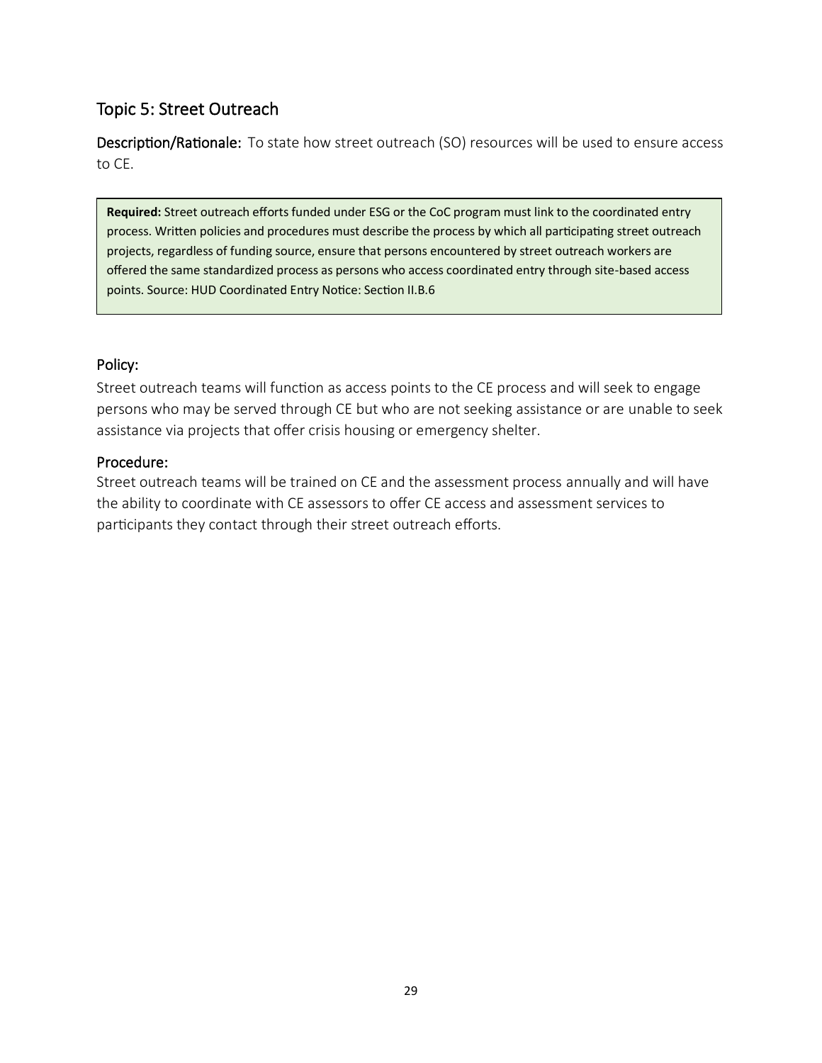## Topic 5: Street Outreach

**Description/Rationale:** To state how street outreach (SO) resources will be used to ensure access to CE.

> **Required:** Street outreach efforts funded under ESG or the CoC program must link to the coordinated entry process. Written policies and procedures must describe the process by which all participating street outreach projects, regardless of funding source, ensure that persons encountered by street outreach workers are offered the same standardized process as persons who access coordinated entry through site-based access points. Source: HUD Coordinated Entry Notice: Section II.B.6

### Policy:

Street outreach teams will function as access points to the CE process and will seek to engage persons who may be served through CE but who are not seeking assistance or are unable to seek assistance via projects that offer crisis housing or emergency shelter.

### Procedure:

Street outreach teams will be trained on CE and the assessment process annually and will have the ability to coordinate with CE assessors to offer CE access and assessment services to participants they contact through their street outreach efforts.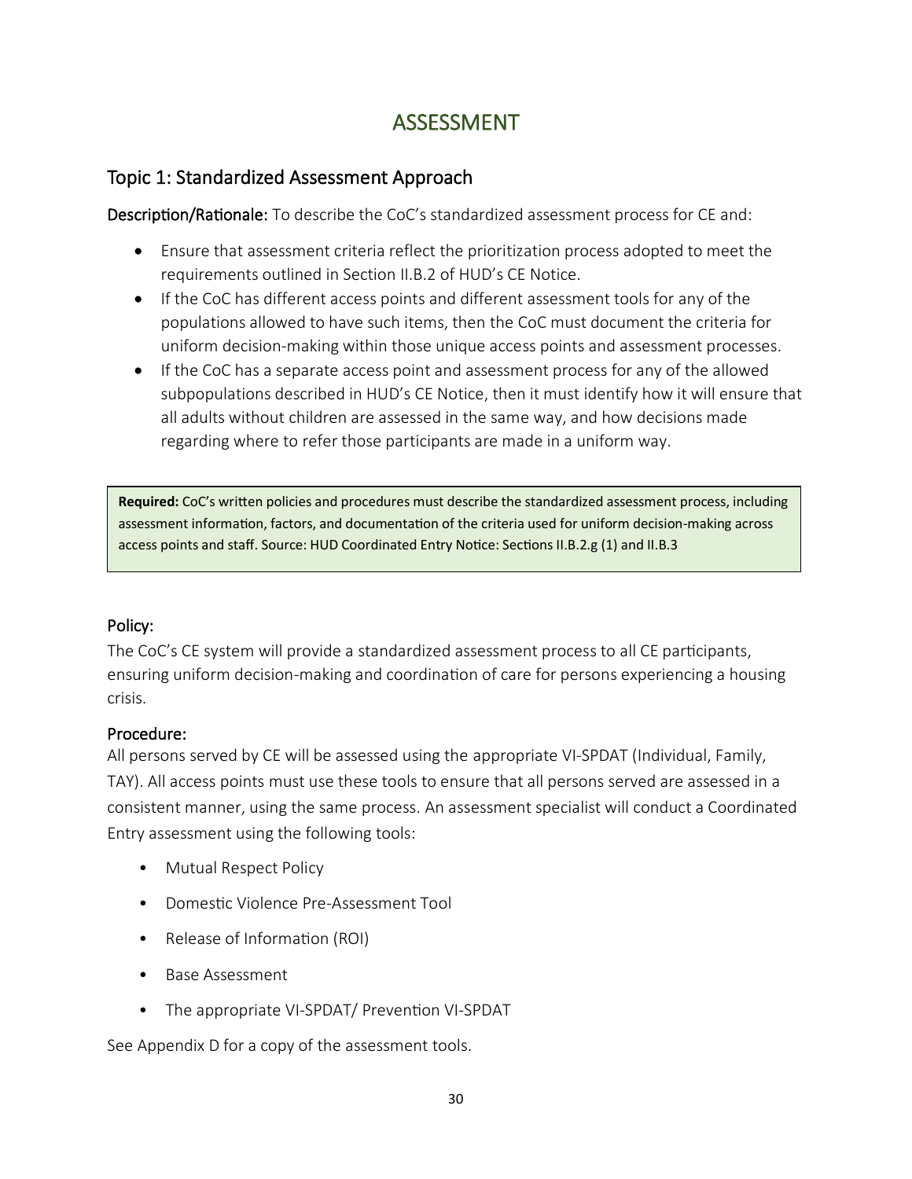# ASSESSMENT

## Topic 1: Standardized Assessment Approach

**Description/Rationale:** To describe the CoC's standardized assessment process for CE and:

- Ensure that assessment criteria reflect the prioritization process adopted to meet the requirements outlined in Section II.B.2 of HUD's CE Notice.
- If the CoC has different access points and different assessment tools for any of the populations allowed to have such items, then the CoC must document the criteria for uniform decision-making within those unique access points and assessment processes.
- If the CoC has a separate access point and assessment process for any of the allowed subpopulations described in HUD's CE Notice, then it must identify how it will ensure that all adults without children are assessed in the same way, and how decisions made regarding where to refer those participants are made in a uniform way.

> **Required:** CoC's written policies and procedures must describe the standardized assessment process, including assessment information, factors, and documentation of the criteria used for uniform decision-making across access points and staff. Source: HUD Coordinated Entry Notice: Sections II.B.2.g (1) and II.B.3

### Policy:

The CoC's CE system will provide a standardized assessment process to all CE participants, ensuring uniform decision-making and coordination of care for persons experiencing a housing crisis.

### Procedure:

All persons served by CE will be assessed using the appropriate VI-SPDAT (Individual, Family, TAY). All access points must use these tools to ensure that all persons served are assessed in a consistent manner, using the same process. An assessment specialist will conduct a Coordinated Entry assessment using the following tools:

- Mutual Respect Policy
- Domestic Violence Pre-Assessment Tool
- Release of Information (ROI)
- Base Assessment
- The appropriate VI-SPDAT/ Prevention VI-SPDAT

See Appendix D for a copy of the assessment tools.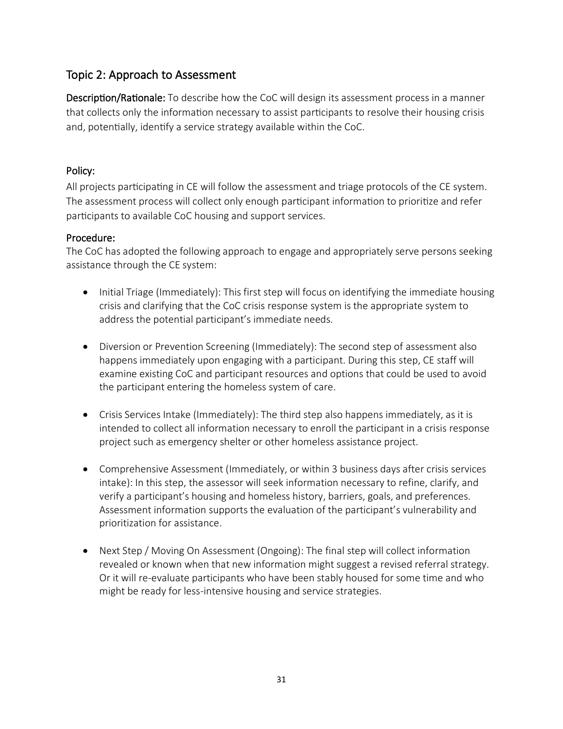## Topic 2: Approach to Assessment

**Description/Rationale:** To describe how the CoC will design its assessment process in a manner that collects only the information necessary to assist participants to resolve their housing crisis and, potentially, identify a service strategy available within the CoC.

### Policy:

All projects participating in CE will follow the assessment and triage protocols of the CE system. The assessment process will collect only enough participant information to prioritize and refer participants to available CoC housing and support services.

### Procedure:

The CoC has adopted the following approach to engage and appropriately serve persons seeking assistance through the CE system:

- Initial Triage (Immediately): This first step will focus on identifying the immediate housing crisis and clarifying that the CoC crisis response system is the appropriate system to address the potential participant's immediate needs.

- Diversion or Prevention Screening (Immediately): The second step of assessment also happens immediately upon engaging with a participant. During this step, CE staff will examine existing CoC and participant resources and options that could be used to avoid the participant entering the homeless system of care.

- Crisis Services Intake (Immediately): The third step also happens immediately, as it is intended to collect all information necessary to enroll the participant in a crisis response project such as emergency shelter or other homeless assistance project.

- Comprehensive Assessment (Immediately, or within 3 business days after crisis services intake): In this step, the assessor will seek information necessary to refine, clarify, and verify a participant's housing and homeless history, barriers, goals, and preferences. Assessment information supports the evaluation of the participant's vulnerability and prioritization for assistance.

- Next Step / Moving On Assessment (Ongoing): The final step will collect information revealed or known when that new information might suggest a revised referral strategy. Or it will re-evaluate participants who have been stably housed for some time and who might be ready for less-intensive housing and service strategies.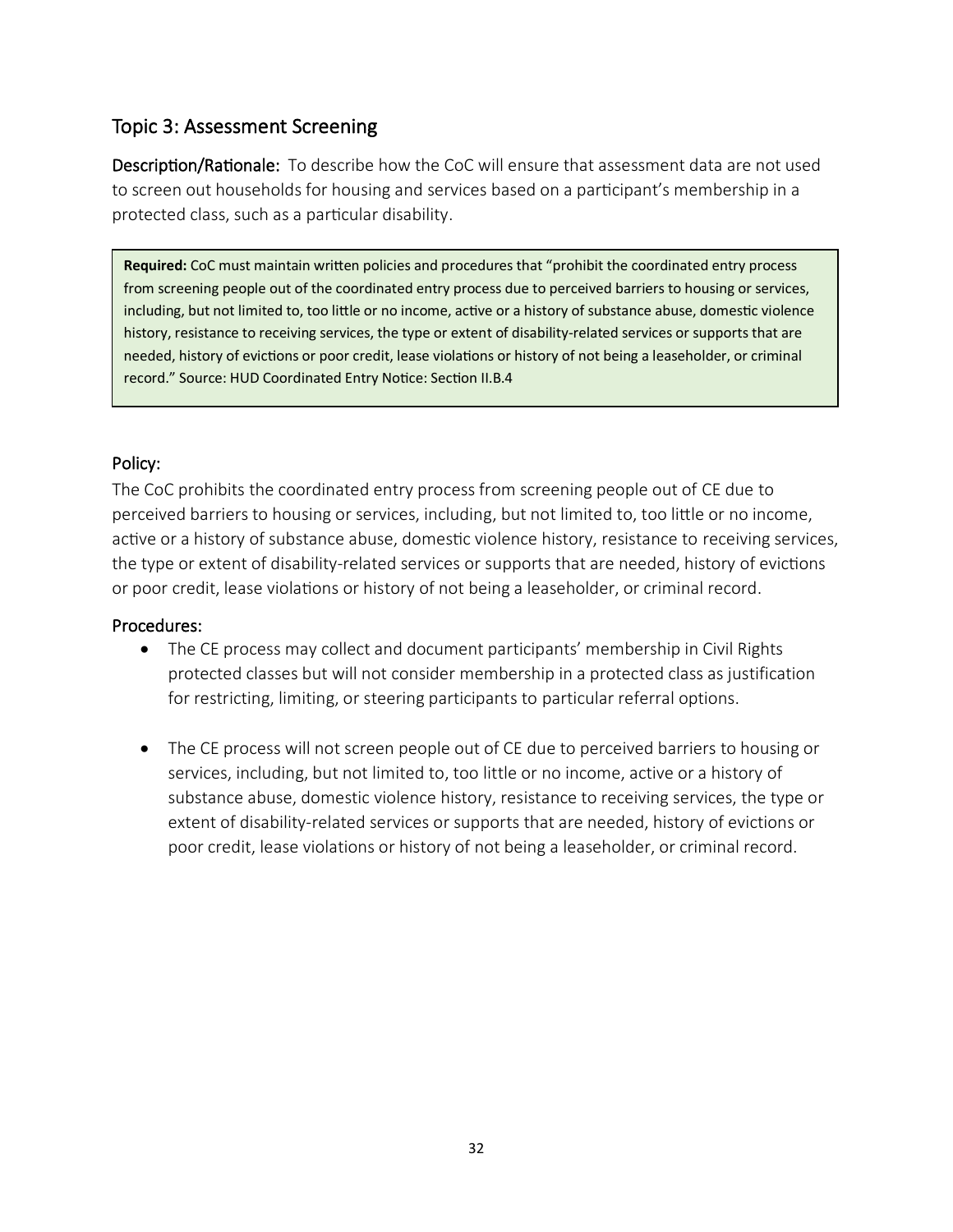## Topic 3: Assessment Screening

**Description/Rationale:** To describe how the CoC will ensure that assessment data are not used to screen out households for housing and services based on a participant's membership in a protected class, such as a particular disability.

> **Required:** CoC must maintain written policies and procedures that "prohibit the coordinated entry process from screening people out of the coordinated entry process due to perceived barriers to housing or services, including, but not limited to, too little or no income, active or a history of substance abuse, domestic violence history, resistance to receiving services, the type or extent of disability-related services or supports that are needed, history of evictions or poor credit, lease violations or history of not being a leaseholder, or criminal record." Source: HUD Coordinated Entry Notice: Section II.B.4

### Policy:

The CoC prohibits the coordinated entry process from screening people out of CE due to perceived barriers to housing or services, including, but not limited to, too little or no income, active or a history of substance abuse, domestic violence history, resistance to receiving services, the type or extent of disability-related services or supports that are needed, history of evictions or poor credit, lease violations or history of not being a leaseholder, or criminal record.

### Procedures:

- The CE process may collect and document participants' membership in Civil Rights protected classes but will not consider membership in a protected class as justification for restricting, limiting, or steering participants to particular referral options.
- The CE process will not screen people out of CE due to perceived barriers to housing or services, including, but not limited to, too little or no income, active or a history of substance abuse, domestic violence history, resistance to receiving services, the type or extent of disability-related services or supports that are needed, history of evictions or poor credit, lease violations or history of not being a leaseholder, or criminal record.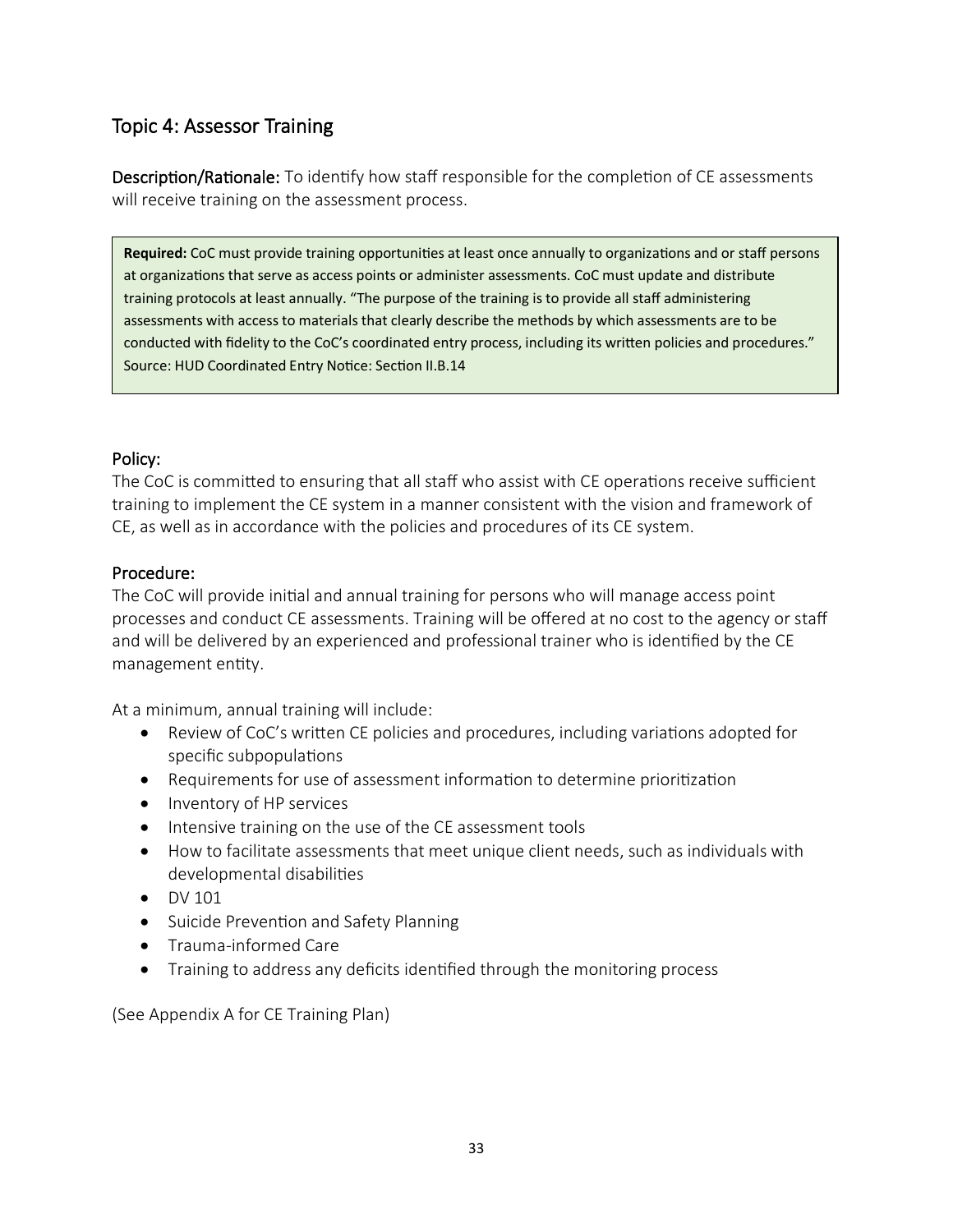## Topic 4: Assessor Training

**Description/Rationale:** To identify how staff responsible for the completion of CE assessments will receive training on the assessment process.

> **Required:** CoC must provide training opportunities at least once annually to organizations and or staff persons at organizations that serve as access points or administer assessments. CoC must update and distribute training protocols at least annually. "The purpose of the training is to provide all staff administering assessments with access to materials that clearly describe the methods by which assessments are to be conducted with fidelity to the CoC's coordinated entry process, including its written policies and procedures." Source: HUD Coordinated Entry Notice: Section II.B.14

### Policy:

The CoC is committed to ensuring that all staff who assist with CE operations receive sufficient training to implement the CE system in a manner consistent with the vision and framework of CE, as well as in accordance with the policies and procedures of its CE system.

### Procedure:

The CoC will provide initial and annual training for persons who will manage access point processes and conduct CE assessments. Training will be offered at no cost to the agency or staff and will be delivered by an experienced and professional trainer who is identified by the CE management entity.

At a minimum, annual training will include:

- Review of CoC's written CE policies and procedures, including variations adopted for specific subpopulations
- Requirements for use of assessment information to determine prioritization
- Inventory of HP services
- Intensive training on the use of the CE assessment tools
- How to facilitate assessments that meet unique client needs, such as individuals with developmental disabilities
- DV 101
- Suicide Prevention and Safety Planning
- Trauma-informed Care
- Training to address any deficits identified through the monitoring process

(See Appendix A for CE Training Plan)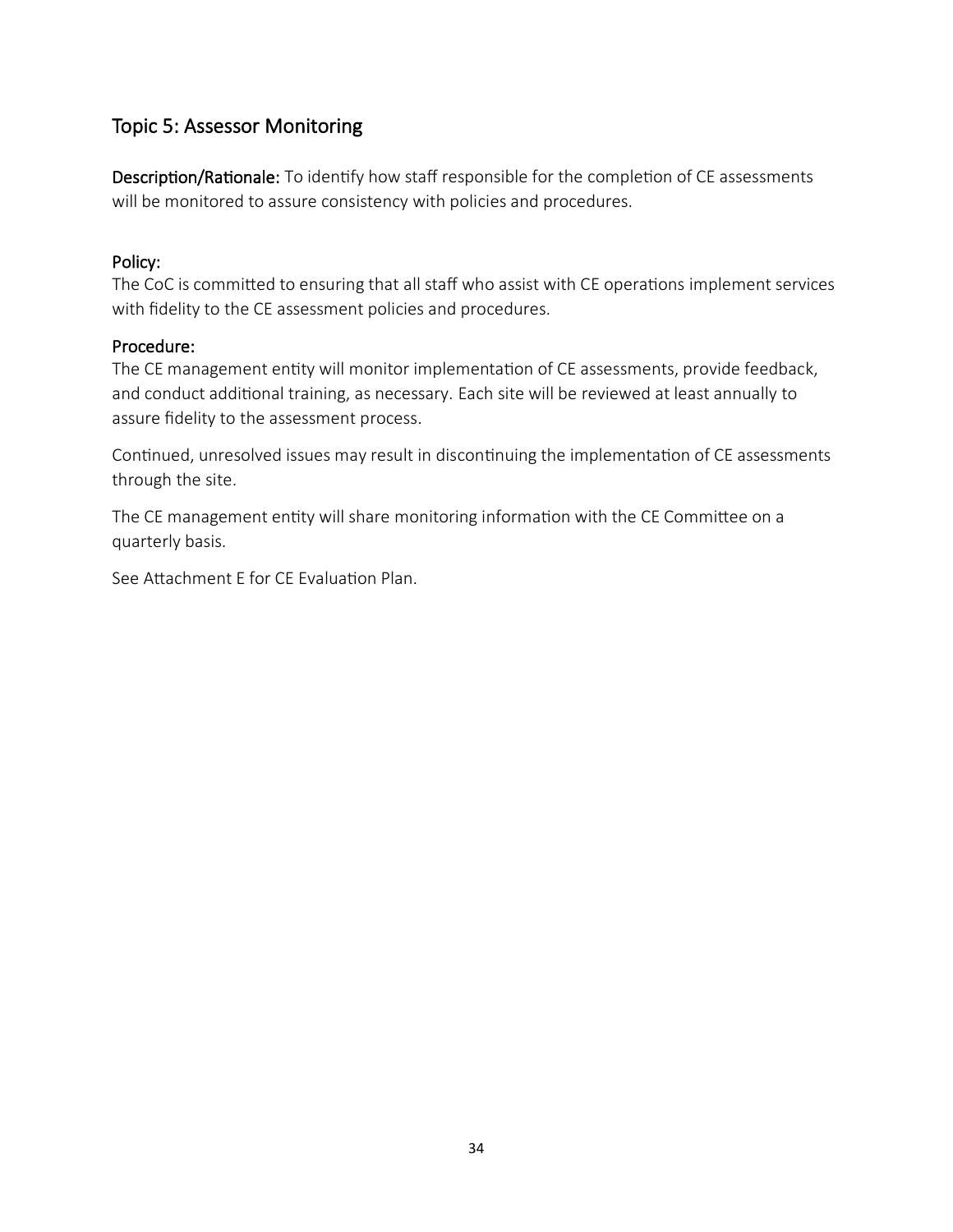## Topic 5: Assessor Monitoring

**Description/Rationale:** To identify how staff responsible for the completion of CE assessments will be monitored to assure consistency with policies and procedures.

### Policy:

The CoC is committed to ensuring that all staff who assist with CE operations implement services with fidelity to the CE assessment policies and procedures.

### Procedure:

The CE management entity will monitor implementation of CE assessments, provide feedback, and conduct additional training, as necessary. Each site will be reviewed at least annually to assure fidelity to the assessment process.

Continued, unresolved issues may result in discontinuing the implementation of CE assessments through the site.

The CE management entity will share monitoring information with the CE Committee on a quarterly basis.

See Attachment E for CE Evaluation Plan.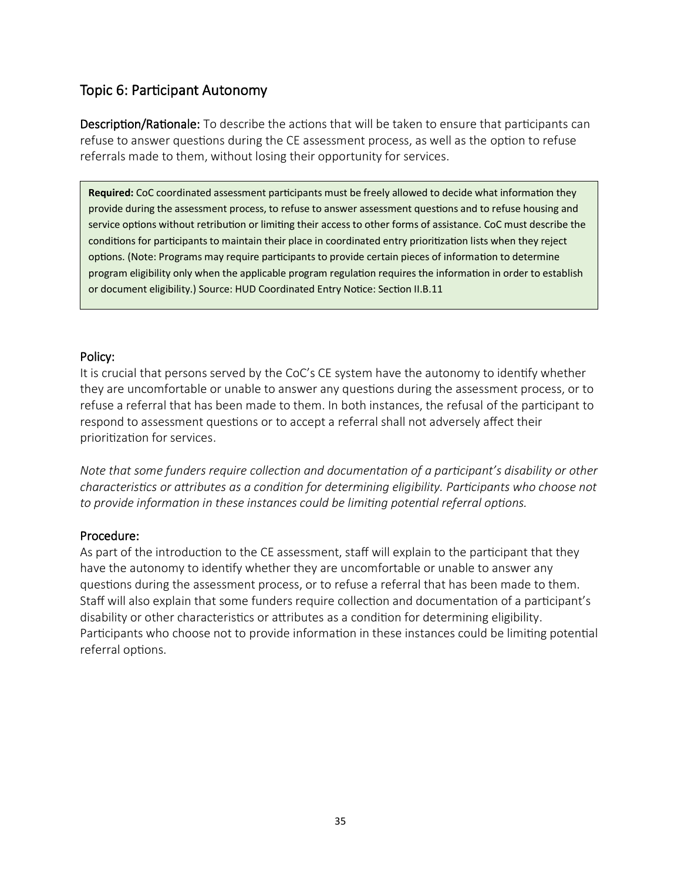## Topic 6: Participant Autonomy

**Description/Rationale:** To describe the actions that will be taken to ensure that participants can refuse to answer questions during the CE assessment process, as well as the option to refuse referrals made to them, without losing their opportunity for services.

> **Required:** CoC coordinated assessment participants must be freely allowed to decide what information they provide during the assessment process, to refuse to answer assessment questions and to refuse housing and service options without retribution or limiting their access to other forms of assistance. CoC must describe the conditions for participants to maintain their place in coordinated entry prioritization lists when they reject options. (Note: Programs may require participants to provide certain pieces of information to determine program eligibility only when the applicable program regulation requires the information in order to establish or document eligibility.) Source: HUD Coordinated Entry Notice: Section II.B.11

### Policy:

It is crucial that persons served by the CoC's CE system have the autonomy to identify whether they are uncomfortable or unable to answer any questions during the assessment process, or to refuse a referral that has been made to them. In both instances, the refusal of the participant to respond to assessment questions or to accept a referral shall not adversely affect their prioritization for services.

*Note that some funders require collection and documentation of a participant's disability or other characteristics or attributes as a condition for determining eligibility. Participants who choose not to provide information in these instances could be limiting potential referral options.*

### Procedure:

As part of the introduction to the CE assessment, staff will explain to the participant that they have the autonomy to identify whether they are uncomfortable or unable to answer any questions during the assessment process, or to refuse a referral that has been made to them. Staff will also explain that some funders require collection and documentation of a participant's disability or other characteristics or attributes as a condition for determining eligibility. Participants who choose not to provide information in these instances could be limiting potential referral options.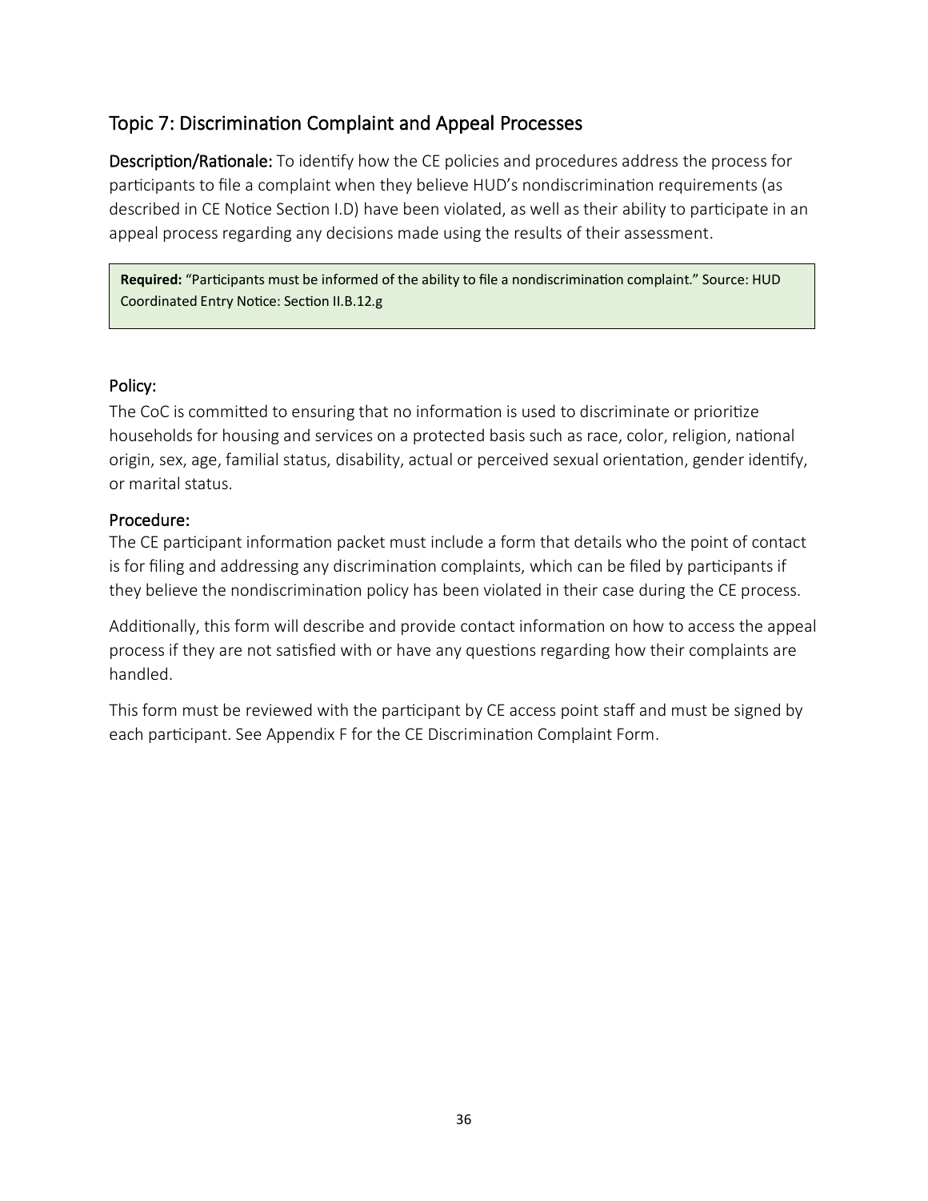## Topic 7: Discrimination Complaint and Appeal Processes

**Description/Rationale:** To identify how the CE policies and procedures address the process for participants to file a complaint when they believe HUD's nondiscrimination requirements (as described in CE Notice Section I.D) have been violated, as well as their ability to participate in an appeal process regarding any decisions made using the results of their assessment.

> **Required:** "Participants must be informed of the ability to file a nondiscrimination complaint." Source: HUD Coordinated Entry Notice: Section II.B.12.g

### Policy:

The CoC is committed to ensuring that no information is used to discriminate or prioritize households for housing and services on a protected basis such as race, color, religion, national origin, sex, age, familial status, disability, actual or perceived sexual orientation, gender identify, or marital status.

### Procedure:

The CE participant information packet must include a form that details who the point of contact is for filing and addressing any discrimination complaints, which can be filed by participants if they believe the nondiscrimination policy has been violated in their case during the CE process.

Additionally, this form will describe and provide contact information on how to access the appeal process if they are not satisfied with or have any questions regarding how their complaints are handled.

This form must be reviewed with the participant by CE access point staff and must be signed by each participant. See Appendix F for the CE Discrimination Complaint Form.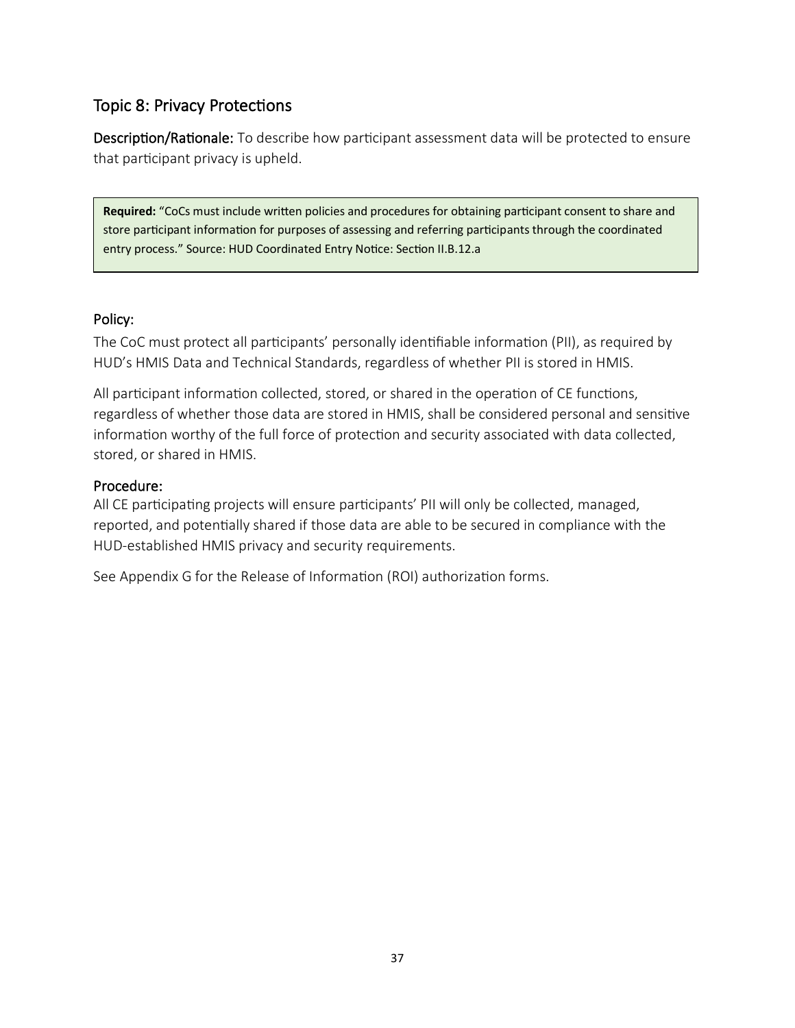## Topic 8: Privacy Protections

**Description/Rationale:** To describe how participant assessment data will be protected to ensure that participant privacy is upheld.

> **Required:** "CoCs must include written policies and procedures for obtaining participant consent to share and store participant information for purposes of assessing and referring participants through the coordinated entry process." Source: HUD Coordinated Entry Notice: Section II.B.12.a

### Policy:

The CoC must protect all participants' personally identifiable information (PII), as required by HUD's HMIS Data and Technical Standards, regardless of whether PII is stored in HMIS.

All participant information collected, stored, or shared in the operation of CE functions, regardless of whether those data are stored in HMIS, shall be considered personal and sensitive information worthy of the full force of protection and security associated with data collected, stored, or shared in HMIS.

### Procedure:

All CE participating projects will ensure participants' PII will only be collected, managed, reported, and potentially shared if those data are able to be secured in compliance with the HUD-established HMIS privacy and security requirements.

See Appendix G for the Release of Information (ROI) authorization forms.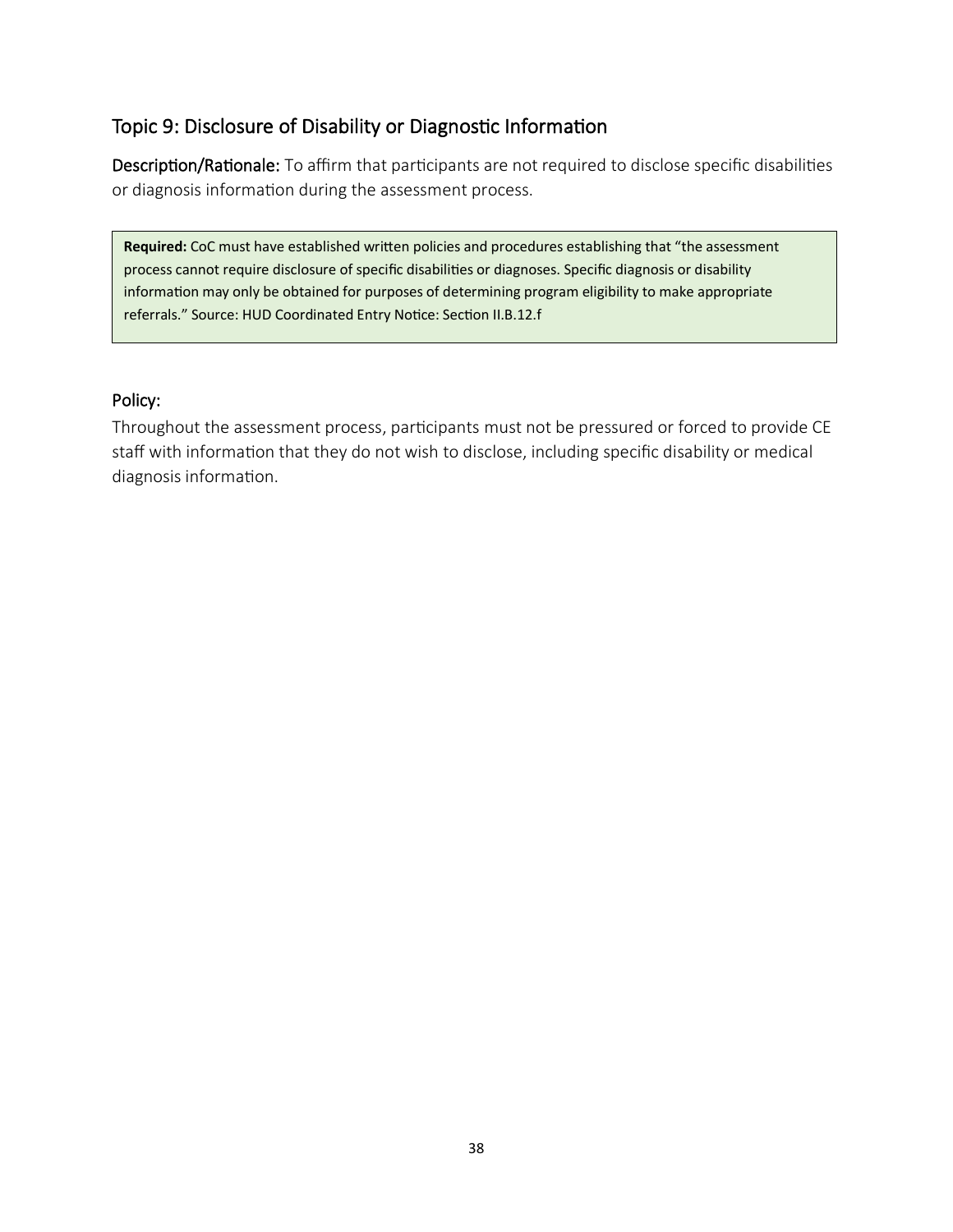## Topic 9: Disclosure of Disability or Diagnostic Information

**Description/Rationale:** To affirm that participants are not required to disclose specific disabilities or diagnosis information during the assessment process.

> **Required:** CoC must have established written policies and procedures establishing that "the assessment process cannot require disclosure of specific disabilities or diagnoses. Specific diagnosis or disability information may only be obtained for purposes of determining program eligibility to make appropriate referrals." Source: HUD Coordinated Entry Notice: Section II.B.12.f

### Policy:

Throughout the assessment process, participants must not be pressured or forced to provide CE staff with information that they do not wish to disclose, including specific disability or medical diagnosis information.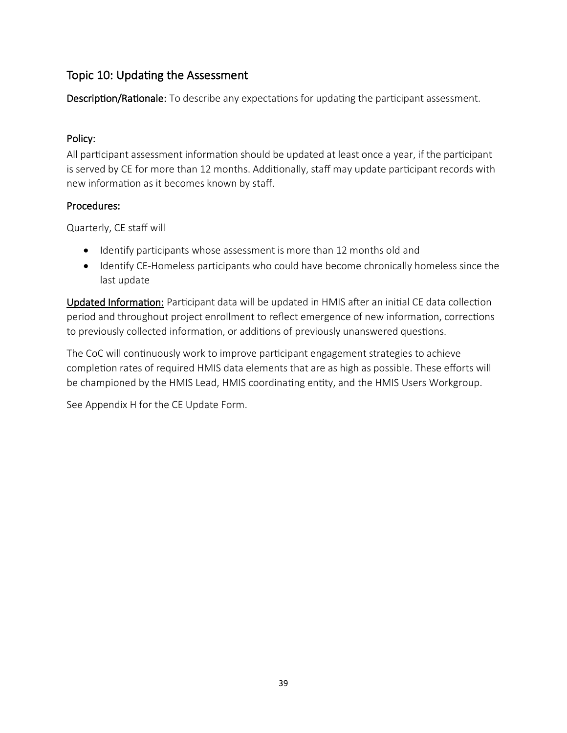## Topic 10: Updating the Assessment

**Description/Rationale:** To describe any expectations for updating the participant assessment.

### Policy:

All participant assessment information should be updated at least once a year, if the participant is served by CE for more than 12 months. Additionally, staff may update participant records with new information as it becomes known by staff.

### Procedures:

Quarterly, CE staff will

- Identify participants whose assessment is more than 12 months old and
- Identify CE-Homeless participants who could have become chronically homeless since the last update

Updated Information: Participant data will be updated in HMIS after an initial CE data collection period and throughout project enrollment to reflect emergence of new information, corrections to previously collected information, or additions of previously unanswered questions.

The CoC will continuously work to improve participant engagement strategies to achieve completion rates of required HMIS data elements that are as high as possible. These efforts will be championed by the HMIS Lead, HMIS coordinating entity, and the HMIS Users Workgroup.

See Appendix H for the CE Update Form.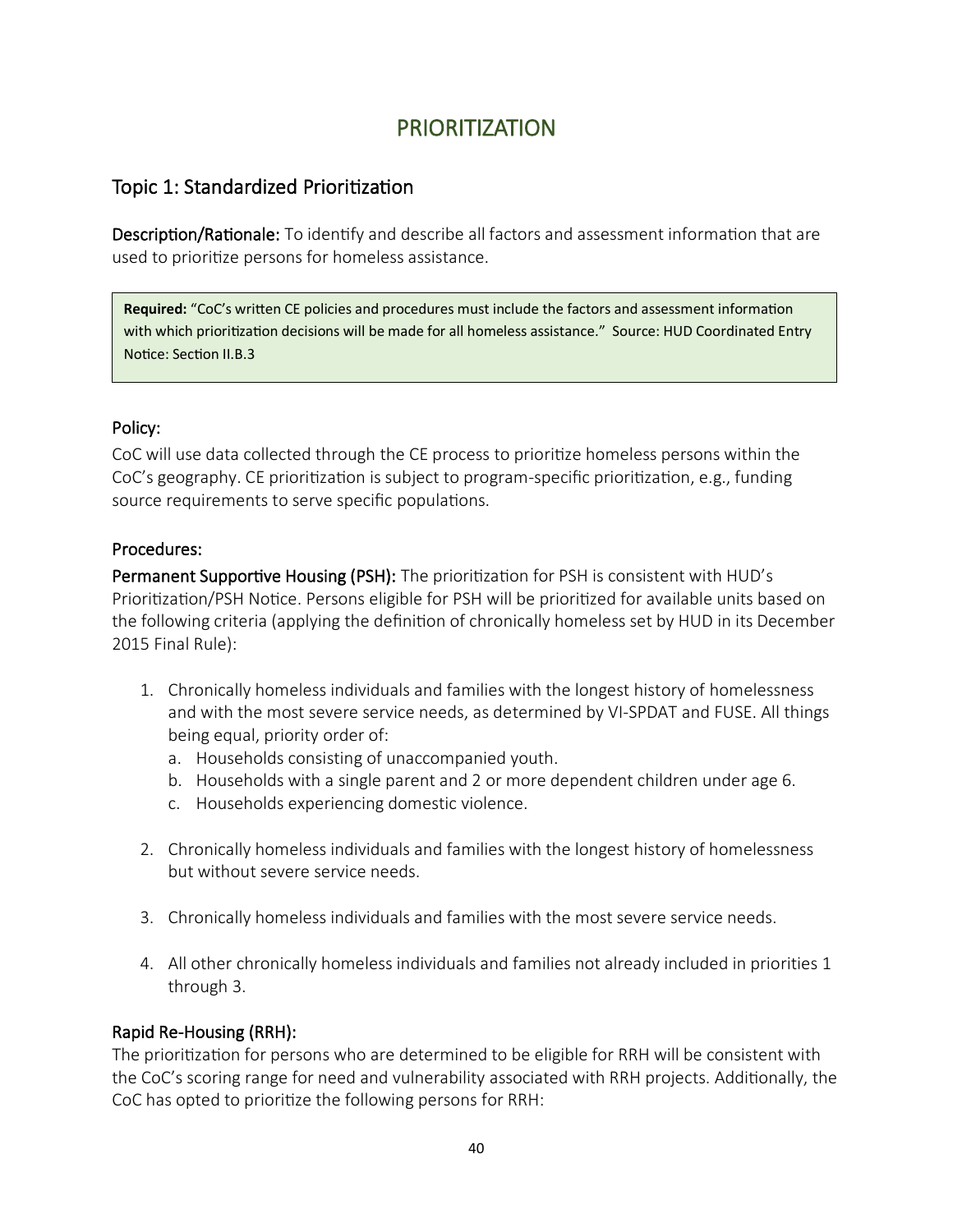# PRIORITIZATION

## Topic 1: Standardized Prioritization

**Description/Rationale:** To identify and describe all factors and assessment information that are used to prioritize persons for homeless assistance.

> **Required:** "CoC's written CE policies and procedures must include the factors and assessment information with which prioritization decisions will be made for all homeless assistance." Source: HUD Coordinated Entry Notice: Section II.B.3

### Policy:

CoC will use data collected through the CE process to prioritize homeless persons within the CoC's geography. CE prioritization is subject to program-specific prioritization, e.g., funding source requirements to serve specific populations.

### Procedures:

**Permanent Supportive Housing (PSH):** The prioritization for PSH is consistent with HUD's Prioritization/PSH Notice. Persons eligible for PSH will be prioritized for available units based on the following criteria (applying the definition of chronically homeless set by HUD in its December 2015 Final Rule):

1. Chronically homeless individuals and families with the longest history of homelessness and with the most severe service needs, as determined by VI-SPDAT and FUSE. All things being equal, priority order of:
   a. Households consisting of unaccompanied youth.
   b. Households with a single parent and 2 or more dependent children under age 6.
   c. Households experiencing domestic violence.

2. Chronically homeless individuals and families with the longest history of homelessness but without severe service needs.

3. Chronically homeless individuals and families with the most severe service needs.

4. All other chronically homeless individuals and families not already included in priorities 1 through 3.

**Rapid Re-Housing (RRH):**

The prioritization for persons who are determined to be eligible for RRH will be consistent with the CoC's scoring range for need and vulnerability associated with RRH projects. Additionally, the CoC has opted to prioritize the following persons for RRH: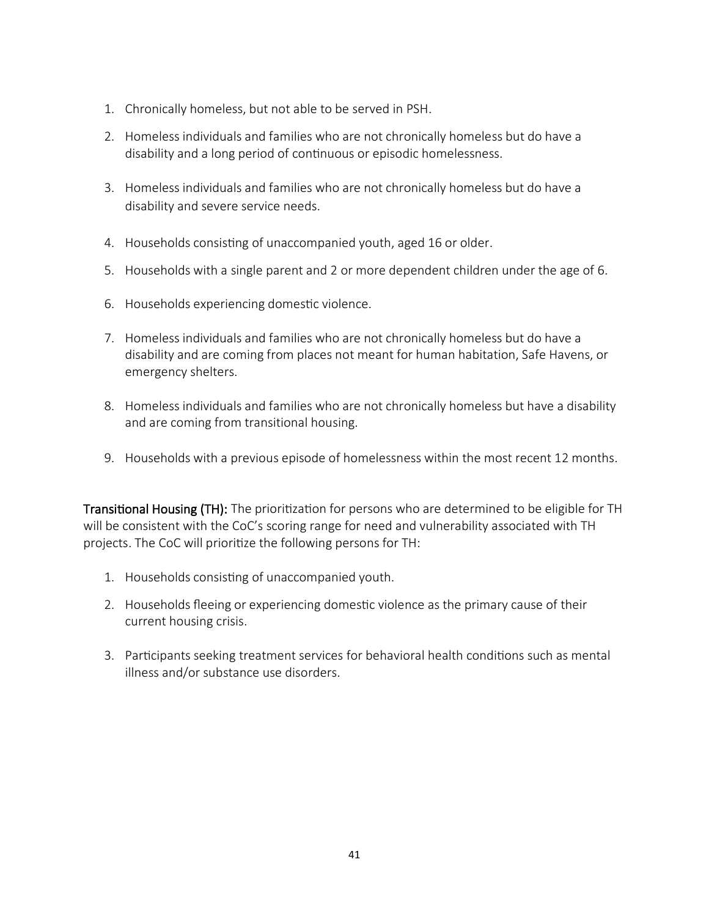1. Chronically homeless, but not able to be served in PSH.
2. Homeless individuals and families who are not chronically homeless but do have a disability and a long period of continuous or episodic homelessness.
3. Homeless individuals and families who are not chronically homeless but do have a disability and severe service needs.
4. Households consisting of unaccompanied youth, aged 16 or older.
5. Households with a single parent and 2 or more dependent children under the age of 6.
6. Households experiencing domestic violence.
7. Homeless individuals and families who are not chronically homeless but do have a disability and are coming from places not meant for human habitation, Safe Havens, or emergency shelters.
8. Homeless individuals and families who are not chronically homeless but have a disability and are coming from transitional housing.
9. Households with a previous episode of homelessness within the most recent 12 months.

**Transitional Housing (TH):** The prioritization for persons who are determined to be eligible for TH will be consistent with the CoC's scoring range for need and vulnerability associated with TH projects. The CoC will prioritize the following persons for TH:

1. Households consisting of unaccompanied youth.
2. Households fleeing or experiencing domestic violence as the primary cause of their current housing crisis.
3. Participants seeking treatment services for behavioral health conditions such as mental illness and/or substance use disorders.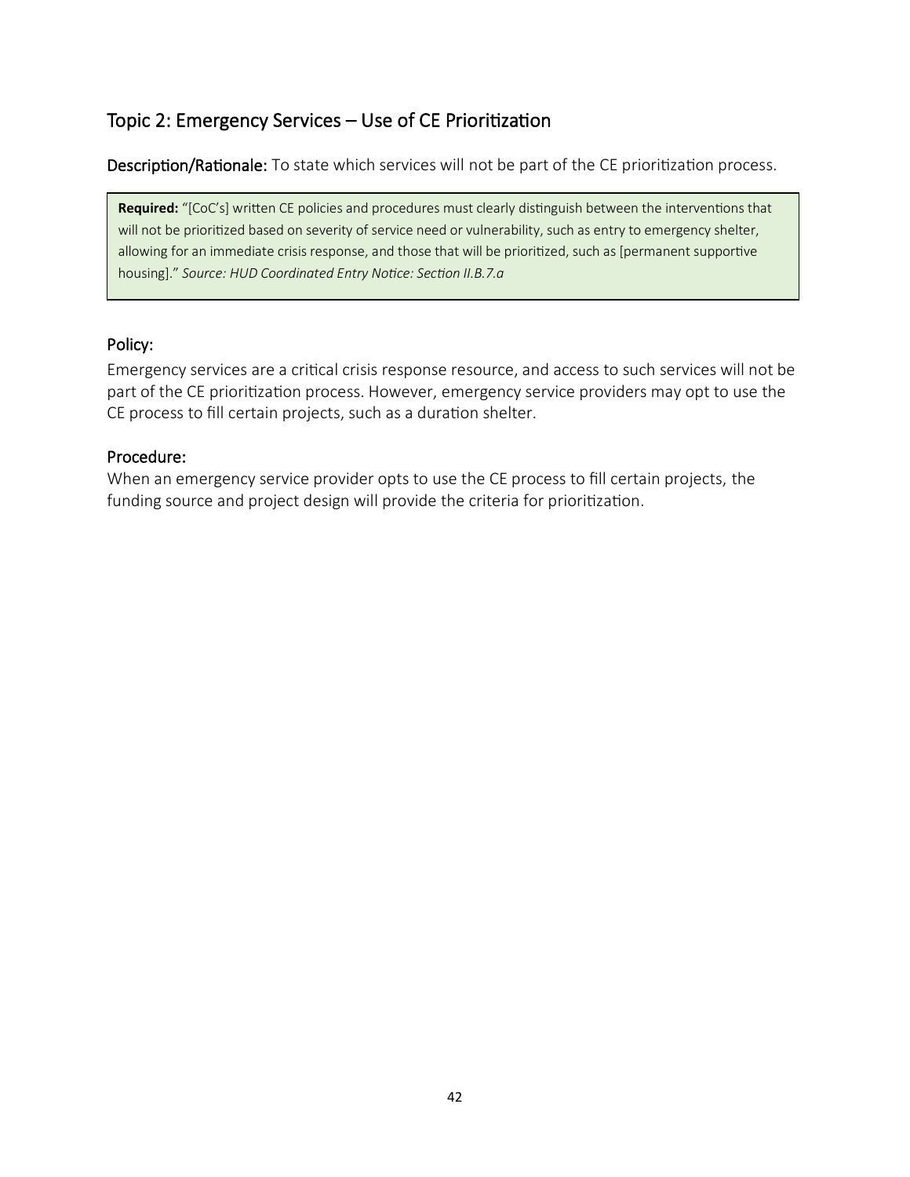## Topic 2: Emergency Services – Use of CE Prioritization

**Description/Rationale:** To state which services will not be part of the CE prioritization process.

> **Required:** "[CoC's] written CE policies and procedures must clearly distinguish between the interventions that will not be prioritized based on severity of service need or vulnerability, such as entry to emergency shelter, allowing for an immediate crisis response, and those that will be prioritized, such as [permanent supportive housing]." *Source: HUD Coordinated Entry Notice: Section II.B.7.a*

### Policy:

Emergency services are a critical crisis response resource, and access to such services will not be part of the CE prioritization process. However, emergency service providers may opt to use the CE process to fill certain projects, such as a duration shelter.

### Procedure:

When an emergency service provider opts to use the CE process to fill certain projects, the funding source and project design will provide the criteria for prioritization.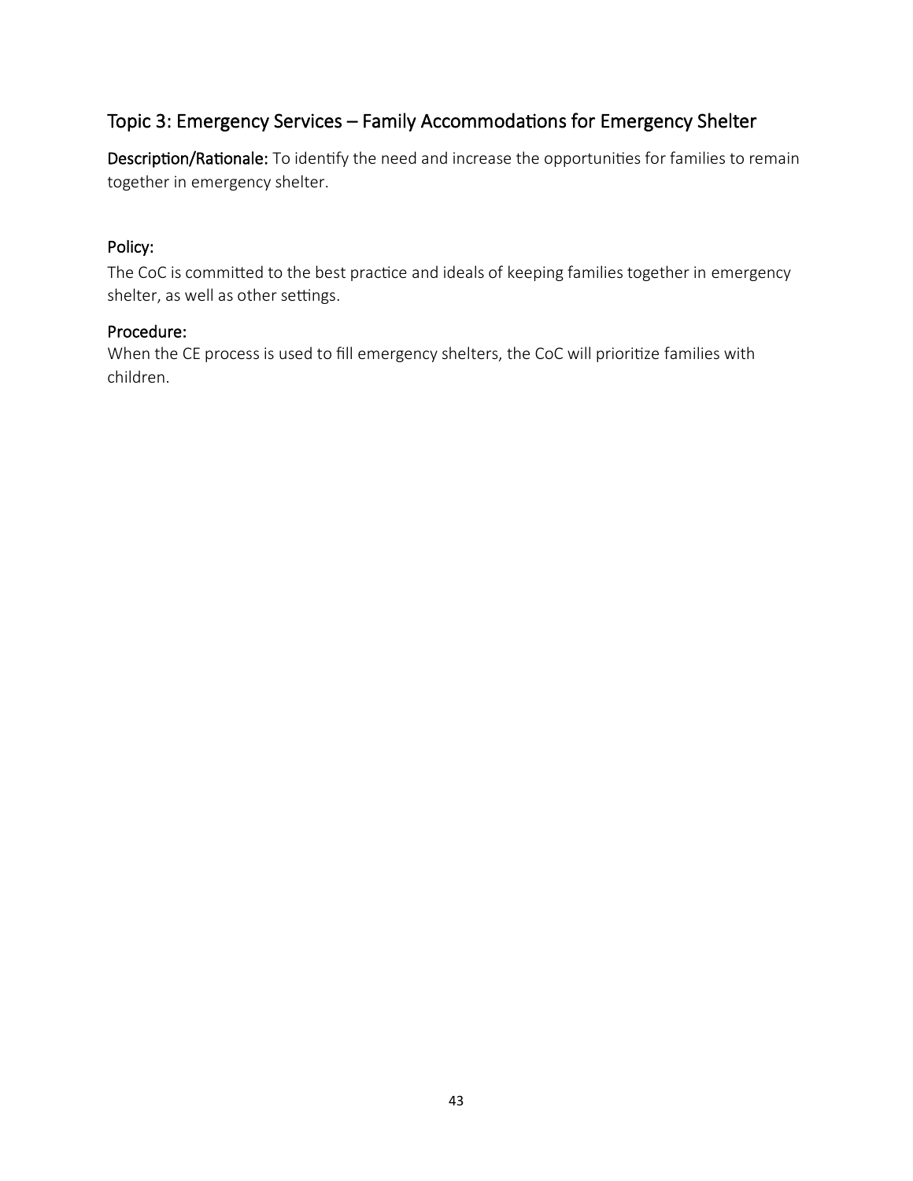## Topic 3: Emergency Services – Family Accommodations for Emergency Shelter

**Description/Rationale:** To identify the need and increase the opportunities for families to remain together in emergency shelter.

### Policy:

The CoC is committed to the best practice and ideals of keeping families together in emergency shelter, as well as other settings.

### Procedure:

When the CE process is used to fill emergency shelters, the CoC will prioritize families with children.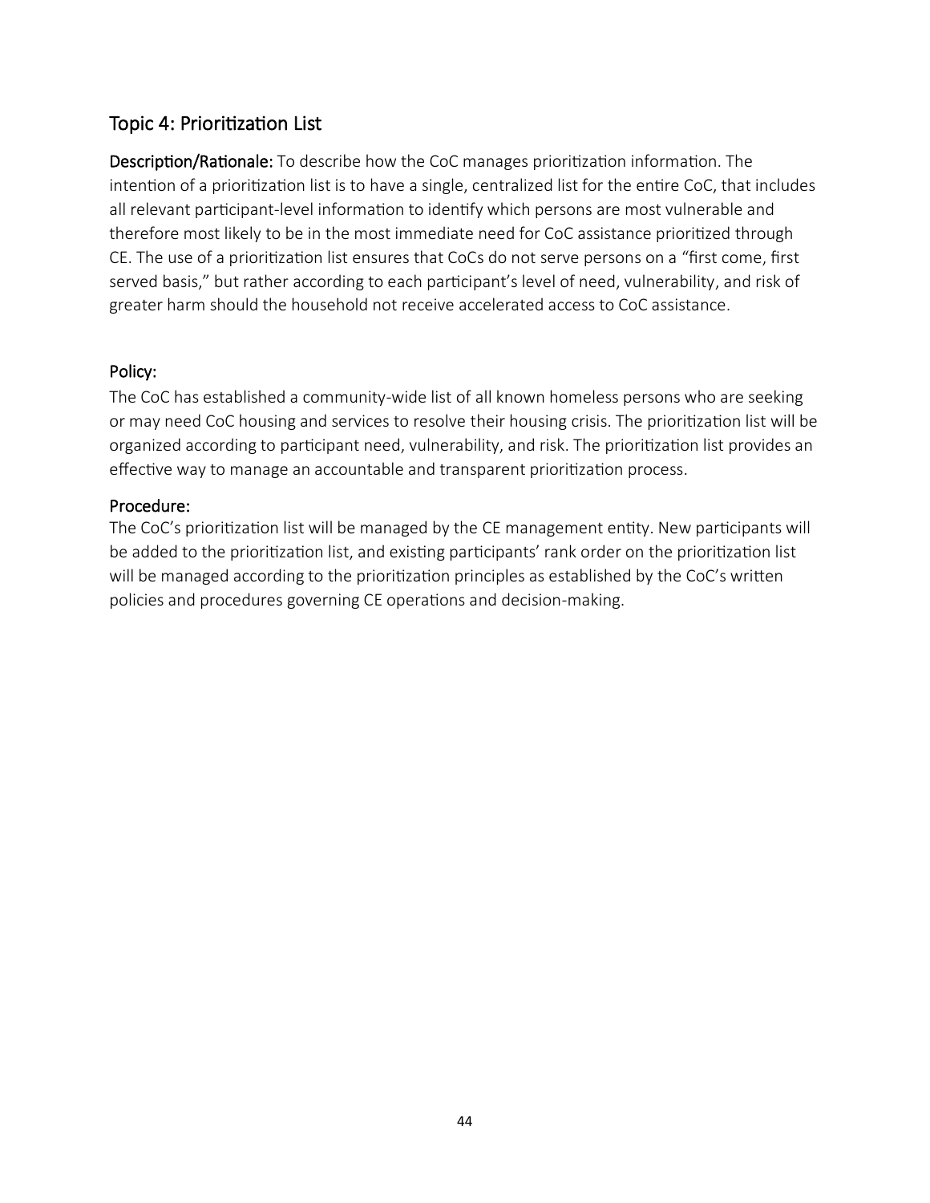## Topic 4: Prioritization List

**Description/Rationale:** To describe how the CoC manages prioritization information. The intention of a prioritization list is to have a single, centralized list for the entire CoC, that includes all relevant participant-level information to identify which persons are most vulnerable and therefore most likely to be in the most immediate need for CoC assistance prioritized through CE. The use of a prioritization list ensures that CoCs do not serve persons on a "first come, first served basis," but rather according to each participant's level of need, vulnerability, and risk of greater harm should the household not receive accelerated access to CoC assistance.

### Policy:

The CoC has established a community-wide list of all known homeless persons who are seeking or may need CoC housing and services to resolve their housing crisis. The prioritization list will be organized according to participant need, vulnerability, and risk. The prioritization list provides an effective way to manage an accountable and transparent prioritization process.

### Procedure:

The CoC's prioritization list will be managed by the CE management entity. New participants will be added to the prioritization list, and existing participants' rank order on the prioritization list will be managed according to the prioritization principles as established by the CoC's written policies and procedures governing CE operations and decision-making.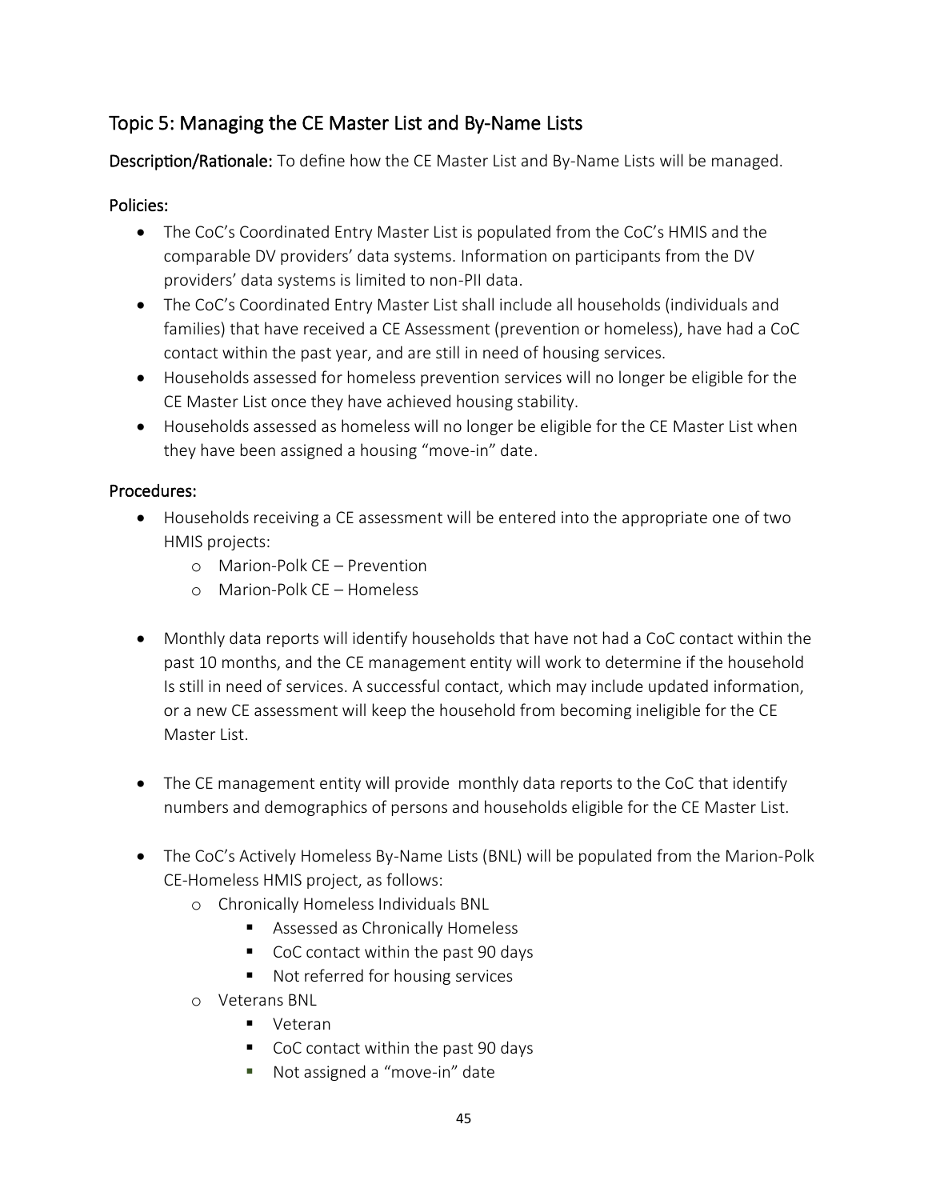## Topic 5: Managing the CE Master List and By-Name Lists

**Description/Rationale:** To define how the CE Master List and By-Name Lists will be managed.

### Policies:

- The CoC's Coordinated Entry Master List is populated from the CoC's HMIS and the comparable DV providers' data systems. Information on participants from the DV providers' data systems is limited to non-PII data.
- The CoC's Coordinated Entry Master List shall include all households (individuals and families) that have received a CE Assessment (prevention or homeless), have had a CoC contact within the past year, and are still in need of housing services.
- Households assessed for homeless prevention services will no longer be eligible for the CE Master List once they have achieved housing stability.
- Households assessed as homeless will no longer be eligible for the CE Master List when they have been assigned a housing "move-in" date.

### Procedures:

- Households receiving a CE assessment will be entered into the appropriate one of two HMIS projects:
  - Marion-Polk CE – Prevention
  - Marion-Polk CE – Homeless

- Monthly data reports will identify households that have not had a CoC contact within the past 10 months, and the CE management entity will work to determine if the household Is still in need of services. A successful contact, which may include updated information, or a new CE assessment will keep the household from becoming ineligible for the CE Master List.

- The CE management entity will provide monthly data reports to the CoC that identify numbers and demographics of persons and households eligible for the CE Master List.

- The CoC's Actively Homeless By-Name Lists (BNL) will be populated from the Marion-Polk CE-Homeless HMIS project, as follows:
  - Chronically Homeless Individuals BNL
    - Assessed as Chronically Homeless
    - CoC contact within the past 90 days
    - Not referred for housing services
  - Veterans BNL
    - Veteran
    - CoC contact within the past 90 days
    - Not assigned a "move-in" date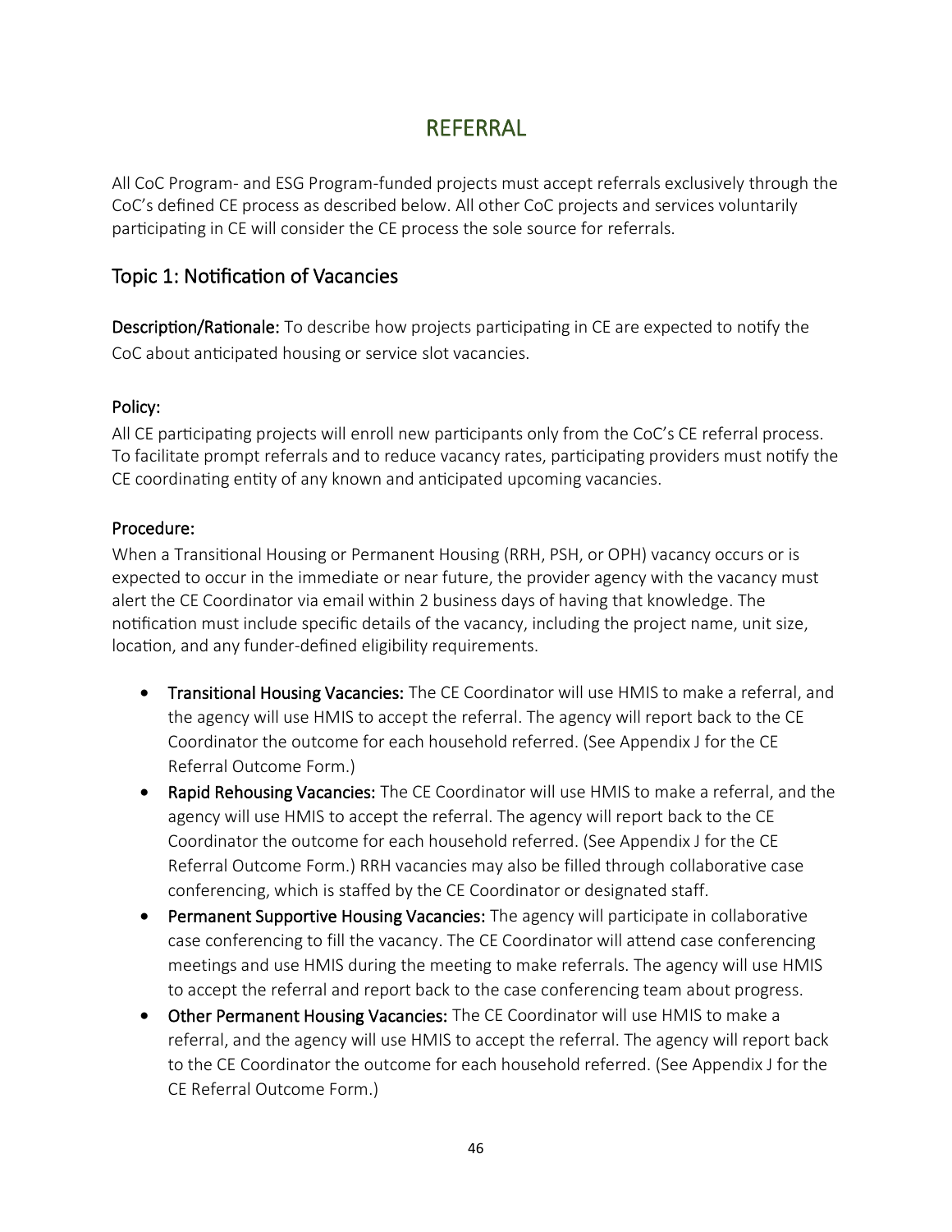# REFERRAL

All CoC Program- and ESG Program-funded projects must accept referrals exclusively through the CoC's defined CE process as described below. All other CoC projects and services voluntarily participating in CE will consider the CE process the sole source for referrals.

## Topic 1: Notification of Vacancies

**Description/Rationale:** To describe how projects participating in CE are expected to notify the CoC about anticipated housing or service slot vacancies.

### Policy:

All CE participating projects will enroll new participants only from the CoC's CE referral process. To facilitate prompt referrals and to reduce vacancy rates, participating providers must notify the CE coordinating entity of any known and anticipated upcoming vacancies.

### Procedure:

When a Transitional Housing or Permanent Housing (RRH, PSH, or OPH) vacancy occurs or is expected to occur in the immediate or near future, the provider agency with the vacancy must alert the CE Coordinator via email within 2 business days of having that knowledge. The notification must include specific details of the vacancy, including the project name, unit size, location, and any funder-defined eligibility requirements.

- **Transitional Housing Vacancies:** The CE Coordinator will use HMIS to make a referral, and the agency will use HMIS to accept the referral. The agency will report back to the CE Coordinator the outcome for each household referred. (See Appendix J for the CE Referral Outcome Form.)
- **Rapid Rehousing Vacancies:** The CE Coordinator will use HMIS to make a referral, and the agency will use HMIS to accept the referral. The agency will report back to the CE Coordinator the outcome for each household referred. (See Appendix J for the CE Referral Outcome Form.) RRH vacancies may also be filled through collaborative case conferencing, which is staffed by the CE Coordinator or designated staff.
- **Permanent Supportive Housing Vacancies:** The agency will participate in collaborative case conferencing to fill the vacancy. The CE Coordinator will attend case conferencing meetings and use HMIS during the meeting to make referrals. The agency will use HMIS to accept the referral and report back to the case conferencing team about progress.
- **Other Permanent Housing Vacancies:** The CE Coordinator will use HMIS to make a referral, and the agency will use HMIS to accept the referral. The agency will report back to the CE Coordinator the outcome for each household referred. (See Appendix J for the CE Referral Outcome Form.)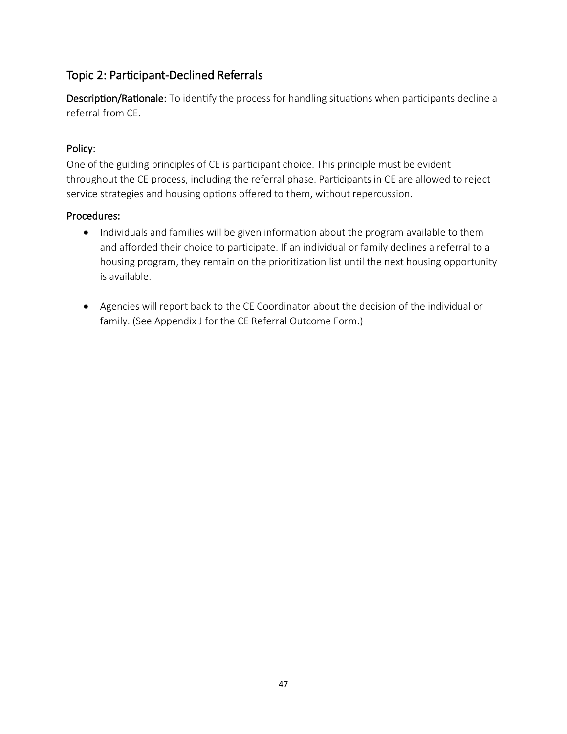## Topic 2: Participant-Declined Referrals

**Description/Rationale:** To identify the process for handling situations when participants decline a referral from CE.

### Policy:

One of the guiding principles of CE is participant choice. This principle must be evident throughout the CE process, including the referral phase. Participants in CE are allowed to reject service strategies and housing options offered to them, without repercussion.

### Procedures:

- Individuals and families will be given information about the program available to them and afforded their choice to participate. If an individual or family declines a referral to a housing program, they remain on the prioritization list until the next housing opportunity is available.

- Agencies will report back to the CE Coordinator about the decision of the individual or family. (See Appendix J for the CE Referral Outcome Form.)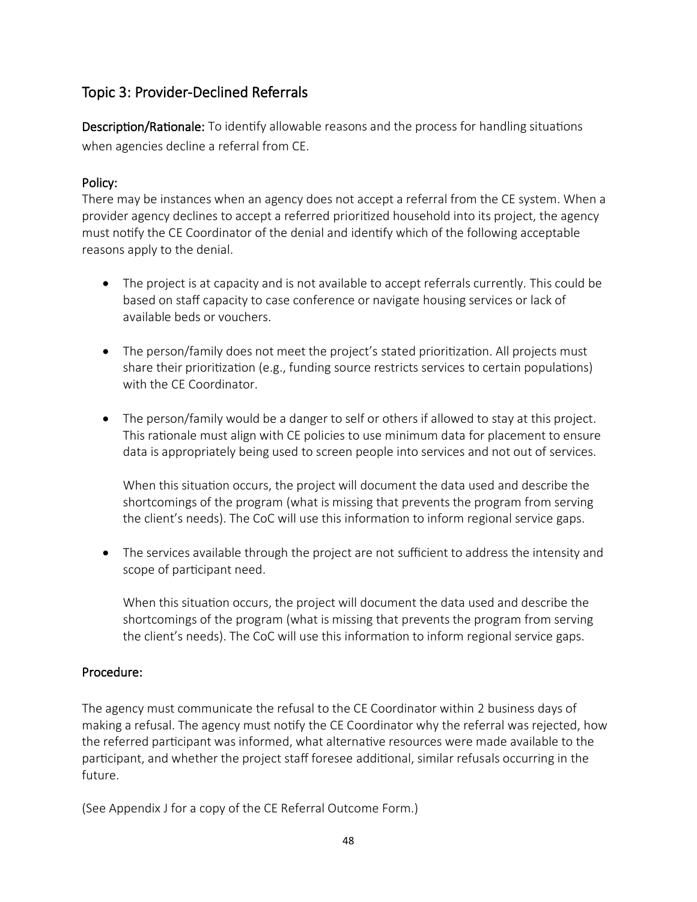## Topic 3: Provider-Declined Referrals

**Description/Rationale:** To identify allowable reasons and the process for handling situations when agencies decline a referral from CE.

### Policy:

There may be instances when an agency does not accept a referral from the CE system. When a provider agency declines to accept a referred prioritized household into its project, the agency must notify the CE Coordinator of the denial and identify which of the following acceptable reasons apply to the denial.

- The project is at capacity and is not available to accept referrals currently. This could be based on staff capacity to case conference or navigate housing services or lack of available beds or vouchers.
- The person/family does not meet the project's stated prioritization. All projects must share their prioritization (e.g., funding source restricts services to certain populations) with the CE Coordinator.
- The person/family would be a danger to self or others if allowed to stay at this project. This rationale must align with CE policies to use minimum data for placement to ensure data is appropriately being used to screen people into services and not out of services.

  When this situation occurs, the project will document the data used and describe the shortcomings of the program (what is missing that prevents the program from serving the client's needs). The CoC will use this information to inform regional service gaps.

- The services available through the project are not sufficient to address the intensity and scope of participant need.

  When this situation occurs, the project will document the data used and describe the shortcomings of the program (what is missing that prevents the program from serving the client's needs). The CoC will use this information to inform regional service gaps.

### Procedure:

The agency must communicate the refusal to the CE Coordinator within 2 business days of making a refusal. The agency must notify the CE Coordinator why the referral was rejected, how the referred participant was informed, what alternative resources were made available to the participant, and whether the project staff foresee additional, similar refusals occurring in the future.

(See Appendix J for a copy of the CE Referral Outcome Form.)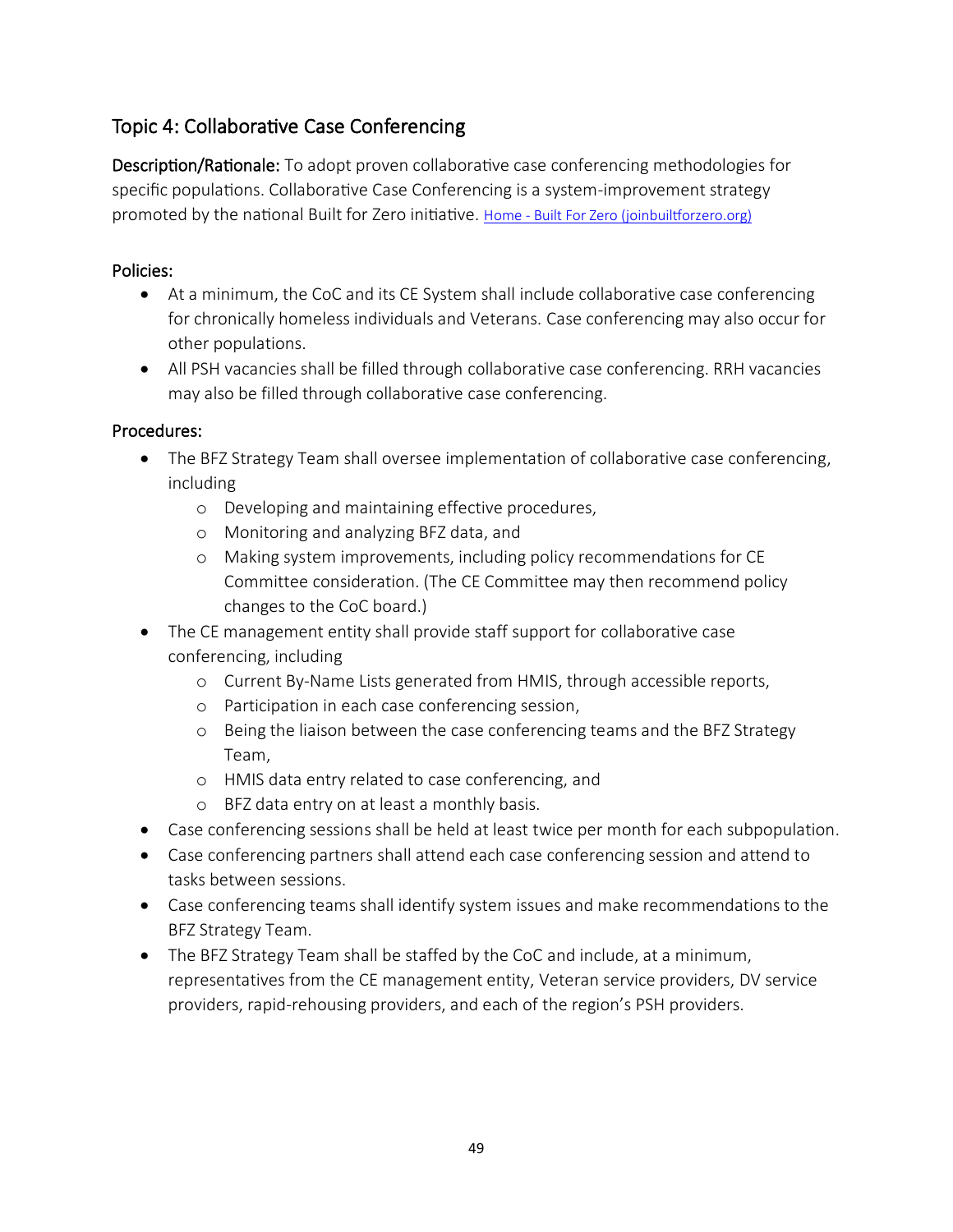## Topic 4: Collaborative Case Conferencing

**Description/Rationale:** To adopt proven collaborative case conferencing methodologies for specific populations. Collaborative Case Conferencing is a system-improvement strategy promoted by the national Built for Zero initiative. [Home - Built For Zero (joinbuiltforzero.org)](https://joinbuiltforzero.org)

**Policies:**

- At a minimum, the CoC and its CE System shall include collaborative case conferencing for chronically homeless individuals and Veterans. Case conferencing may also occur for other populations.
- All PSH vacancies shall be filled through collaborative case conferencing. RRH vacancies may also be filled through collaborative case conferencing.

**Procedures:**

- The BFZ Strategy Team shall oversee implementation of collaborative case conferencing, including
  - Developing and maintaining effective procedures,
  - Monitoring and analyzing BFZ data, and
  - Making system improvements, including policy recommendations for CE Committee consideration. (The CE Committee may then recommend policy changes to the CoC board.)
- The CE management entity shall provide staff support for collaborative case conferencing, including
  - Current By-Name Lists generated from HMIS, through accessible reports,
  - Participation in each case conferencing session,
  - Being the liaison between the case conferencing teams and the BFZ Strategy Team,
  - HMIS data entry related to case conferencing, and
  - BFZ data entry on at least a monthly basis.
- Case conferencing sessions shall be held at least twice per month for each subpopulation.
- Case conferencing partners shall attend each case conferencing session and attend to tasks between sessions.
- Case conferencing teams shall identify system issues and make recommendations to the BFZ Strategy Team.
- The BFZ Strategy Team shall be staffed by the CoC and include, at a minimum, representatives from the CE management entity, Veteran service providers, DV service providers, rapid-rehousing providers, and each of the region's PSH providers.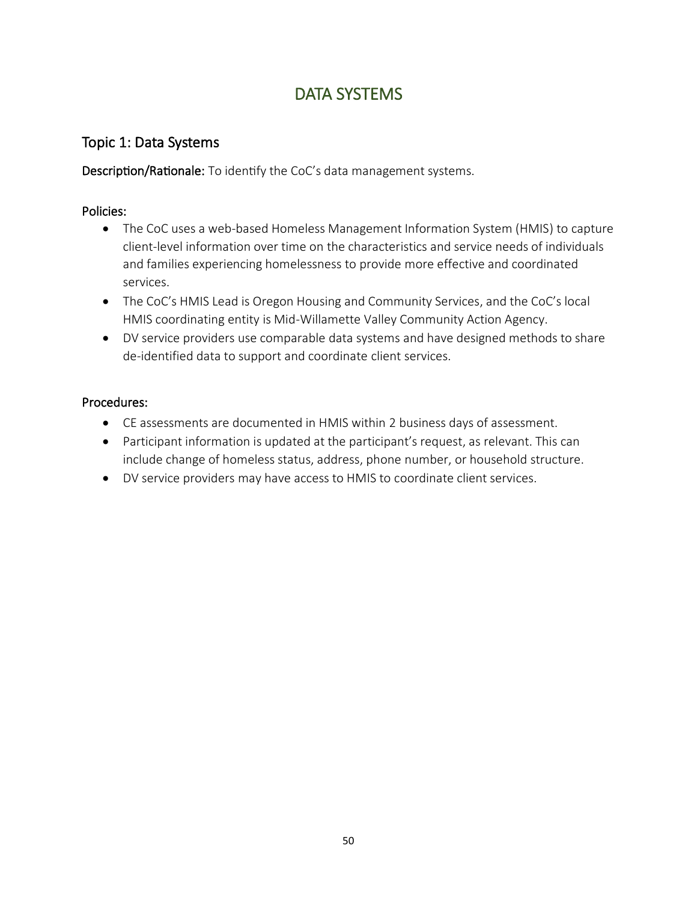# DATA SYSTEMS

## Topic 1: Data Systems

**Description/Rationale:** To identify the CoC's data management systems.

### Policies:

- The CoC uses a web-based Homeless Management Information System (HMIS) to capture client-level information over time on the characteristics and service needs of individuals and families experiencing homelessness to provide more effective and coordinated services.
- The CoC's HMIS Lead is Oregon Housing and Community Services, and the CoC's local HMIS coordinating entity is Mid-Willamette Valley Community Action Agency.
- DV service providers use comparable data systems and have designed methods to share de-identified data to support and coordinate client services.

### Procedures:

- CE assessments are documented in HMIS within 2 business days of assessment.
- Participant information is updated at the participant's request, as relevant. This can include change of homeless status, address, phone number, or household structure.
- DV service providers may have access to HMIS to coordinate client services.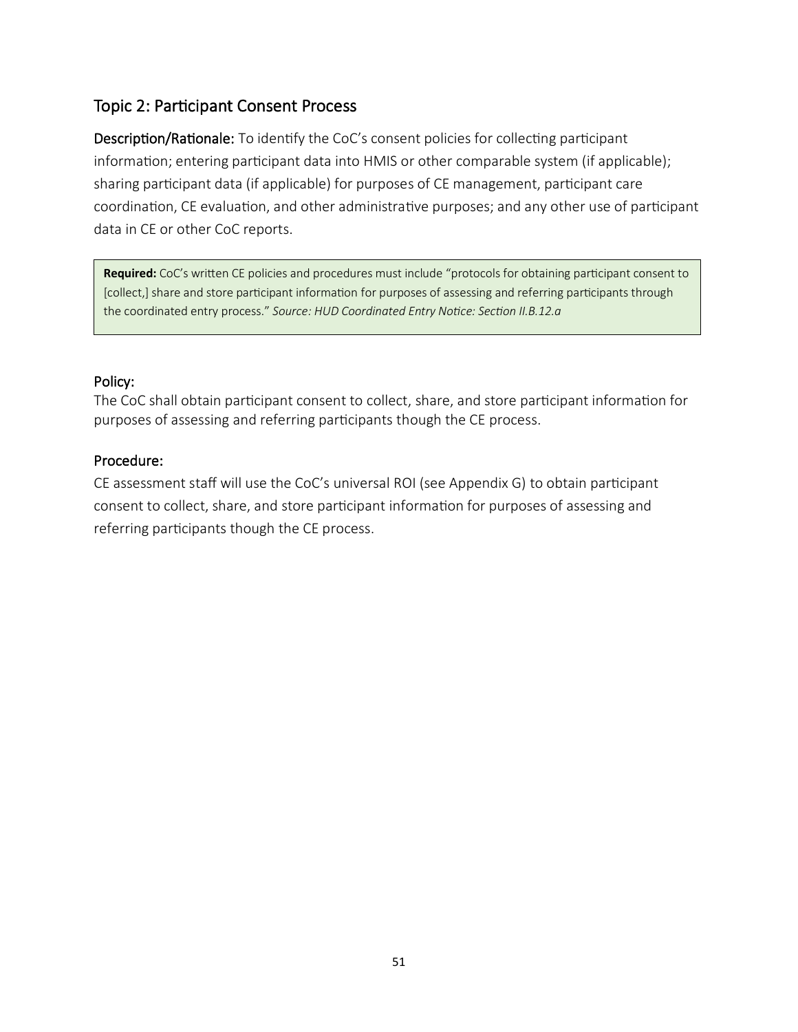## Topic 2: Participant Consent Process

**Description/Rationale:** To identify the CoC's consent policies for collecting participant information; entering participant data into HMIS or other comparable system (if applicable); sharing participant data (if applicable) for purposes of CE management, participant care coordination, CE evaluation, and other administrative purposes; and any other use of participant data in CE or other CoC reports.

> **Required:** CoC's written CE policies and procedures must include "protocols for obtaining participant consent to [collect,] share and store participant information for purposes of assessing and referring participants through the coordinated entry process." *Source: HUD Coordinated Entry Notice: Section II.B.12.a*

### Policy:

The CoC shall obtain participant consent to collect, share, and store participant information for purposes of assessing and referring participants though the CE process.

### Procedure:

CE assessment staff will use the CoC's universal ROI (see Appendix G) to obtain participant consent to collect, share, and store participant information for purposes of assessing and referring participants though the CE process.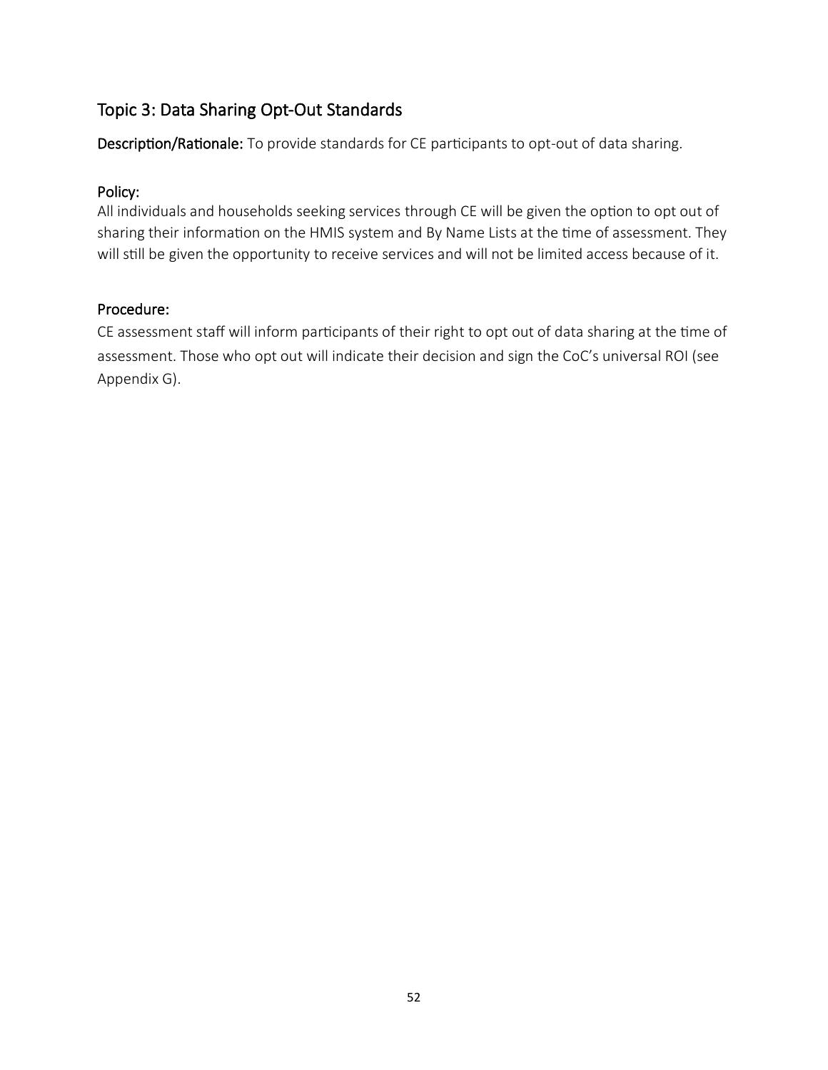## Topic 3: Data Sharing Opt-Out Standards

**Description/Rationale:** To provide standards for CE participants to opt-out of data sharing.

### Policy:

All individuals and households seeking services through CE will be given the option to opt out of sharing their information on the HMIS system and By Name Lists at the time of assessment. They will still be given the opportunity to receive services and will not be limited access because of it.

### Procedure:

CE assessment staff will inform participants of their right to opt out of data sharing at the time of assessment. Those who opt out will indicate their decision and sign the CoC's universal ROI (see Appendix G).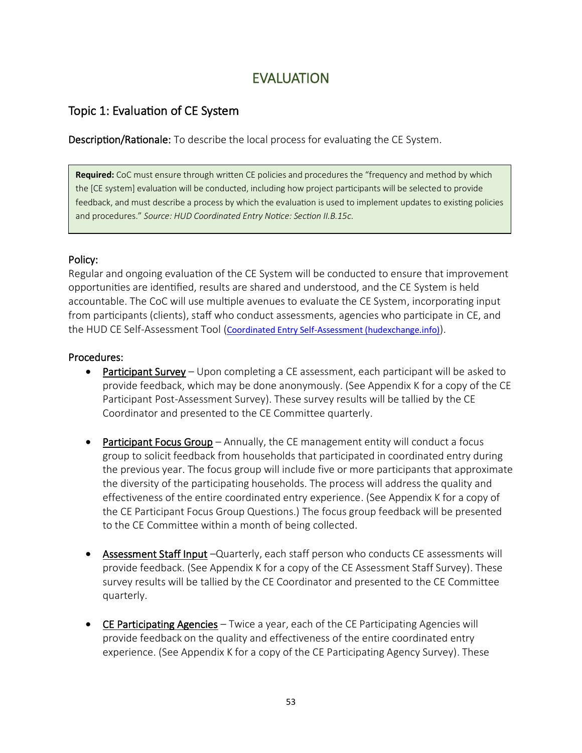# EVALUATION

## Topic 1: Evaluation of CE System

**Description/Rationale:** To describe the local process for evaluating the CE System.

> **Required:** CoC must ensure through written CE policies and procedures the "frequency and method by which the [CE system] evaluation will be conducted, including how project participants will be selected to provide feedback, and must describe a process by which the evaluation is used to implement updates to existing policies and procedures." *Source: HUD Coordinated Entry Notice: Section II.B.15c.*

### Policy:

Regular and ongoing evaluation of the CE System will be conducted to ensure that improvement opportunities are identified, results are shared and understood, and the CE System is held accountable. The CoC will use multiple avenues to evaluate the CE System, incorporating input from participants (clients), staff who conduct assessments, agencies who participate in CE, and the HUD CE Self-Assessment Tool (Coordinated Entry Self-Assessment (hudexchange.info)).

### Procedures:

- Participant Survey – Upon completing a CE assessment, each participant will be asked to provide feedback, which may be done anonymously. (See Appendix K for a copy of the CE Participant Post-Assessment Survey). These survey results will be tallied by the CE Coordinator and presented to the CE Committee quarterly.

- Participant Focus Group – Annually, the CE management entity will conduct a focus group to solicit feedback from households that participated in coordinated entry during the previous year. The focus group will include five or more participants that approximate the diversity of the participating households. The process will address the quality and effectiveness of the entire coordinated entry experience. (See Appendix K for a copy of the CE Participant Focus Group Questions.) The focus group feedback will be presented to the CE Committee within a month of being collected.

- Assessment Staff Input –Quarterly, each staff person who conducts CE assessments will provide feedback. (See Appendix K for a copy of the CE Assessment Staff Survey). These survey results will be tallied by the CE Coordinator and presented to the CE Committee quarterly.

- CE Participating Agencies – Twice a year, each of the CE Participating Agencies will provide feedback on the quality and effectiveness of the entire coordinated entry experience. (See Appendix K for a copy of the CE Participating Agency Survey). These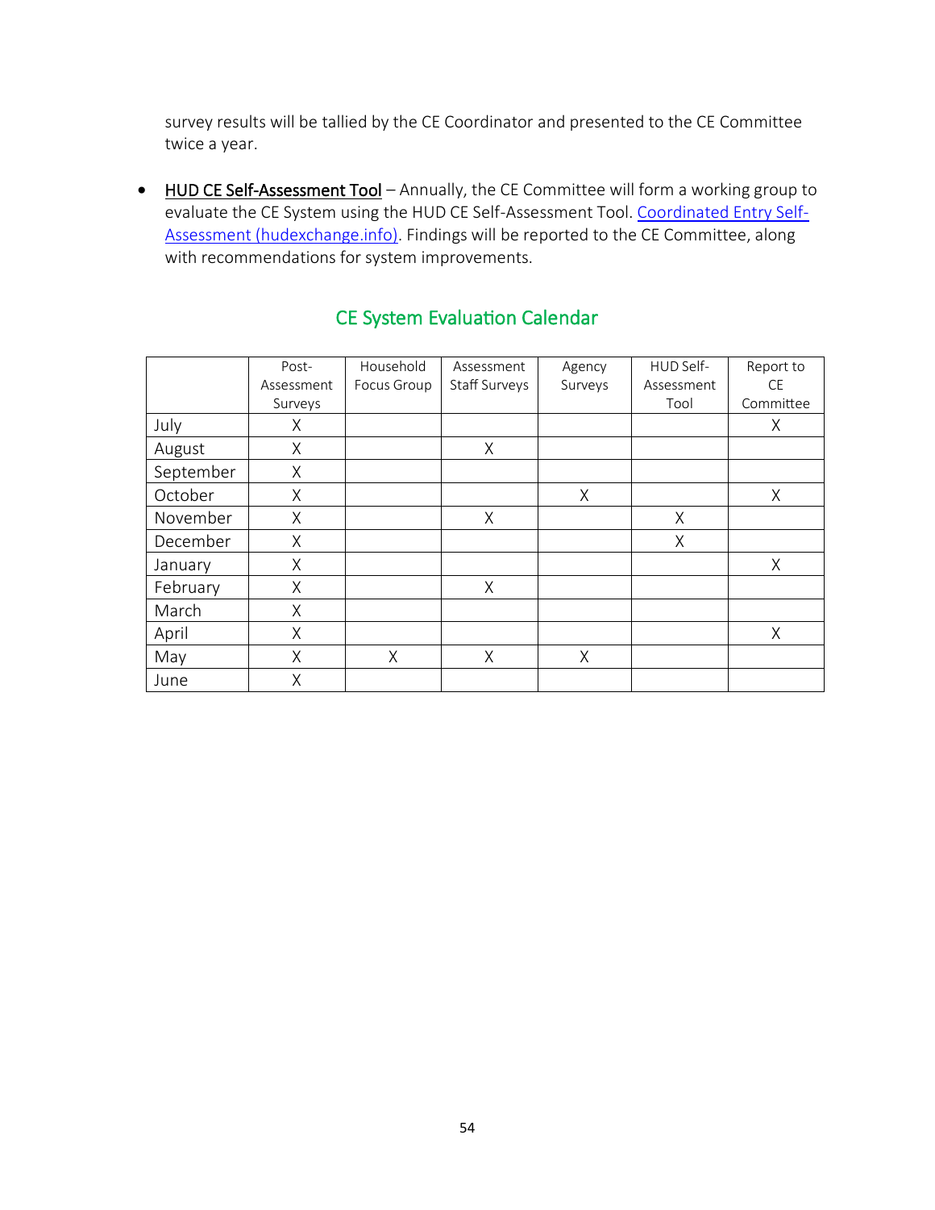survey results will be tallied by the CE Coordinator and presented to the CE Committee twice a year.

- **HUD CE Self-Assessment Tool** – Annually, the CE Committee will form a working group to evaluate the CE System using the HUD CE Self-Assessment Tool. [Coordinated Entry Self-Assessment (hudexchange.info)](Coordinated Entry Self-Assessment (hudexchange.info)). Findings will be reported to the CE Committee, along with recommendations for system improvements.

## CE System Evaluation Calendar

| | Post-Assessment Surveys | Household Focus Group | Assessment Staff Surveys | Agency Surveys | HUD Self-Assessment Tool | Report to CE Committee |
|---|---|---|---|---|---|---|
| July | X | | | | | X |
| August | X | | X | | | |
| September | X | | | | | |
| October | X | | | X | | X |
| November | X | | X | | X | |
| December | X | | | | X | |
| January | X | | | | | X |
| February | X | | X | | | |
| March | X | | | | | |
| April | X | | | | | X |
| May | X | X | X | X | | |
| June | X | | | | | |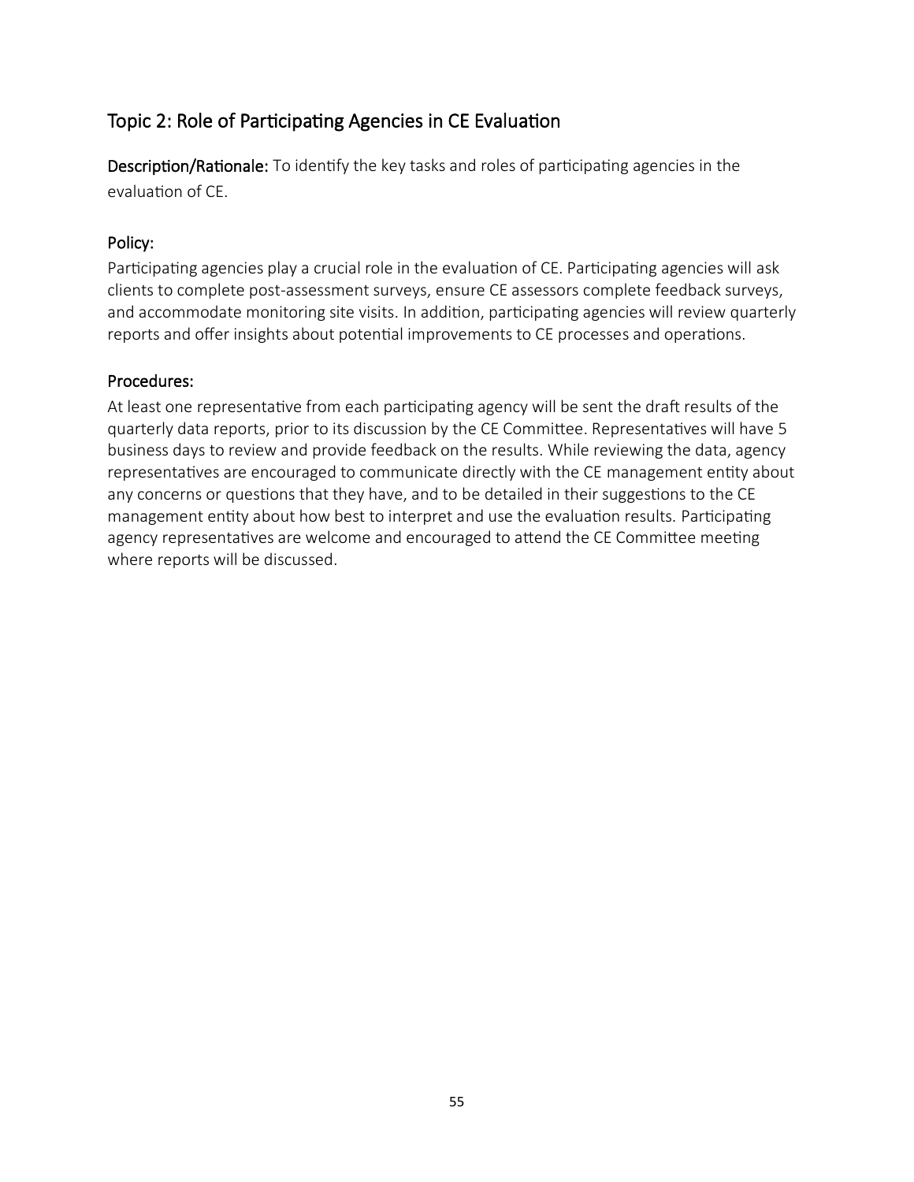## Topic 2: Role of Participating Agencies in CE Evaluation

**Description/Rationale:** To identify the key tasks and roles of participating agencies in the evaluation of CE.

### Policy:

Participating agencies play a crucial role in the evaluation of CE. Participating agencies will ask clients to complete post-assessment surveys, ensure CE assessors complete feedback surveys, and accommodate monitoring site visits. In addition, participating agencies will review quarterly reports and offer insights about potential improvements to CE processes and operations.

### Procedures:

At least one representative from each participating agency will be sent the draft results of the quarterly data reports, prior to its discussion by the CE Committee. Representatives will have 5 business days to review and provide feedback on the results. While reviewing the data, agency representatives are encouraged to communicate directly with the CE management entity about any concerns or questions that they have, and to be detailed in their suggestions to the CE management entity about how best to interpret and use the evaluation results. Participating agency representatives are welcome and encouraged to attend the CE Committee meeting where reports will be discussed.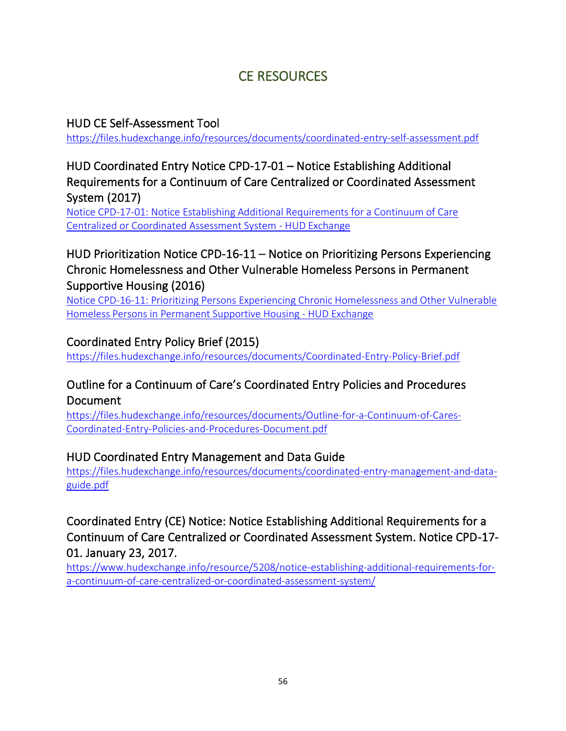# CE RESOURCES

### HUD CE Self-Assessment Tool

https://files.hudexchange.info/resources/documents/coordinated-entry-self-assessment.pdf

### HUD Coordinated Entry Notice CPD-17-01 – Notice Establishing Additional Requirements for a Continuum of Care Centralized or Coordinated Assessment System (2017)

Notice CPD-17-01: Notice Establishing Additional Requirements for a Continuum of Care Centralized or Coordinated Assessment System - HUD Exchange

### HUD Prioritization Notice CPD-16-11 – Notice on Prioritizing Persons Experiencing Chronic Homelessness and Other Vulnerable Homeless Persons in Permanent Supportive Housing (2016)

Notice CPD-16-11: Prioritizing Persons Experiencing Chronic Homelessness and Other Vulnerable Homeless Persons in Permanent Supportive Housing - HUD Exchange

### Coordinated Entry Policy Brief (2015)

https://files.hudexchange.info/resources/documents/Coordinated-Entry-Policy-Brief.pdf

### Outline for a Continuum of Care's Coordinated Entry Policies and Procedures Document

https://files.hudexchange.info/resources/documents/Outline-for-a-Continuum-of-Cares-Coordinated-Entry-Policies-and-Procedures-Document.pdf

### HUD Coordinated Entry Management and Data Guide

https://files.hudexchange.info/resources/documents/coordinated-entry-management-and-data-guide.pdf

### Coordinated Entry (CE) Notice: Notice Establishing Additional Requirements for a Continuum of Care Centralized or Coordinated Assessment System. Notice CPD-17-01. January 23, 2017.

https://www.hudexchange.info/resource/5208/notice-establishing-additional-requirements-for-a-continuum-of-care-centralized-or-coordinated-assessment-system/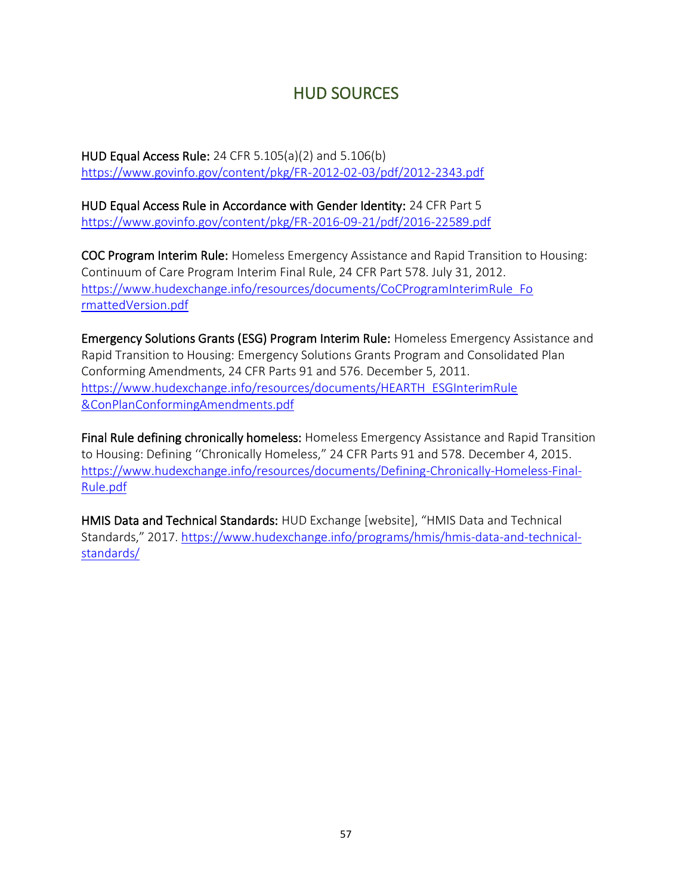# HUD SOURCES

**HUD Equal Access Rule:** 24 CFR 5.105(a)(2) and 5.106(b)
https://www.govinfo.gov/content/pkg/FR-2012-02-03/pdf/2012-2343.pdf

**HUD Equal Access Rule in Accordance with Gender Identity:** 24 CFR Part 5
https://www.govinfo.gov/content/pkg/FR-2016-09-21/pdf/2016-22589.pdf

**COC Program Interim Rule:** Homeless Emergency Assistance and Rapid Transition to Housing: Continuum of Care Program Interim Final Rule, 24 CFR Part 578. July 31, 2012.
https://www.hudexchange.info/resources/documents/CoCProgramInterimRule_FormattedVersion.pdf

**Emergency Solutions Grants (ESG) Program Interim Rule:** Homeless Emergency Assistance and Rapid Transition to Housing: Emergency Solutions Grants Program and Consolidated Plan Conforming Amendments, 24 CFR Parts 91 and 576. December 5, 2011.
https://www.hudexchange.info/resources/documents/HEARTH_ESGInterimRule&ConPlanConformingAmendments.pdf

**Final Rule defining chronically homeless:** Homeless Emergency Assistance and Rapid Transition to Housing: Defining ''Chronically Homeless,'' 24 CFR Parts 91 and 578. December 4, 2015.
https://www.hudexchange.info/resources/documents/Defining-Chronically-Homeless-Final-Rule.pdf

**HMIS Data and Technical Standards:** HUD Exchange [website], "HMIS Data and Technical Standards," 2017. https://www.hudexchange.info/programs/hmis/hmis-data-and-technical-standards/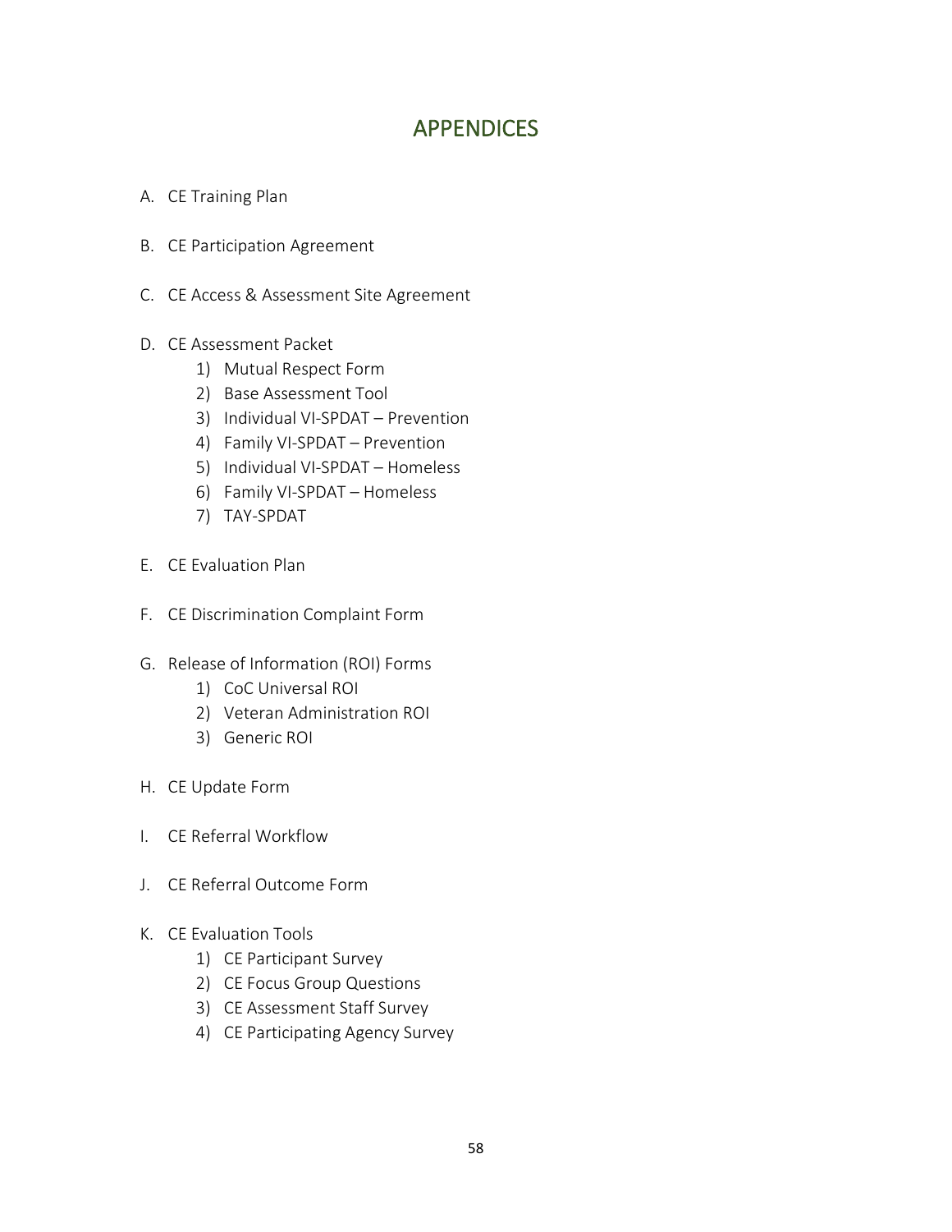# APPENDICES

A. CE Training Plan

B. CE Participation Agreement

C. CE Access & Assessment Site Agreement

D. CE Assessment Packet
   1) Mutual Respect Form
   2) Base Assessment Tool
   3) Individual VI-SPDAT – Prevention
   4) Family VI-SPDAT – Prevention
   5) Individual VI-SPDAT – Homeless
   6) Family VI-SPDAT – Homeless
   7) TAY-SPDAT

E. CE Evaluation Plan

F. CE Discrimination Complaint Form

G. Release of Information (ROI) Forms
   1) CoC Universal ROI
   2) Veteran Administration ROI
   3) Generic ROI

H. CE Update Form

I. CE Referral Workflow

J. CE Referral Outcome Form

K. CE Evaluation Tools
   1) CE Participant Survey
   2) CE Focus Group Questions
   3) CE Assessment Staff Survey
   4) CE Participating Agency Survey